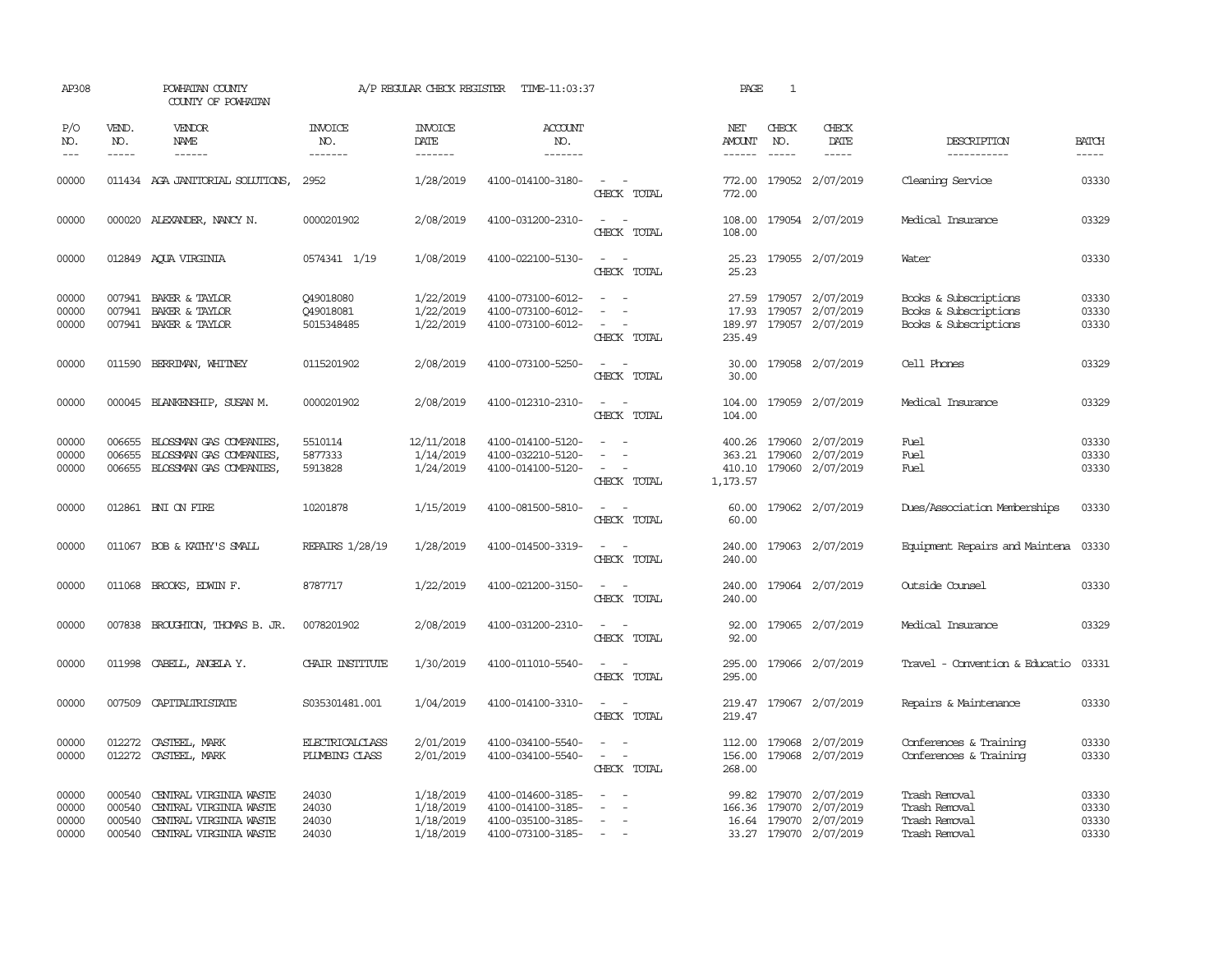AP308 POWHATAN COUNTY A/P REGULAR CHECK REGISTER TIME-11:03:37 PAGE 1

COUNTY OF POWHATAN

| P/O NO. | VEND. NO. | VENDOR NAME | INVOICE NO. | INVOICE DATE | ACCOUNT NO. | | NET AMOUNT | CHECK NO. | CHECK DATE | DESCRIPTION | BATCH |
|---|---|---|---|---|---|---|---|---|---|---|---|
| 00000 | 011434 | AGA JANITORIAL SOLUTIONS, | 2952 | 1/28/2019 | 4100-014100-3180- | - - | 772.00 | 179052 | 2/07/2019 | Cleaning Service | 03330 |
| | | | | | | CHECK TOTAL | 772.00 | | | | |
| 00000 | 000020 | ALEXANDER, NANCY N. | 0000201902 | 2/08/2019 | 4100-031200-2310- | - - | 108.00 | 179054 | 2/07/2019 | Medical Insurance | 03329 |
| | | | | | | CHECK TOTAL | 108.00 | | | | |
| 00000 | 012849 | AQUA VIRGINIA | 0574341 1/19 | 1/08/2019 | 4100-022100-5130- | - - | 25.23 | 179055 | 2/07/2019 | Water | 03330 |
| | | | | | | CHECK TOTAL | 25.23 | | | | |
| 00000 | 007941 | BAKER & TAYLOR | Q49018080 | 1/22/2019 | 4100-073100-6012- | - - | 27.59 | 179057 | 2/07/2019 | Books & Subscriptions | 03330 |
| 00000 | 007941 | BAKER & TAYLOR | Q49018081 | 1/22/2019 | 4100-073100-6012- | - - | 17.93 | 179057 | 2/07/2019 | Books & Subscriptions | 03330 |
| 00000 | 007941 | BAKER & TAYLOR | 5015348485 | 1/22/2019 | 4100-073100-6012- | - - | 189.97 | 179057 | 2/07/2019 | Books & Subscriptions | 03330 |
| | | | | | | CHECK TOTAL | 235.49 | | | | |
| 00000 | 011590 | BERRIMAN, WHITNEY | 0115201902 | 2/08/2019 | 4100-073100-5250- | - - | 30.00 | 179058 | 2/07/2019 | Cell Phones | 03329 |
| | | | | | | CHECK TOTAL | 30.00 | | | | |
| 00000 | 000045 | BLANKENSHIP, SUSAN M. | 0000201902 | 2/08/2019 | 4100-012310-2310- | - - | 104.00 | 179059 | 2/07/2019 | Medical Insurance | 03329 |
| | | | | | | CHECK TOTAL | 104.00 | | | | |
| 00000 | 006655 | BLOSSMAN GAS COMPANIES, | 5510114 | 12/11/2018 | 4100-014100-5120- | - - | 400.26 | 179060 | 2/07/2019 | Fuel | 03330 |
| 00000 | 006655 | BLOSSMAN GAS COMPANIES, | 5877333 | 1/14/2019 | 4100-032210-5120- | - - | 363.21 | 179060 | 2/07/2019 | Fuel | 03330 |
| 00000 | 006655 | BLOSSMAN GAS COMPANIES, | 5913828 | 1/24/2019 | 4100-014100-5120- | - - | 410.10 | 179060 | 2/07/2019 | Fuel | 03330 |
| | | | | | | CHECK TOTAL | 1,173.57 | | | | |
| 00000 | 012861 | BNI ON FIRE | 10201878 | 1/15/2019 | 4100-081500-5810- | - - | 60.00 | 179062 | 2/07/2019 | Dues/Association Memberships | 03330 |
| | | | | | | CHECK TOTAL | 60.00 | | | | |
| 00000 | 011067 | BOB & KATHY'S SMALL | REPAIRS 1/28/19 | 1/28/2019 | 4100-014500-3319- | - - | 240.00 | 179063 | 2/07/2019 | Equipment Repairs and Maintena | 03330 |
| | | | | | | CHECK TOTAL | 240.00 | | | | |
| 00000 | 011068 | BROOKS, EDWIN F. | 8787717 | 1/22/2019 | 4100-021200-3150- | - - | 240.00 | 179064 | 2/07/2019 | Outside Counsel | 03330 |
| | | | | | | CHECK TOTAL | 240.00 | | | | |
| 00000 | 007838 | BROUGHTON, THOMAS B. JR. | 0078201902 | 2/08/2019 | 4100-031200-2310- | - - | 92.00 | 179065 | 2/07/2019 | Medical Insurance | 03329 |
| | | | | | | CHECK TOTAL | 92.00 | | | | |
| 00000 | 011998 | CABELL, ANGELA Y. | CHAIR INSTITUTE | 1/30/2019 | 4100-011010-5540- | - - | 295.00 | 179066 | 2/07/2019 | Travel - Convention & Educatio | 03331 |
| | | | | | | CHECK TOTAL | 295.00 | | | | |
| 00000 | 007509 | CAPITALTRISTATE | S035301481.001 | 1/04/2019 | 4100-014100-3310- | - - | 219.47 | 179067 | 2/07/2019 | Repairs & Maintenance | 03330 |
| | | | | | | CHECK TOTAL | 219.47 | | | | |
| 00000 | 012272 | CASTEEL, MARK | ELECTRICALCLASS | 2/01/2019 | 4100-034100-5540- | - - | 112.00 | 179068 | 2/07/2019 | Conferences & Training | 03330 |
| 00000 | 012272 | CASTEEL, MARK | PLUMBING CLASS | 2/01/2019 | 4100-034100-5540- | - - | 156.00 | 179068 | 2/07/2019 | Conferences & Training | 03330 |
| | | | | | | CHECK TOTAL | 268.00 | | | | |
| 00000 | 000540 | CENTRAL VIRGINIA WASTE | 24030 | 1/18/2019 | 4100-014600-3185- | - - | 99.82 | 179070 | 2/07/2019 | Trash Removal | 03330 |
| 00000 | 000540 | CENTRAL VIRGINIA WASTE | 24030 | 1/18/2019 | 4100-014100-3185- | - - | 166.36 | 179070 | 2/07/2019 | Trash Removal | 03330 |
| 00000 | 000540 | CENTRAL VIRGINIA WASTE | 24030 | 1/18/2019 | 4100-035100-3185- | - - | 16.64 | 179070 | 2/07/2019 | Trash Removal | 03330 |
| 00000 | 000540 | CENTRAL VIRGINIA WASTE | 24030 | 1/18/2019 | 4100-073100-3185- | - - | 33.27 | 179070 | 2/07/2019 | Trash Removal | 03330 |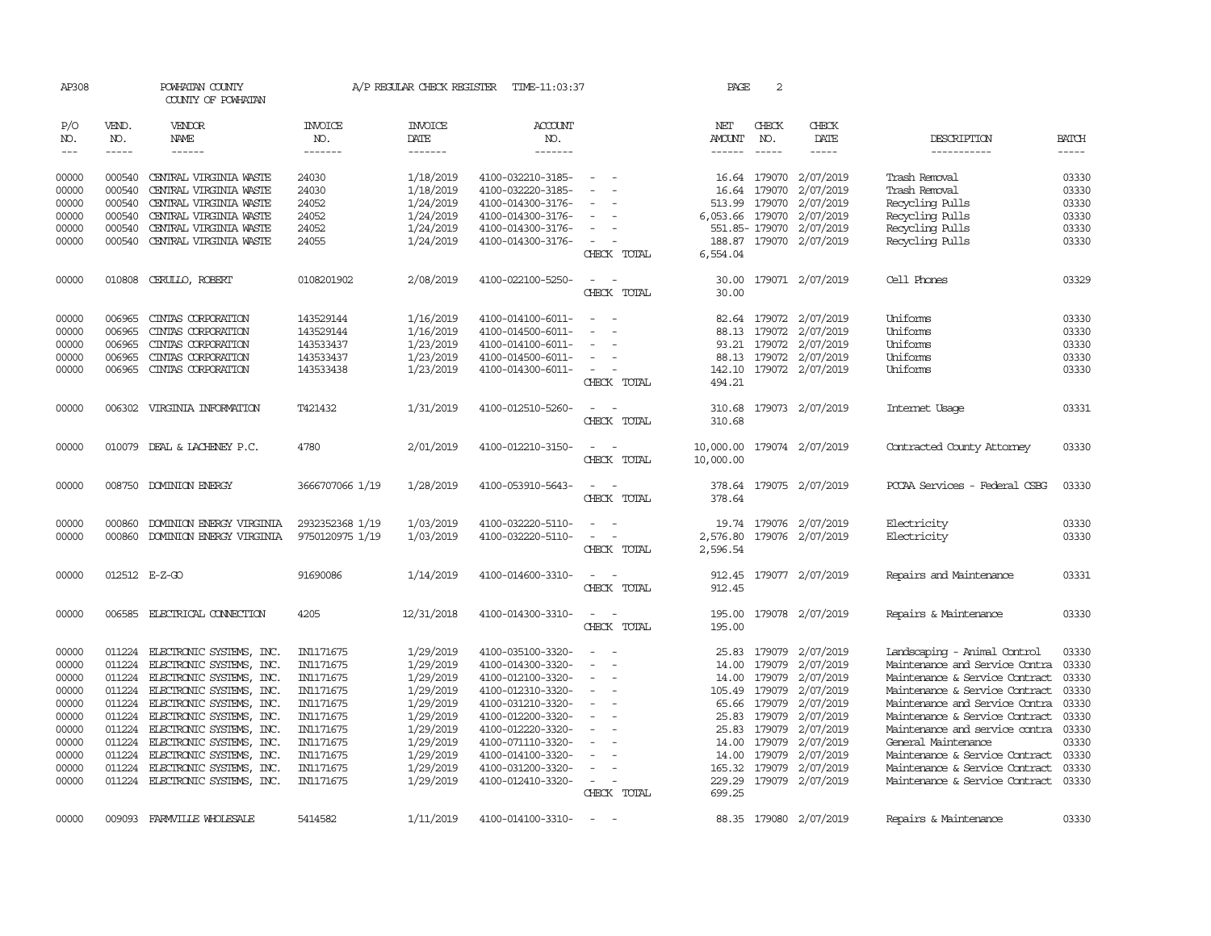AP308 POWHATAN COUNTY A/P REGULAR CHECK REGISTER TIME-11:03:37 PAGE 2
COUNTY OF POWHATAN

| P/O NO. | VEND. NO. | VENDOR NAME | INVOICE NO. | INVOICE DATE | ACCOUNT NO. | | NET AMOUNT | CHECK NO. | CHECK DATE | DESCRIPTION | BATCH |
|---|---|---|---|---|---|---|---|---|---|---|---|
| 00000 | 000540 | CENTRAL VIRGINIA WASTE | 24030 | 1/18/2019 | 4100-032210-3185- | - - | 16.64 | 179070 | 2/07/2019 | Trash Removal | 03330 |
| 00000 | 000540 | CENTRAL VIRGINIA WASTE | 24030 | 1/18/2019 | 4100-032220-3185- | - - | 16.64 | 179070 | 2/07/2019 | Trash Removal | 03330 |
| 00000 | 000540 | CENTRAL VIRGINIA WASTE | 24052 | 1/24/2019 | 4100-014300-3176- | - - | 513.99 | 179070 | 2/07/2019 | Recycling Pulls | 03330 |
| 00000 | 000540 | CENTRAL VIRGINIA WASTE | 24052 | 1/24/2019 | 4100-014300-3176- | - - | 6,053.66 | 179070 | 2/07/2019 | Recycling Pulls | 03330 |
| 00000 | 000540 | CENTRAL VIRGINIA WASTE | 24052 | 1/24/2019 | 4100-014300-3176- | - - | 551.85- | 179070 | 2/07/2019 | Recycling Pulls | 03330 |
| 00000 | 000540 | CENTRAL VIRGINIA WASTE | 24055 | 1/24/2019 | 4100-014300-3176- | - - | 188.87 | 179070 | 2/07/2019 | Recycling Pulls | 03330 |
| | | | | | | CHECK TOTAL | 6,554.04 | | | | |
| 00000 | 010808 | CERULLO, ROBERT | 0108201902 | 2/08/2019 | 4100-022100-5250- | - - | 30.00 | 179071 | 2/07/2019 | Cell Phones | 03329 |
| | | | | | | CHECK TOTAL | 30.00 | | | | |
| 00000 | 006965 | CINTAS CORPORATION | 143529144 | 1/16/2019 | 4100-014100-6011- | - - | 82.64 | 179072 | 2/07/2019 | Uniforms | 03330 |
| 00000 | 006965 | CINTAS CORPORATION | 143529144 | 1/16/2019 | 4100-014500-6011- | - - | 88.13 | 179072 | 2/07/2019 | Uniforms | 03330 |
| 00000 | 006965 | CINTAS CORPORATION | 143533437 | 1/23/2019 | 4100-014100-6011- | - - | 93.21 | 179072 | 2/07/2019 | Uniforms | 03330 |
| 00000 | 006965 | CINTAS CORPORATION | 143533437 | 1/23/2019 | 4100-014500-6011- | - - | 88.13 | 179072 | 2/07/2019 | Uniforms | 03330 |
| 00000 | 006965 | CINTAS CORPORATION | 143533438 | 1/23/2019 | 4100-014300-6011- | - - | 142.10 | 179072 | 2/07/2019 | Uniforms | 03330 |
| | | | | | | CHECK TOTAL | 494.21 | | | | |
| 00000 | 006302 | VIRGINIA INFORMATION | T421432 | 1/31/2019 | 4100-012510-5260- | - - | 310.68 | 179073 | 2/07/2019 | Internet Usage | 03331 |
| | | | | | | CHECK TOTAL | 310.68 | | | | |
| 00000 | 010079 | DEAL & LACHENEY P.C. | 4780 | 2/01/2019 | 4100-012210-3150- | - - | 10,000.00 | 179074 | 2/07/2019 | Contracted County Attorney | 03330 |
| | | | | | | CHECK TOTAL | 10,000.00 | | | | |
| 00000 | 008750 | DOMINION ENERGY | 3666707066 1/19 | 1/28/2019 | 4100-053910-5643- | - - | 378.64 | 179075 | 2/07/2019 | PCCAA Services - Federal CSBG | 03330 |
| | | | | | | CHECK TOTAL | 378.64 | | | | |
| 00000 | 000860 | DOMINION ENERGY VIRGINIA | 2932352368 1/19 | 1/03/2019 | 4100-032220-5110- | - - | 19.74 | 179076 | 2/07/2019 | Electricity | 03330 |
| 00000 | 000860 | DOMINION ENERGY VIRGINIA | 9750120975 1/19 | 1/03/2019 | 4100-032220-5110- | - - | 2,576.80 | 179076 | 2/07/2019 | Electricity | 03330 |
| | | | | | | CHECK TOTAL | 2,596.54 | | | | |
| 00000 | 012512 | E-Z-GO | 91690086 | 1/14/2019 | 4100-014600-3310- | - - | 912.45 | 179077 | 2/07/2019 | Repairs and Maintenance | 03331 |
| | | | | | | CHECK TOTAL | 912.45 | | | | |
| 00000 | 006585 | ELECTRICAL CONNECTION | 4205 | 12/31/2018 | 4100-014300-3310- | - - | 195.00 | 179078 | 2/07/2019 | Repairs & Maintenance | 03330 |
| | | | | | | CHECK TOTAL | 195.00 | | | | |
| 00000 | 011224 | ELECTRONIC SYSTEMS, INC. | IN1171675 | 1/29/2019 | 4100-035100-3320- | - - | 25.83 | 179079 | 2/07/2019 | Landscaping - Animal Control | 03330 |
| 00000 | 011224 | ELECTRONIC SYSTEMS, INC. | IN1171675 | 1/29/2019 | 4100-014300-3320- | - - | 14.00 | 179079 | 2/07/2019 | Maintenance and Service Contra | 03330 |
| 00000 | 011224 | ELECTRONIC SYSTEMS, INC. | IN1171675 | 1/29/2019 | 4100-012100-3320- | - - | 14.00 | 179079 | 2/07/2019 | Maintenance & Service Contract | 03330 |
| 00000 | 011224 | ELECTRONIC SYSTEMS, INC. | IN1171675 | 1/29/2019 | 4100-012310-3320- | - - | 105.49 | 179079 | 2/07/2019 | Maintenance & Service Contract | 03330 |
| 00000 | 011224 | ELECTRONIC SYSTEMS, INC. | IN1171675 | 1/29/2019 | 4100-031210-3320- | - - | 65.66 | 179079 | 2/07/2019 | Maintenance and Service Contra | 03330 |
| 00000 | 011224 | ELECTRONIC SYSTEMS, INC. | IN1171675 | 1/29/2019 | 4100-012200-3320- | - - | 25.83 | 179079 | 2/07/2019 | Maintenance & Service Contract | 03330 |
| 00000 | 011224 | ELECTRONIC SYSTEMS, INC. | IN1171675 | 1/29/2019 | 4100-012220-3320- | - - | 25.83 | 179079 | 2/07/2019 | Maintenance and service contra | 03330 |
| 00000 | 011224 | ELECTRONIC SYSTEMS, INC. | IN1171675 | 1/29/2019 | 4100-071110-3320- | - - | 14.00 | 179079 | 2/07/2019 | General Maintenance | 03330 |
| 00000 | 011224 | ELECTRONIC SYSTEMS, INC. | IN1171675 | 1/29/2019 | 4100-014100-3320- | - - | 14.00 | 179079 | 2/07/2019 | Maintenance & Service Contract | 03330 |
| 00000 | 011224 | ELECTRONIC SYSTEMS, INC. | IN1171675 | 1/29/2019 | 4100-031200-3320- | - - | 165.32 | 179079 | 2/07/2019 | Maintenance & Service Contract | 03330 |
| 00000 | 011224 | ELECTRONIC SYSTEMS, INC. | IN1171675 | 1/29/2019 | 4100-012410-3320- | - - | 229.29 | 179079 | 2/07/2019 | Maintenance & Service Contract | 03330 |
| | | | | | | CHECK TOTAL | 699.25 | | | | |
| 00000 | 009093 | FARMVILLE WHOLESALE | 5414582 | 1/11/2019 | 4100-014100-3310- | - - | 88.35 | 179080 | 2/07/2019 | Repairs & Maintenance | 03330 |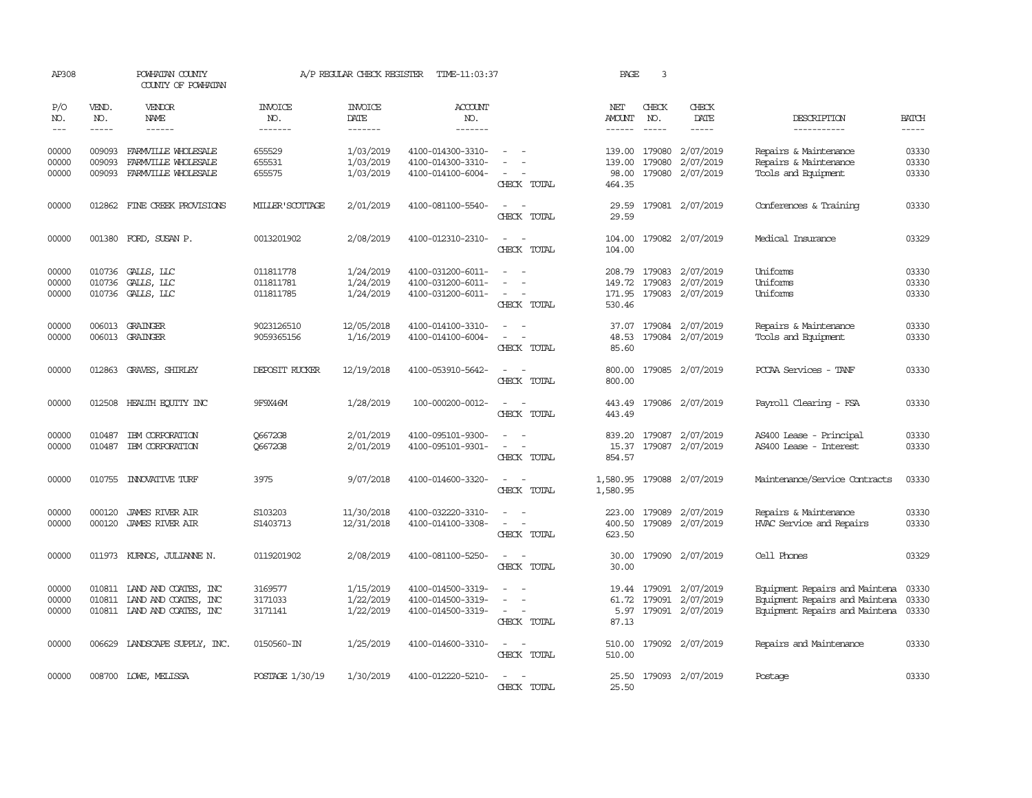AP308 POWHATAN COUNTY A/P REGULAR CHECK REGISTER TIME-11:03:37

COUNTY OF POWHATAN

| P/O NO. | VEND. NO. | VENDOR NAME | INVOICE NO. | INVOICE DATE | ACCOUNT NO. | | NET AMOUNT | CHECK NO. | CHECK DATE | DESCRIPTION | BATCH |
|---|---|---|---|---|---|---|---|---|---|---|---|
| 00000 | 009093 | FARMVILLE WHOLESALE | 655529 | 1/03/2019 | 4100-014300-3310- | - - | 139.00 | 179080 | 2/07/2019 | Repairs & Maintenance | 03330 |
| 00000 | 009093 | FARMVILLE WHOLESALE | 655531 | 1/03/2019 | 4100-014300-3310- | - - | 139.00 | 179080 | 2/07/2019 | Repairs & Maintenance | 03330 |
| 00000 | 009093 | FARMVILLE WHOLESALE | 655575 | 1/03/2019 | 4100-014100-6004- | - - | 98.00 | 179080 | 2/07/2019 | Tools and Equipment | 03330 |
| | | | | | | CHECK TOTAL | 464.35 | | | | |
| 00000 | 012862 | FINE CREEK PROVISIONS | MILLER'SCOTTAGE | 2/01/2019 | 4100-081100-5540- | - - | 29.59 | 179081 | 2/07/2019 | Conferences & Training | 03330 |
| | | | | | | CHECK TOTAL | 29.59 | | | | |
| 00000 | 001380 | FORD, SUSAN P. | 0013201902 | 2/08/2019 | 4100-012310-2310- | - - | 104.00 | 179082 | 2/07/2019 | Medical Insurance | 03329 |
| | | | | | | CHECK TOTAL | 104.00 | | | | |
| 00000 | 010736 | GALLS, LLC | 011811778 | 1/24/2019 | 4100-031200-6011- | - - | 208.79 | 179083 | 2/07/2019 | Uniforms | 03330 |
| 00000 | 010736 | GALLS, LLC | 011811781 | 1/24/2019 | 4100-031200-6011- | - - | 149.72 | 179083 | 2/07/2019 | Uniforms | 03330 |
| 00000 | 010736 | GALLS, LLC | 011811785 | 1/24/2019 | 4100-031200-6011- | - - | 171.95 | 179083 | 2/07/2019 | Uniforms | 03330 |
| | | | | | | CHECK TOTAL | 530.46 | | | | |
| 00000 | 006013 | GRAINGER | 9023126510 | 12/05/2018 | 4100-014100-3310- | - - | 37.07 | 179084 | 2/07/2019 | Repairs & Maintenance | 03330 |
| 00000 | 006013 | GRAINGER | 9059365156 | 1/16/2019 | 4100-014100-6004- | - - | 48.53 | 179084 | 2/07/2019 | Tools and Equipment | 03330 |
| | | | | | | CHECK TOTAL | 85.60 | | | | |
| 00000 | 012863 | GRAVES, SHIRLEY | DEPOSIT RUCKER | 12/19/2018 | 4100-053910-5642- | - - | 800.00 | 179085 | 2/07/2019 | PCCAA Services - TANF | 03330 |
| | | | | | | CHECK TOTAL | 800.00 | | | | |
| 00000 | 012508 | HEALTH EQUITY INC | 9F9X46M | 1/28/2019 | 100-000200-0012- | - - | 443.49 | 179086 | 2/07/2019 | Payroll Clearing - FSA | 03330 |
| | | | | | | CHECK TOTAL | 443.49 | | | | |
| 00000 | 010487 | IBM CORPORATION | Q6672G8 | 2/01/2019 | 4100-095101-9300- | - - | 839.20 | 179087 | 2/07/2019 | AS400 Lease - Principal | 03330 |
| 00000 | 010487 | IBM CORPORATION | Q6672G8 | 2/01/2019 | 4100-095101-9301- | - - | 15.37 | 179087 | 2/07/2019 | AS400 Lease - Interest | 03330 |
| | | | | | | CHECK TOTAL | 854.57 | | | | |
| 00000 | 010755 | INNOVATIVE TURF | 3975 | 9/07/2018 | 4100-014600-3320- | - - | 1,580.95 | 179088 | 2/07/2019 | Maintenance/Service Contracts | 03330 |
| | | | | | | CHECK TOTAL | 1,580.95 | | | | |
| 00000 | 000120 | JAMES RIVER AIR | S103203 | 11/30/2018 | 4100-032220-3310- | - - | 223.00 | 179089 | 2/07/2019 | Repairs & Maintenance | 03330 |
| 00000 | 000120 | JAMES RIVER AIR | S1403713 | 12/31/2018 | 4100-014100-3308- | - - | 400.50 | 179089 | 2/07/2019 | HVAC Service and Repairs | 03330 |
| | | | | | | CHECK TOTAL | 623.50 | | | | |
| 00000 | 011973 | KURNOS, JULIANNE N. | 0119201902 | 2/08/2019 | 4100-081100-5250- | - - | 30.00 | 179090 | 2/07/2019 | Cell Phones | 03329 |
| | | | | | | CHECK TOTAL | 30.00 | | | | |
| 00000 | 010811 | LAND AND COATES, INC | 3169577 | 1/15/2019 | 4100-014500-3319- | - - | 19.44 | 179091 | 2/07/2019 | Equipment Repairs and Maintena | 03330 |
| 00000 | 010811 | LAND AND COATES, INC | 3171033 | 1/22/2019 | 4100-014500-3319- | - - | 61.72 | 179091 | 2/07/2019 | Equipment Repairs and Maintena | 03330 |
| 00000 | 010811 | LAND AND COATES, INC | 3171141 | 1/22/2019 | 4100-014500-3319- | - - | 5.97 | 179091 | 2/07/2019 | Equipment Repairs and Maintena | 03330 |
| | | | | | | CHECK TOTAL | 87.13 | | | | |
| 00000 | 006629 | LANDSCAPE SUPPLY, INC. | 0150560-IN | 1/25/2019 | 4100-014600-3310- | - - | 510.00 | 179092 | 2/07/2019 | Repairs and Maintenance | 03330 |
| | | | | | | CHECK TOTAL | 510.00 | | | | |
| 00000 | 008700 | LOWE, MELISSA | POSTAGE 1/30/19 | 1/30/2019 | 4100-012220-5210- | - - | 25.50 | 179093 | 2/07/2019 | Postage | 03330 |
| | | | | | | CHECK TOTAL | 25.50 | | | | |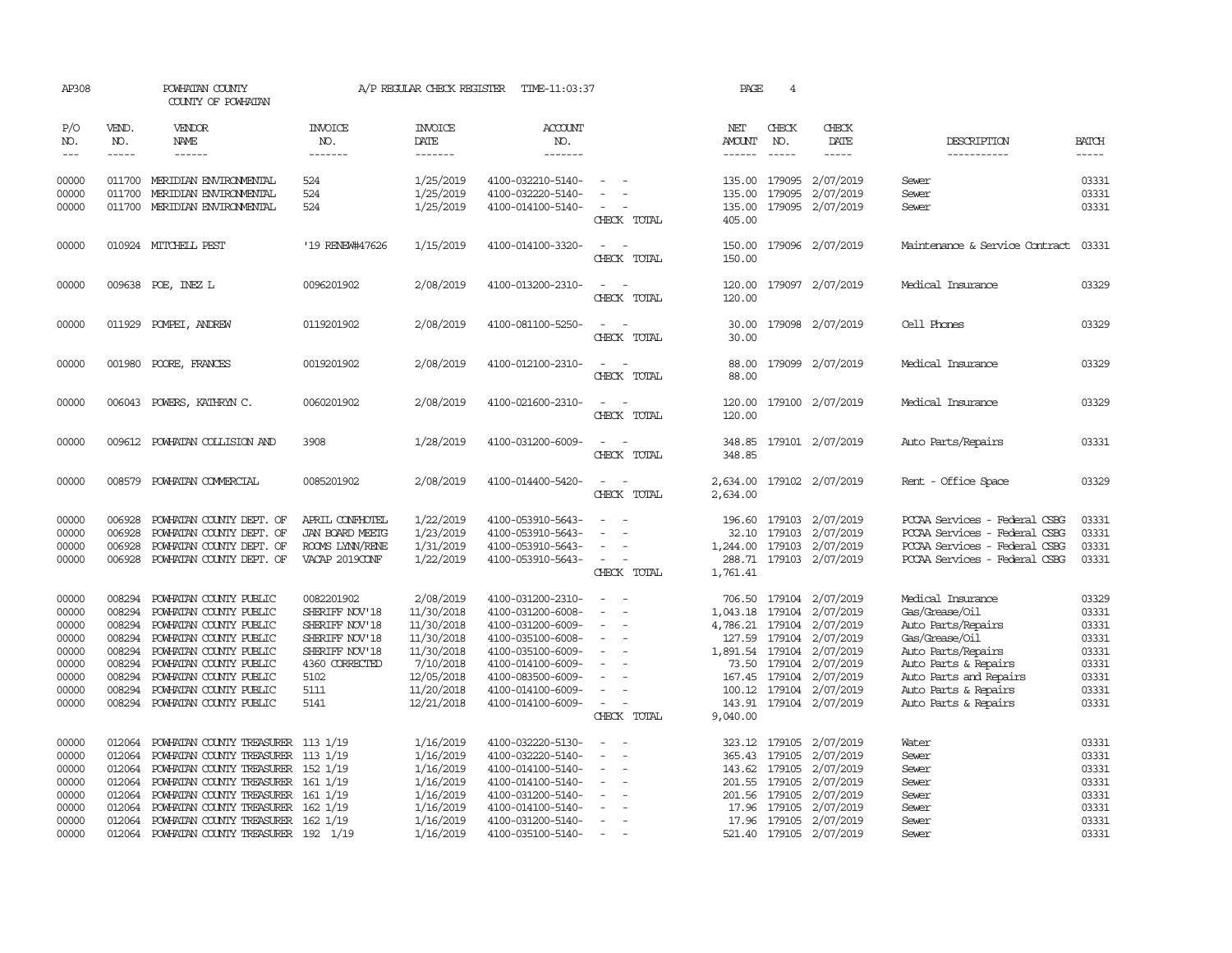AP308 POWHATAN COUNTY A/P REGULAR CHECK REGISTER TIME-11:03:37
COUNTY OF POWHATAN

| P/O NO. | VEND. NO. | VENDOR NAME | INVOICE NO. | INVOICE DATE | ACCOUNT NO. | | NET AMOUNT | CHECK NO. | CHECK DATE | DESCRIPTION | BATCH |
|---|---|---|---|---|---|---|---|---|---|---|---|
| 00000 | 011700 | MERIDIAN ENVIRONMENTAL | 524 | 1/25/2019 | 4100-032210-5140- | - - | 135.00 | 179095 | 2/07/2019 | Sewer | 03331 |
| 00000 | 011700 | MERIDIAN ENVIRONMENTAL | 524 | 1/25/2019 | 4100-032220-5140- | - - | 135.00 | 179095 | 2/07/2019 | Sewer | 03331 |
| 00000 | 011700 | MERIDIAN ENVIRONMENTAL | 524 | 1/25/2019 | 4100-014100-5140- | - - | 135.00 | 179095 | 2/07/2019 | Sewer | 03331 |
| | | | | | | CHECK TOTAL | 405.00 | | | | |
| 00000 | 010924 | MITCHELL PEST | '19 RENEW#47626 | 1/15/2019 | 4100-014100-3320- | - - | 150.00 | 179096 | 2/07/2019 | Maintenance & Service Contract | 03331 |
| | | | | | | CHECK TOTAL | 150.00 | | | | |
| 00000 | 009638 | POE, INEZ L | 0096201902 | 2/08/2019 | 4100-013200-2310- | - - | 120.00 | 179097 | 2/07/2019 | Medical Insurance | 03329 |
| | | | | | | CHECK TOTAL | 120.00 | | | | |
| 00000 | 011929 | POMPEI, ANDREW | 0119201902 | 2/08/2019 | 4100-081100-5250- | - - | 30.00 | 179098 | 2/07/2019 | Cell Phones | 03329 |
| | | | | | | CHECK TOTAL | 30.00 | | | | |
| 00000 | 001980 | POORE, FRANCES | 0019201902 | 2/08/2019 | 4100-012100-2310- | - - | 88.00 | 179099 | 2/07/2019 | Medical Insurance | 03329 |
| | | | | | | CHECK TOTAL | 88.00 | | | | |
| 00000 | 006043 | POWERS, KATHRYN C. | 0060201902 | 2/08/2019 | 4100-021600-2310- | - - | 120.00 | 179100 | 2/07/2019 | Medical Insurance | 03329 |
| | | | | | | CHECK TOTAL | 120.00 | | | | |
| 00000 | 009612 | POWHATAN COLLISION AND | 3908 | 1/28/2019 | 4100-031200-6009- | - - | 348.85 | 179101 | 2/07/2019 | Auto Parts/Repairs | 03331 |
| | | | | | | CHECK TOTAL | 348.85 | | | | |
| 00000 | 008579 | POWHATAN COMMERCIAL | 0085201902 | 2/08/2019 | 4100-014400-5420- | - - | 2,634.00 | 179102 | 2/07/2019 | Rent - Office Space | 03329 |
| | | | | | | CHECK TOTAL | 2,634.00 | | | | |
| 00000 | 006928 | POWHATAN COUNTY DEPT. OF | APRIL CONFHOTEL | 1/22/2019 | 4100-053910-5643- | - - | 196.60 | 179103 | 2/07/2019 | PCCAA Services - Federal CSBG | 03331 |
| 00000 | 006928 | POWHATAN COUNTY DEPT. OF | JAN BOARD MEETG | 1/23/2019 | 4100-053910-5643- | - - | 32.10 | 179103 | 2/07/2019 | PCCAA Services - Federal CSBG | 03331 |
| 00000 | 006928 | POWHATAN COUNTY DEPT. OF | ROOMS LYNN/RENE | 1/31/2019 | 4100-053910-5643- | - - | 1,244.00 | 179103 | 2/07/2019 | PCCAA Services - Federal CSBG | 03331 |
| 00000 | 006928 | POWHATAN COUNTY DEPT. OF | VACAP 2019CONF | 1/22/2019 | 4100-053910-5643- | - - | 288.71 | 179103 | 2/07/2019 | PCCAA Services - Federal CSBG | 03331 |
| | | | | | | CHECK TOTAL | 1,761.41 | | | | |
| 00000 | 008294 | POWHATAN COUNTY PUBLIC | 0082201902 | 2/08/2019 | 4100-031200-2310- | - - | 706.50 | 179104 | 2/07/2019 | Medical Insurance | 03329 |
| 00000 | 008294 | POWHATAN COUNTY PUBLIC | SHERIFF NOV'18 | 11/30/2018 | 4100-031200-6008- | - - | 1,043.18 | 179104 | 2/07/2019 | Gas/Grease/Oil | 03331 |
| 00000 | 008294 | POWHATAN COUNTY PUBLIC | SHERIFF NOV'18 | 11/30/2018 | 4100-031200-6009- | - - | 4,786.21 | 179104 | 2/07/2019 | Auto Parts/Repairs | 03331 |
| 00000 | 008294 | POWHATAN COUNTY PUBLIC | SHERIFF NOV'18 | 11/30/2018 | 4100-035100-6008- | - - | 127.59 | 179104 | 2/07/2019 | Gas/Grease/Oil | 03331 |
| 00000 | 008294 | POWHATAN COUNTY PUBLIC | SHERIFF NOV'18 | 11/30/2018 | 4100-035100-6009- | - - | 1,891.54 | 179104 | 2/07/2019 | Auto Parts/Repairs | 03331 |
| 00000 | 008294 | POWHATAN COUNTY PUBLIC | 4360 CORRECTED | 7/10/2018 | 4100-014100-6009- | - - | 73.50 | 179104 | 2/07/2019 | Auto Parts & Repairs | 03331 |
| 00000 | 008294 | POWHATAN COUNTY PUBLIC | 5102 | 12/05/2018 | 4100-083500-6009- | - - | 167.45 | 179104 | 2/07/2019 | Auto Parts and Repairs | 03331 |
| 00000 | 008294 | POWHATAN COUNTY PUBLIC | 5111 | 11/20/2018 | 4100-014100-6009- | - - | 100.12 | 179104 | 2/07/2019 | Auto Parts & Repairs | 03331 |
| 00000 | 008294 | POWHATAN COUNTY PUBLIC | 5141 | 12/21/2018 | 4100-014100-6009- | - - | 143.91 | 179104 | 2/07/2019 | Auto Parts & Repairs | 03331 |
| | | | | | | CHECK TOTAL | 9,040.00 | | | | |
| 00000 | 012064 | POWHATAN COUNTY TREASURER | 113 1/19 | 1/16/2019 | 4100-032220-5130- | - - | 323.12 | 179105 | 2/07/2019 | Water | 03331 |
| 00000 | 012064 | POWHATAN COUNTY TREASURER | 113 1/19 | 1/16/2019 | 4100-032220-5140- | - - | 365.43 | 179105 | 2/07/2019 | Sewer | 03331 |
| 00000 | 012064 | POWHATAN COUNTY TREASURER | 152 1/19 | 1/16/2019 | 4100-014100-5140- | - - | 143.62 | 179105 | 2/07/2019 | Sewer | 03331 |
| 00000 | 012064 | POWHATAN COUNTY TREASURER | 161 1/19 | 1/16/2019 | 4100-014100-5140- | - - | 201.55 | 179105 | 2/07/2019 | Sewer | 03331 |
| 00000 | 012064 | POWHATAN COUNTY TREASURER | 161 1/19 | 1/16/2019 | 4100-031200-5140- | - - | 201.56 | 179105 | 2/07/2019 | Sewer | 03331 |
| 00000 | 012064 | POWHATAN COUNTY TREASURER | 162 1/19 | 1/16/2019 | 4100-014100-5140- | - - | 17.96 | 179105 | 2/07/2019 | Sewer | 03331 |
| 00000 | 012064 | POWHATAN COUNTY TREASURER | 162 1/19 | 1/16/2019 | 4100-031200-5140- | - - | 17.96 | 179105 | 2/07/2019 | Sewer | 03331 |
| 00000 | 012064 | POWHATAN COUNTY TREASURER | 192 1/19 | 1/16/2019 | 4100-035100-5140- | - - | 521.40 | 179105 | 2/07/2019 | Sewer | 03331 |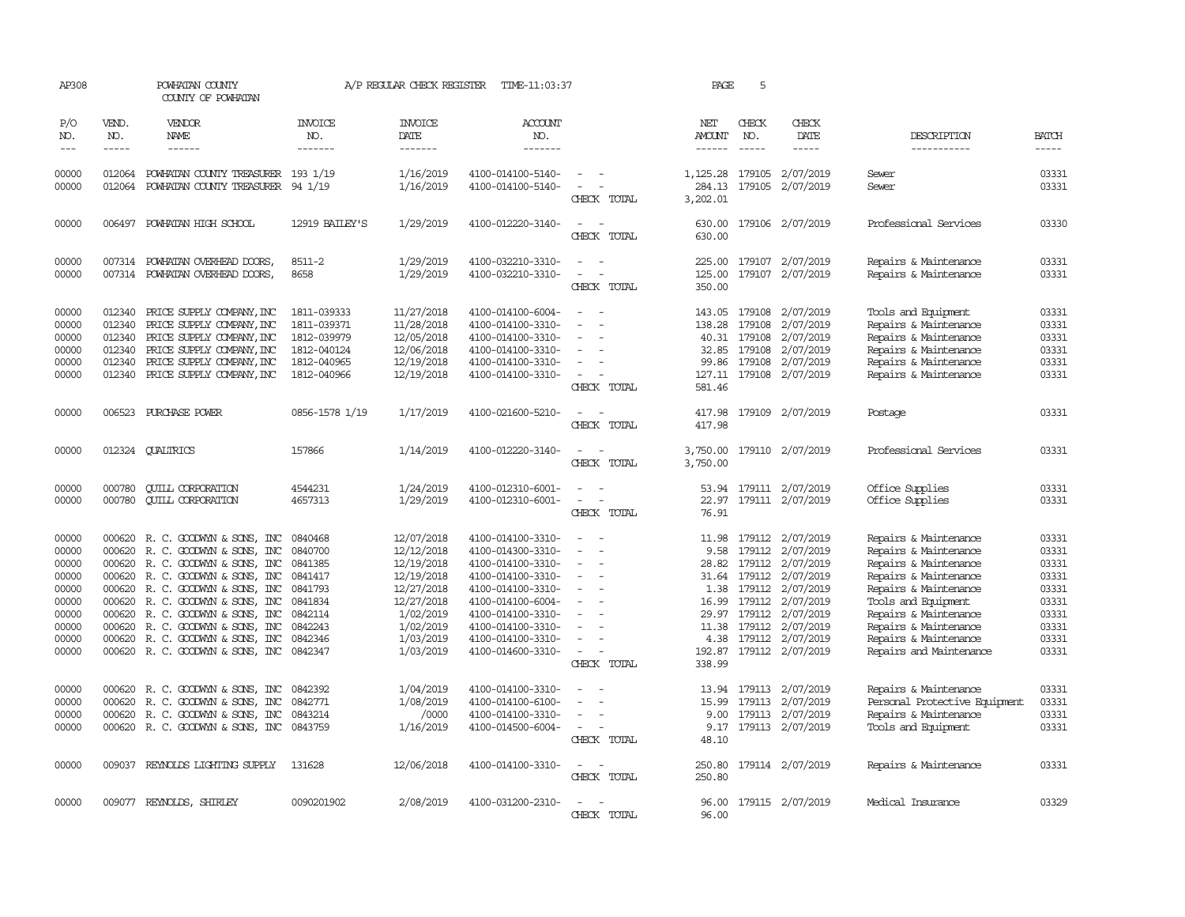AP308 POWHATAN COUNTY A/P REGULAR CHECK REGISTER TIME-11:03:37

COUNTY OF POWHATAN

| P/O NO. | VEND. NO. | VENDOR NAME | INVOICE NO. | INVOICE DATE | ACCOUNT NO. | | NET AMOUNT | CHECK NO. | CHECK DATE | DESCRIPTION | BATCH |
|---|---|---|---|---|---|---|---|---|---|---|---|
| 00000 | 012064 | POWHATAN COUNTY TREASURER | 193 1/19 | 1/16/2019 | 4100-014100-5140- | - - | 1,125.28 | 179105 | 2/07/2019 | Sewer | 03331 |
| 00000 | 012064 | POWHATAN COUNTY TREASURER | 94 1/19 | 1/16/2019 | 4100-014100-5140- | - - | 284.13 | 179105 | 2/07/2019 | Sewer | 03331 |
| | | | | | | CHECK TOTAL | 3,202.01 | | | | |
| 00000 | 006497 | POWHATAN HIGH SCHOOL | 12919 BAILEY'S | 1/29/2019 | 4100-012220-3140- | - - | 630.00 | 179106 | 2/07/2019 | Professional Services | 03330 |
| | | | | | | CHECK TOTAL | 630.00 | | | | |
| 00000 | 007314 | POWHATAN OVERHEAD DOORS, | 8511-2 | 1/29/2019 | 4100-032210-3310- | - - | 225.00 | 179107 | 2/07/2019 | Repairs & Maintenance | 03331 |
| 00000 | 007314 | POWHATAN OVERHEAD DOORS, | 8658 | 1/29/2019 | 4100-032210-3310- | - - | 125.00 | 179107 | 2/07/2019 | Repairs & Maintenance | 03331 |
| | | | | | | CHECK TOTAL | 350.00 | | | | |
| 00000 | 012340 | PRICE SUPPLY COMPANY, INC | 1811-039333 | 11/27/2018 | 4100-014100-6004- | - - | 143.05 | 179108 | 2/07/2019 | Tools and Equipment | 03331 |
| 00000 | 012340 | PRICE SUPPLY COMPANY, INC | 1811-039371 | 11/28/2018 | 4100-014100-3310- | - - | 138.28 | 179108 | 2/07/2019 | Repairs & Maintenance | 03331 |
| 00000 | 012340 | PRICE SUPPLY COMPANY, INC | 1812-039979 | 12/05/2018 | 4100-014100-3310- | - - | 40.31 | 179108 | 2/07/2019 | Repairs & Maintenance | 03331 |
| 00000 | 012340 | PRICE SUPPLY COMPANY, INC | 1812-040124 | 12/06/2018 | 4100-014100-3310- | - - | 32.85 | 179108 | 2/07/2019 | Repairs & Maintenance | 03331 |
| 00000 | 012340 | PRICE SUPPLY COMPANY, INC | 1812-040965 | 12/19/2018 | 4100-014100-3310- | - - | 99.86 | 179108 | 2/07/2019 | Repairs & Maintenance | 03331 |
| 00000 | 012340 | PRICE SUPPLY COMPANY, INC | 1812-040966 | 12/19/2018 | 4100-014100-3310- | - - | 127.11 | 179108 | 2/07/2019 | Repairs & Maintenance | 03331 |
| | | | | | | CHECK TOTAL | 581.46 | | | | |
| 00000 | 006523 | PURCHASE POWER | 0856-1578 1/19 | 1/17/2019 | 4100-021600-5210- | - - | 417.98 | 179109 | 2/07/2019 | Postage | 03331 |
| | | | | | | CHECK TOTAL | 417.98 | | | | |
| 00000 | 012324 | QUALTRICS | 157866 | 1/14/2019 | 4100-012220-3140- | - - | 3,750.00 | 179110 | 2/07/2019 | Professional Services | 03331 |
| | | | | | | CHECK TOTAL | 3,750.00 | | | | |
| 00000 | 000780 | QUILL CORPORATION | 4544231 | 1/24/2019 | 4100-012310-6001- | - - | 53.94 | 179111 | 2/07/2019 | Office Supplies | 03331 |
| 00000 | 000780 | QUILL CORPORATION | 4657313 | 1/29/2019 | 4100-012310-6001- | - - | 22.97 | 179111 | 2/07/2019 | Office Supplies | 03331 |
| | | | | | | CHECK TOTAL | 76.91 | | | | |
| 00000 | 000620 | R. C. GOODWYN & SONS, INC | 0840468 | 12/07/2018 | 4100-014100-3310- | - - | 11.98 | 179112 | 2/07/2019 | Repairs & Maintenance | 03331 |
| 00000 | 000620 | R. C. GOODWYN & SONS, INC | 0840700 | 12/12/2018 | 4100-014300-3310- | - - | 9.58 | 179112 | 2/07/2019 | Repairs & Maintenance | 03331 |
| 00000 | 000620 | R. C. GOODWYN & SONS, INC | 0841385 | 12/19/2018 | 4100-014100-3310- | - - | 28.82 | 179112 | 2/07/2019 | Repairs & Maintenance | 03331 |
| 00000 | 000620 | R. C. GOODWYN & SONS, INC | 0841417 | 12/19/2018 | 4100-014100-3310- | - - | 31.64 | 179112 | 2/07/2019 | Repairs & Maintenance | 03331 |
| 00000 | 000620 | R. C. GOODWYN & SONS, INC | 0841793 | 12/27/2018 | 4100-014100-3310- | - - | 1.38 | 179112 | 2/07/2019 | Repairs & Maintenance | 03331 |
| 00000 | 000620 | R. C. GOODWYN & SONS, INC | 0841834 | 12/27/2018 | 4100-014100-6004- | - - | 16.99 | 179112 | 2/07/2019 | Tools and Equipment | 03331 |
| 00000 | 000620 | R. C. GOODWYN & SONS, INC | 0842114 | 1/02/2019 | 4100-014100-3310- | - - | 29.97 | 179112 | 2/07/2019 | Repairs & Maintenance | 03331 |
| 00000 | 000620 | R. C. GOODWYN & SONS, INC | 0842243 | 1/02/2019 | 4100-014100-3310- | - - | 11.38 | 179112 | 2/07/2019 | Repairs & Maintenance | 03331 |
| 00000 | 000620 | R. C. GOODWYN & SONS, INC | 0842346 | 1/03/2019 | 4100-014100-3310- | - - | 4.38 | 179112 | 2/07/2019 | Repairs & Maintenance | 03331 |
| 00000 | 000620 | R. C. GOODWYN & SONS, INC | 0842347 | 1/03/2019 | 4100-014600-3310- | - - | 192.87 | 179112 | 2/07/2019 | Repairs and Maintenance | 03331 |
| | | | | | | CHECK TOTAL | 338.99 | | | | |
| 00000 | 000620 | R. C. GOODWYN & SONS, INC | 0842392 | 1/04/2019 | 4100-014100-3310- | - - | 13.94 | 179113 | 2/07/2019 | Repairs & Maintenance | 03331 |
| 00000 | 000620 | R. C. GOODWYN & SONS, INC | 0842771 | 1/08/2019 | 4100-014100-6100- | - - | 15.99 | 179113 | 2/07/2019 | Personal Protective Equipment | 03331 |
| 00000 | 000620 | R. C. GOODWYN & SONS, INC | 0843214 | /0000 | 4100-014100-3310- | - - | 9.00 | 179113 | 2/07/2019 | Repairs & Maintenance | 03331 |
| 00000 | 000620 | R. C. GOODWYN & SONS, INC | 0843759 | 1/16/2019 | 4100-014500-6004- | - - | 9.17 | 179113 | 2/07/2019 | Tools and Equipment | 03331 |
| | | | | | | CHECK TOTAL | 48.10 | | | | |
| 00000 | 009037 | REYNOLDS LIGHTING SUPPLY | 131628 | 12/06/2018 | 4100-014100-3310- | - - | 250.80 | 179114 | 2/07/2019 | Repairs & Maintenance | 03331 |
| | | | | | | CHECK TOTAL | 250.80 | | | | |
| 00000 | 009077 | REYNOLDS, SHIRLEY | 0090201902 | 2/08/2019 | 4100-031200-2310- | - - | 96.00 | 179115 | 2/07/2019 | Medical Insurance | 03329 |
| | | | | | | CHECK TOTAL | 96.00 | | | | |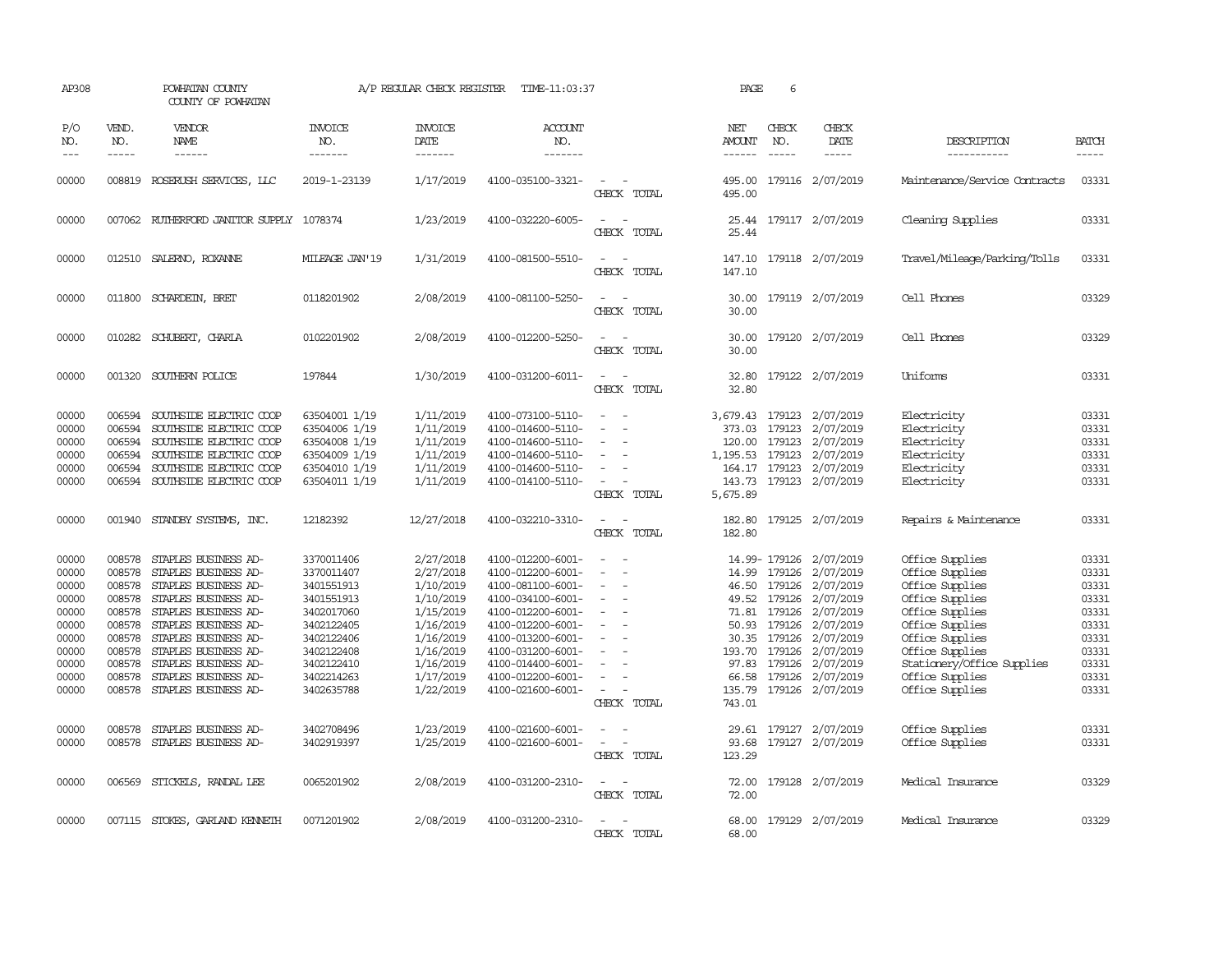AP308 POWHATAN COUNTY A/P REGULAR CHECK REGISTER TIME-11:03:37 PAGE 6

COUNTY OF POWHATAN

| P/O NO. | VEND. NO. | VENDOR NAME | INVOICE NO. | INVOICE DATE | ACCOUNT NO. | | NET AMOUNT | CHECK NO. | CHECK DATE | DESCRIPTION | BATCH |
|---|---|---|---|---|---|---|---|---|---|---|---|
| 00000 | 008819 | ROSERUSH SERVICES, LLC | 2019-1-23139 | 1/17/2019 | 4100-035100-3321- | - - | 495.00 | 179116 | 2/07/2019 | Maintenance/Service Contracts | 03331 |
| | | | | | | CHECK TOTAL | 495.00 | | | | |
| 00000 | 007062 | RUTHERFORD JANITOR SUPPLY | 1078374 | 1/23/2019 | 4100-032220-6005- | - - | 25.44 | 179117 | 2/07/2019 | Cleaning Supplies | 03331 |
| | | | | | | CHECK TOTAL | 25.44 | | | | |
| 00000 | 012510 | SALERNO, ROXANNE | MILEAGE JAN'19 | 1/31/2019 | 4100-081500-5510- | - - | 147.10 | 179118 | 2/07/2019 | Travel/Mileage/Parking/Tolls | 03331 |
| | | | | | | CHECK TOTAL | 147.10 | | | | |
| 00000 | 011800 | SCHARDEIN, BRET | 0118201902 | 2/08/2019 | 4100-081100-5250- | - - | 30.00 | 179119 | 2/07/2019 | Cell Phones | 03329 |
| | | | | | | CHECK TOTAL | 30.00 | | | | |
| 00000 | 010282 | SCHUBERT, CHARLA | 0102201902 | 2/08/2019 | 4100-012200-5250- | - - | 30.00 | 179120 | 2/07/2019 | Cell Phones | 03329 |
| | | | | | | CHECK TOTAL | 30.00 | | | | |
| 00000 | 001320 | SOUTHERN POLICE | 197844 | 1/30/2019 | 4100-031200-6011- | - - | 32.80 | 179122 | 2/07/2019 | Uniforms | 03331 |
| | | | | | | CHECK TOTAL | 32.80 | | | | |
| 00000 | 006594 | SOUTHSIDE ELECTRIC COOP | 63504001 1/19 | 1/11/2019 | 4100-073100-5110- | - - | 3,679.43 | 179123 | 2/07/2019 | Electricity | 03331 |
| 00000 | 006594 | SOUTHSIDE ELECTRIC COOP | 63504006 1/19 | 1/11/2019 | 4100-014600-5110- | - - | 373.03 | 179123 | 2/07/2019 | Electricity | 03331 |
| 00000 | 006594 | SOUTHSIDE ELECTRIC COOP | 63504008 1/19 | 1/11/2019 | 4100-014600-5110- | - - | 120.00 | 179123 | 2/07/2019 | Electricity | 03331 |
| 00000 | 006594 | SOUTHSIDE ELECTRIC COOP | 63504009 1/19 | 1/11/2019 | 4100-014600-5110- | - - | 1,195.53 | 179123 | 2/07/2019 | Electricity | 03331 |
| 00000 | 006594 | SOUTHSIDE ELECTRIC COOP | 63504010 1/19 | 1/11/2019 | 4100-014600-5110- | - - | 164.17 | 179123 | 2/07/2019 | Electricity | 03331 |
| 00000 | 006594 | SOUTHSIDE ELECTRIC COOP | 63504011 1/19 | 1/11/2019 | 4100-014100-5110- | - - | 143.73 | 179123 | 2/07/2019 | Electricity | 03331 |
| | | | | | | CHECK TOTAL | 5,675.89 | | | | |
| 00000 | 001940 | STANDBY SYSTEMS, INC. | 12182392 | 12/27/2018 | 4100-032210-3310- | - - | 182.80 | 179125 | 2/07/2019 | Repairs & Maintenance | 03331 |
| | | | | | | CHECK TOTAL | 182.80 | | | | |
| 00000 | 008578 | STAPLES BUSINESS AD- | 3370011406 | 2/27/2018 | 4100-012200-6001- | - - | 14.99- | 179126 | 2/07/2019 | Office Supplies | 03331 |
| 00000 | 008578 | STAPLES BUSINESS AD- | 3370011407 | 2/27/2018 | 4100-012200-6001- | - - | 14.99 | 179126 | 2/07/2019 | Office Supplies | 03331 |
| 00000 | 008578 | STAPLES BUSINESS AD- | 3401551913 | 1/10/2019 | 4100-081100-6001- | - - | 46.50 | 179126 | 2/07/2019 | Office Supplies | 03331 |
| 00000 | 008578 | STAPLES BUSINESS AD- | 3401551913 | 1/10/2019 | 4100-034100-6001- | - - | 49.52 | 179126 | 2/07/2019 | Office Supplies | 03331 |
| 00000 | 008578 | STAPLES BUSINESS AD- | 3402017060 | 1/15/2019 | 4100-012200-6001- | - - | 71.81 | 179126 | 2/07/2019 | Office Supplies | 03331 |
| 00000 | 008578 | STAPLES BUSINESS AD- | 3402122405 | 1/16/2019 | 4100-012200-6001- | - - | 50.93 | 179126 | 2/07/2019 | Office Supplies | 03331 |
| 00000 | 008578 | STAPLES BUSINESS AD- | 3402122406 | 1/16/2019 | 4100-013200-6001- | - - | 30.35 | 179126 | 2/07/2019 | Office Supplies | 03331 |
| 00000 | 008578 | STAPLES BUSINESS AD- | 3402122408 | 1/16/2019 | 4100-031200-6001- | - - | 193.70 | 179126 | 2/07/2019 | Office Supplies | 03331 |
| 00000 | 008578 | STAPLES BUSINESS AD- | 3402122410 | 1/16/2019 | 4100-014400-6001- | - - | 97.83 | 179126 | 2/07/2019 | Stationery/Office Supplies | 03331 |
| 00000 | 008578 | STAPLES BUSINESS AD- | 3402214263 | 1/17/2019 | 4100-012200-6001- | - - | 66.58 | 179126 | 2/07/2019 | Office Supplies | 03331 |
| 00000 | 008578 | STAPLES BUSINESS AD- | 3402635788 | 1/22/2019 | 4100-021600-6001- | - - | 135.79 | 179126 | 2/07/2019 | Office Supplies | 03331 |
| | | | | | | CHECK TOTAL | 743.01 | | | | |
| 00000 | 008578 | STAPLES BUSINESS AD- | 3402708496 | 1/23/2019 | 4100-021600-6001- | - - | 29.61 | 179127 | 2/07/2019 | Office Supplies | 03331 |
| 00000 | 008578 | STAPLES BUSINESS AD- | 3402919397 | 1/25/2019 | 4100-021600-6001- | - - | 93.68 | 179127 | 2/07/2019 | Office Supplies | 03331 |
| | | | | | | CHECK TOTAL | 123.29 | | | | |
| 00000 | 006569 | STICKELS, RANDAL LEE | 0065201902 | 2/08/2019 | 4100-031200-2310- | - - | 72.00 | 179128 | 2/07/2019 | Medical Insurance | 03329 |
| | | | | | | CHECK TOTAL | 72.00 | | | | |
| 00000 | 007115 | STOKES, GARLAND KENNETH | 0071201902 | 2/08/2019 | 4100-031200-2310- | - - | 68.00 | 179129 | 2/07/2019 | Medical Insurance | 03329 |
| | | | | | | CHECK TOTAL | 68.00 | | | | |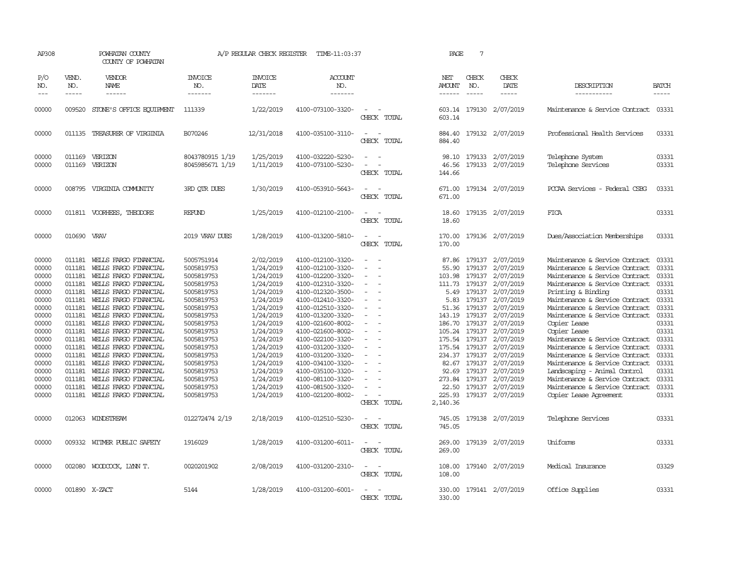AP308 POWHATAN COUNTY COUNTY OF POWHATAN A/P REGULAR CHECK REGISTER TIME-11:03:37

| P/O NO. | VEND. NO. | VENDOR NAME | INVOICE NO. | INVOICE DATE | ACCOUNT NO. | | NET AMOUNT | CHECK NO. | CHECK DATE | DESCRIPTION | BATCH |
|---|---|---|---|---|---|---|---|---|---|---|---|
| 00000 | 009520 | STONE'S OFFICE EQUIPMENT | 111339 | 1/22/2019 | 4100-073100-3320- | - - | 603.14 | 179130 | 2/07/2019 | Maintenance & Service Contract | 03331 |
| | | | | | | CHECK TOTAL | 603.14 | | | | |
| 00000 | 011135 | TREASURER OF VIRGINIA | B070246 | 12/31/2018 | 4100-035100-3110- | - - | 884.40 | 179132 | 2/07/2019 | Professional Health Services | 03331 |
| | | | | | | CHECK TOTAL | 884.40 | | | | |
| 00000 | 011169 | VERIZON | 8043780915 1/19 | 1/25/2019 | 4100-032220-5230- | - - | 98.10 | 179133 | 2/07/2019 | Telephone System | 03331 |
| 00000 | 011169 | VERIZON | 8045985671 1/19 | 1/11/2019 | 4100-073100-5230- | - - | 46.56 | 179133 | 2/07/2019 | Telephone Services | 03331 |
| | | | | | | CHECK TOTAL | 144.66 | | | | |
| 00000 | 008795 | VIRGINIA COMMUNITY | 3RD QTR DUES | 1/30/2019 | 4100-053910-5643- | - - | 671.00 | 179134 | 2/07/2019 | PCCAA Services - Federal CSBG | 03331 |
| | | | | | | CHECK TOTAL | 671.00 | | | | |
| 00000 | 011811 | VOORHEES, THEODORE | REFUND | 1/25/2019 | 4100-012100-2100- | - - | 18.60 | 179135 | 2/07/2019 | FICA | 03331 |
| | | | | | | CHECK TOTAL | 18.60 | | | | |
| 00000 | 010690 | VRAV | 2019 VRAV DUES | 1/28/2019 | 4100-013200-5810- | - - | 170.00 | 179136 | 2/07/2019 | Dues/Association Memberships | 03331 |
| | | | | | | CHECK TOTAL | 170.00 | | | | |
| 00000 | 011181 | WELLS FARGO FINANCIAL | 5005751914 | 2/02/2019 | 4100-012100-3320- | - - | 87.86 | 179137 | 2/07/2019 | Maintenance & Service Contract | 03331 |
| 00000 | 011181 | WELLS FARGO FINANCIAL | 5005819753 | 1/24/2019 | 4100-012100-3320- | - - | 55.90 | 179137 | 2/07/2019 | Maintenance & Service Contract | 03331 |
| 00000 | 011181 | WELLS FARGO FINANCIAL | 5005819753 | 1/24/2019 | 4100-012200-3320- | - - | 103.98 | 179137 | 2/07/2019 | Maintenance & Service Contract | 03331 |
| 00000 | 011181 | WELLS FARGO FINANCIAL | 5005819753 | 1/24/2019 | 4100-012310-3320- | - - | 111.73 | 179137 | 2/07/2019 | Maintenance & Service Contract | 03331 |
| 00000 | 011181 | WELLS FARGO FINANCIAL | 5005819753 | 1/24/2019 | 4100-012320-3500- | - - | 5.49 | 179137 | 2/07/2019 | Printing & Binding | 03331 |
| 00000 | 011181 | WELLS FARGO FINANCIAL | 5005819753 | 1/24/2019 | 4100-012410-3320- | - - | 5.83 | 179137 | 2/07/2019 | Maintenance & Service Contract | 03331 |
| 00000 | 011181 | WELLS FARGO FINANCIAL | 5005819753 | 1/24/2019 | 4100-012510-3320- | - - | 51.36 | 179137 | 2/07/2019 | Maintenance & Service Contract | 03331 |
| 00000 | 011181 | WELLS FARGO FINANCIAL | 5005819753 | 1/24/2019 | 4100-013200-3320- | - - | 143.19 | 179137 | 2/07/2019 | Maintenance & Service Contract | 03331 |
| 00000 | 011181 | WELLS FARGO FINANCIAL | 5005819753 | 1/24/2019 | 4100-021600-8002- | - - | 186.70 | 179137 | 2/07/2019 | Copier Lease | 03331 |
| 00000 | 011181 | WELLS FARGO FINANCIAL | 5005819753 | 1/24/2019 | 4100-021600-8002- | - - | 105.24 | 179137 | 2/07/2019 | Copier Lease | 03331 |
| 00000 | 011181 | WELLS FARGO FINANCIAL | 5005819753 | 1/24/2019 | 4100-022100-3320- | - - | 175.54 | 179137 | 2/07/2019 | Maintenance & Service Contract | 03331 |
| 00000 | 011181 | WELLS FARGO FINANCIAL | 5005819753 | 1/24/2019 | 4100-031200-3320- | - - | 175.54 | 179137 | 2/07/2019 | Maintenance & Service Contract | 03331 |
| 00000 | 011181 | WELLS FARGO FINANCIAL | 5005819753 | 1/24/2019 | 4100-031200-3320- | - - | 234.37 | 179137 | 2/07/2019 | Maintenance & Service Contract | 03331 |
| 00000 | 011181 | WELLS FARGO FINANCIAL | 5005819753 | 1/24/2019 | 4100-034100-3320- | - - | 82.67 | 179137 | 2/07/2019 | Maintenance & Service Contract | 03331 |
| 00000 | 011181 | WELLS FARGO FINANCIAL | 5005819753 | 1/24/2019 | 4100-035100-3320- | - - | 92.69 | 179137 | 2/07/2019 | Landscaping - Animal Control | 03331 |
| 00000 | 011181 | WELLS FARGO FINANCIAL | 5005819753 | 1/24/2019 | 4100-081100-3320- | - - | 273.84 | 179137 | 2/07/2019 | Maintenance & Service Contract | 03331 |
| 00000 | 011181 | WELLS FARGO FINANCIAL | 5005819753 | 1/24/2019 | 4100-081500-3320- | - - | 22.50 | 179137 | 2/07/2019 | Maintenance & Service Contract | 03331 |
| 00000 | 011181 | WELLS FARGO FINANCIAL | 5005819753 | 1/24/2019 | 4100-021200-8002- | - - | 225.93 | 179137 | 2/07/2019 | Copier Lease Agreement | 03331 |
| | | | | | | CHECK TOTAL | 2,140.36 | | | | |
| 00000 | 012063 | WINDSTREAM | 012272474 2/19 | 2/18/2019 | 4100-012510-5230- | - - | 745.05 | 179138 | 2/07/2019 | Telephone Services | 03331 |
| | | | | | | CHECK TOTAL | 745.05 | | | | |
| 00000 | 009332 | WITMER PUBLIC SAFETY | 1916029 | 1/28/2019 | 4100-031200-6011- | - - | 269.00 | 179139 | 2/07/2019 | Uniforms | 03331 |
| | | | | | | CHECK TOTAL | 269.00 | | | | |
| 00000 | 002080 | WOODCOCK, LYNN T. | 0020201902 | 2/08/2019 | 4100-031200-2310- | - - | 108.00 | 179140 | 2/07/2019 | Medical Insurance | 03329 |
| | | | | | | CHECK TOTAL | 108.00 | | | | |
| 00000 | 001890 | X-ZACT | 5144 | 1/28/2019 | 4100-031200-6001- | - - | 330.00 | 179141 | 2/07/2019 | Office Supplies | 03331 |
| | | | | | | CHECK TOTAL | 330.00 | | | | |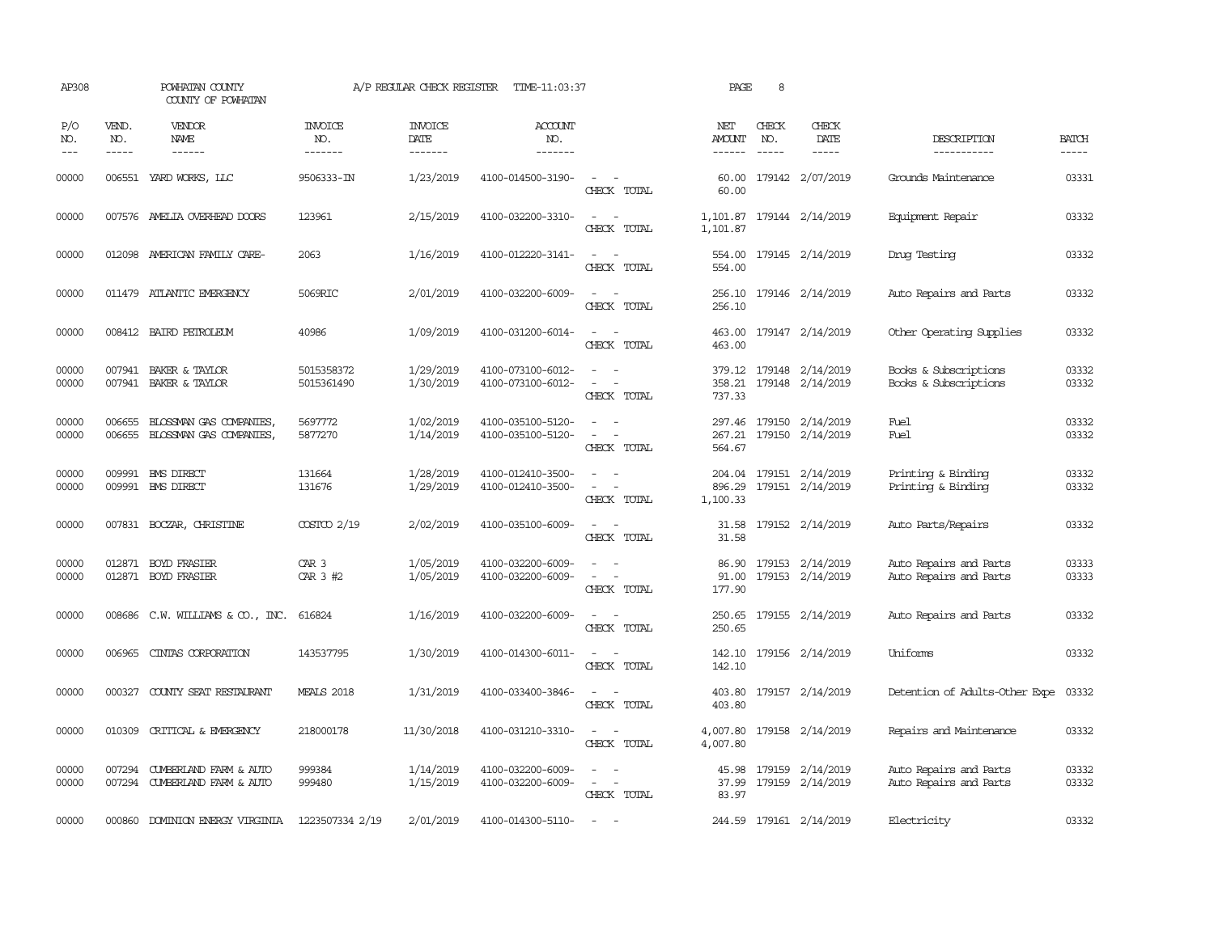AP308 POWHATAN COUNTY A/P REGULAR CHECK REGISTER TIME-11:03:37 PAGE 8

COUNTY OF POWHATAN

| P/O NO. | VEND. NO. | VENDOR NAME | INVOICE NO. | INVOICE DATE | ACCOUNT NO. | | NET AMOUNT | CHECK NO. | CHECK DATE | DESCRIPTION | BATCH |
|---|---|---|---|---|---|---|---|---|---|---|---|
| 00000 | 006551 | YARD WORKS, LLC | 9506333-IN | 1/23/2019 | 4100-014500-3190- | - - | 60.00 | 179142 | 2/07/2019 | Grounds Maintenance | 03331 |
| | | | | | | CHECK TOTAL | 60.00 | | | | |
| 00000 | 007576 | AMELIA OVERHEAD DOORS | 123961 | 2/15/2019 | 4100-032200-3310- | - - | 1,101.87 | 179144 | 2/14/2019 | Equipment Repair | 03332 |
| | | | | | | CHECK TOTAL | 1,101.87 | | | | |
| 00000 | 012098 | AMERICAN FAMILY CARE- | 2063 | 1/16/2019 | 4100-012220-3141- | - - | 554.00 | 179145 | 2/14/2019 | Drug Testing | 03332 |
| | | | | | | CHECK TOTAL | 554.00 | | | | |
| 00000 | 011479 | ATLANTIC EMERGENCY | 5069RIC | 2/01/2019 | 4100-032200-6009- | - - | 256.10 | 179146 | 2/14/2019 | Auto Repairs and Parts | 03332 |
| | | | | | | CHECK TOTAL | 256.10 | | | | |
| 00000 | 008412 | BAIRD PETROLEUM | 40986 | 1/09/2019 | 4100-031200-6014- | - - | 463.00 | 179147 | 2/14/2019 | Other Operating Supplies | 03332 |
| | | | | | | CHECK TOTAL | 463.00 | | | | |
| 00000 | 007941 | BAKER & TAYLOR | 5015358372 | 1/29/2019 | 4100-073100-6012- | - - | 379.12 | 179148 | 2/14/2019 | Books & Subscriptions | 03332 |
| 00000 | 007941 | BAKER & TAYLOR | 5015361490 | 1/30/2019 | 4100-073100-6012- | - - | 358.21 | 179148 | 2/14/2019 | Books & Subscriptions | 03332 |
| | | | | | | CHECK TOTAL | 737.33 | | | | |
| 00000 | 006655 | BLOSSMAN GAS COMPANIES, | 5697772 | 1/02/2019 | 4100-035100-5120- | - - | 297.46 | 179150 | 2/14/2019 | Fuel | 03332 |
| 00000 | 006655 | BLOSSMAN GAS COMPANIES, | 5877270 | 1/14/2019 | 4100-035100-5120- | - - | 267.21 | 179150 | 2/14/2019 | Fuel | 03332 |
| | | | | | | CHECK TOTAL | 564.67 | | | | |
| 00000 | 009991 | BMS DIRECT | 131664 | 1/28/2019 | 4100-012410-3500- | - - | 204.04 | 179151 | 2/14/2019 | Printing & Binding | 03332 |
| 00000 | 009991 | BMS DIRECT | 131676 | 1/29/2019 | 4100-012410-3500- | - - | 896.29 | 179151 | 2/14/2019 | Printing & Binding | 03332 |
| | | | | | | CHECK TOTAL | 1,100.33 | | | | |
| 00000 | 007831 | BOCZAR, CHRISTINE | COSTCO 2/19 | 2/02/2019 | 4100-035100-6009- | - - | 31.58 | 179152 | 2/14/2019 | Auto Parts/Repairs | 03332 |
| | | | | | | CHECK TOTAL | 31.58 | | | | |
| 00000 | 012871 | BOYD FRASIER | CAR 3 | 1/05/2019 | 4100-032200-6009- | - - | 86.90 | 179153 | 2/14/2019 | Auto Repairs and Parts | 03333 |
| 00000 | 012871 | BOYD FRASIER | CAR 3 #2 | 1/05/2019 | 4100-032200-6009- | - - | 91.00 | 179153 | 2/14/2019 | Auto Repairs and Parts | 03333 |
| | | | | | | CHECK TOTAL | 177.90 | | | | |
| 00000 | 008686 | C.W. WILLIAMS & CO., INC. | 616824 | 1/16/2019 | 4100-032200-6009- | - - | 250.65 | 179155 | 2/14/2019 | Auto Repairs and Parts | 03332 |
| | | | | | | CHECK TOTAL | 250.65 | | | | |
| 00000 | 006965 | CINTAS CORPORATION | 143537795 | 1/30/2019 | 4100-014300-6011- | - - | 142.10 | 179156 | 2/14/2019 | Uniforms | 03332 |
| | | | | | | CHECK TOTAL | 142.10 | | | | |
| 00000 | 000327 | COUNTY SEAT RESTAURANT | MEALS 2018 | 1/31/2019 | 4100-033400-3846- | - - | 403.80 | 179157 | 2/14/2019 | Detention of Adults-Other Expe | 03332 |
| | | | | | | CHECK TOTAL | 403.80 | | | | |
| 00000 | 010309 | CRITICAL & EMERGENCY | 218000178 | 11/30/2018 | 4100-031210-3310- | - - | 4,007.80 | 179158 | 2/14/2019 | Repairs and Maintenance | 03332 |
| | | | | | | CHECK TOTAL | 4,007.80 | | | | |
| 00000 | 007294 | CUMBERLAND FARM & AUTO | 999384 | 1/14/2019 | 4100-032200-6009- | - - | 45.98 | 179159 | 2/14/2019 | Auto Repairs and Parts | 03332 |
| 00000 | 007294 | CUMBERLAND FARM & AUTO | 999480 | 1/15/2019 | 4100-032200-6009- | - - | 37.99 | 179159 | 2/14/2019 | Auto Repairs and Parts | 03332 |
| | | | | | | CHECK TOTAL | 83.97 | | | | |
| 00000 | 000860 | DOMINION ENERGY VIRGINIA | 1223507334 2/19 | 2/01/2019 | 4100-014300-5110- | - - | 244.59 | 179161 | 2/14/2019 | Electricity | 03332 |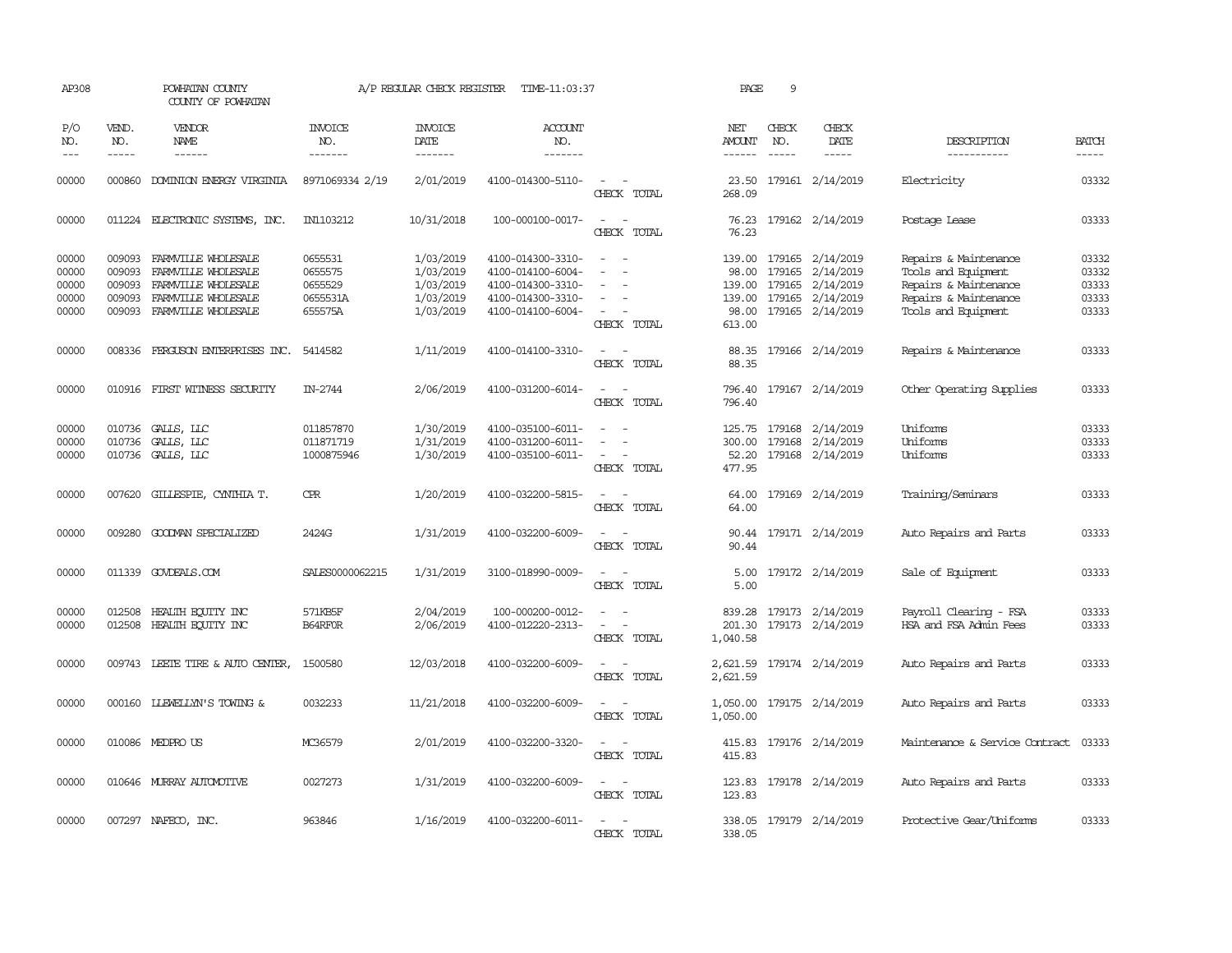AP308 POWHATAN COUNTY A/P REGULAR CHECK REGISTER TIME-11:03:37 PAGE 9
COUNTY OF POWHATAN

| P/O NO. | VEND. NO. | VENDOR NAME | INVOICE NO. | INVOICE DATE | ACCOUNT NO. | | NET AMOUNT | CHECK NO. | CHECK DATE | DESCRIPTION | BATCH |
|---|---|---|---|---|---|---|---|---|---|---|---|
| 00000 | 000860 | DOMINION ENERGY VIRGINIA | 8971069334 2/19 | 2/01/2019 | 4100-014300-5110- | - - | 23.50 | 179161 | 2/14/2019 | Electricity | 03332 |
| | | | | | | CHECK TOTAL | 268.09 | | | | |
| 00000 | 011224 | ELECTRONIC SYSTEMS, INC. | IN1103212 | 10/31/2018 | 100-000100-0017- | - - | 76.23 | 179162 | 2/14/2019 | Postage Lease | 03333 |
| | | | | | | CHECK TOTAL | 76.23 | | | | |
| 00000 | 009093 | FARMVILLE WHOLESALE | 0655531 | 1/03/2019 | 4100-014300-3310- | - - | 139.00 | 179165 | 2/14/2019 | Repairs & Maintenance | 03332 |
| 00000 | 009093 | FARMVILLE WHOLESALE | 0655575 | 1/03/2019 | 4100-014100-6004- | - - | 98.00 | 179165 | 2/14/2019 | Tools and Equipment | 03332 |
| 00000 | 009093 | FARMVILLE WHOLESALE | 0655529 | 1/03/2019 | 4100-014300-3310- | - - | 139.00 | 179165 | 2/14/2019 | Repairs & Maintenance | 03333 |
| 00000 | 009093 | FARMVILLE WHOLESALE | 0655531A | 1/03/2019 | 4100-014300-3310- | - - | 139.00 | 179165 | 2/14/2019 | Repairs & Maintenance | 03333 |
| 00000 | 009093 | FARMVILLE WHOLESALE | 655575A | 1/03/2019 | 4100-014100-6004- | - - | 98.00 | 179165 | 2/14/2019 | Tools and Equipment | 03333 |
| | | | | | | CHECK TOTAL | 613.00 | | | | |
| 00000 | 008336 | FERGUSON ENTERPRISES INC. | 5414582 | 1/11/2019 | 4100-014100-3310- | - - | 88.35 | 179166 | 2/14/2019 | Repairs & Maintenance | 03333 |
| | | | | | | CHECK TOTAL | 88.35 | | | | |
| 00000 | 010916 | FIRST WITNESS SECURITY | IN-2744 | 2/06/2019 | 4100-031200-6014- | - - | 796.40 | 179167 | 2/14/2019 | Other Operating Supplies | 03333 |
| | | | | | | CHECK TOTAL | 796.40 | | | | |
| 00000 | 010736 | GALLS, LLC | 011857870 | 1/30/2019 | 4100-035100-6011- | - - | 125.75 | 179168 | 2/14/2019 | Uniforms | 03333 |
| 00000 | 010736 | GALLS, LLC | 011871719 | 1/31/2019 | 4100-031200-6011- | - - | 300.00 | 179168 | 2/14/2019 | Uniforms | 03333 |
| 00000 | 010736 | GALLS, LLC | 1000875946 | 1/30/2019 | 4100-035100-6011- | - - | 52.20 | 179168 | 2/14/2019 | Uniforms | 03333 |
| | | | | | | CHECK TOTAL | 477.95 | | | | |
| 00000 | 007620 | GILLESPIE, CYNTHIA T. | CPR | 1/20/2019 | 4100-032200-5815- | - - | 64.00 | 179169 | 2/14/2019 | Training/Seminars | 03333 |
| | | | | | | CHECK TOTAL | 64.00 | | | | |
| 00000 | 009280 | GOODMAN SPECIALIZED | 2424G | 1/31/2019 | 4100-032200-6009- | - - | 90.44 | 179171 | 2/14/2019 | Auto Repairs and Parts | 03333 |
| | | | | | | CHECK TOTAL | 90.44 | | | | |
| 00000 | 011339 | GOVDEALS.COM | SALES0000062215 | 1/31/2019 | 3100-018990-0009- | - - | 5.00 | 179172 | 2/14/2019 | Sale of Equipment | 03333 |
| | | | | | | CHECK TOTAL | 5.00 | | | | |
| 00000 | 012508 | HEALTH EQUITY INC | 571KB5F | 2/04/2019 | 100-000200-0012- | - - | 839.28 | 179173 | 2/14/2019 | Payroll Clearing - FSA | 03333 |
| 00000 | 012508 | HEALTH EQUITY INC | B64RF0R | 2/06/2019 | 4100-012220-2313- | - - | 201.30 | 179173 | 2/14/2019 | HSA and FSA Admin Fees | 03333 |
| | | | | | | CHECK TOTAL | 1,040.58 | | | | |
| 00000 | 009743 | LEETE TIRE & AUTO CENTER, | 1500580 | 12/03/2018 | 4100-032200-6009- | - - | 2,621.59 | 179174 | 2/14/2019 | Auto Repairs and Parts | 03333 |
| | | | | | | CHECK TOTAL | 2,621.59 | | | | |
| 00000 | 000160 | LLEWELLYN'S TOWING & | 0032233 | 11/21/2018 | 4100-032200-6009- | - - | 1,050.00 | 179175 | 2/14/2019 | Auto Repairs and Parts | 03333 |
| | | | | | | CHECK TOTAL | 1,050.00 | | | | |
| 00000 | 010086 | MEDPRO US | MC36579 | 2/01/2019 | 4100-032200-3320- | - - | 415.83 | 179176 | 2/14/2019 | Maintenance & Service Contract | 03333 |
| | | | | | | CHECK TOTAL | 415.83 | | | | |
| 00000 | 010646 | MURRAY AUTOMOTIVE | 0027273 | 1/31/2019 | 4100-032200-6009- | - - | 123.83 | 179178 | 2/14/2019 | Auto Repairs and Parts | 03333 |
| | | | | | | CHECK TOTAL | 123.83 | | | | |
| 00000 | 007297 | NAFECO, INC. | 963846 | 1/16/2019 | 4100-032200-6011- | - - | 338.05 | 179179 | 2/14/2019 | Protective Gear/Uniforms | 03333 |
| | | | | | | CHECK TOTAL | 338.05 | | | | |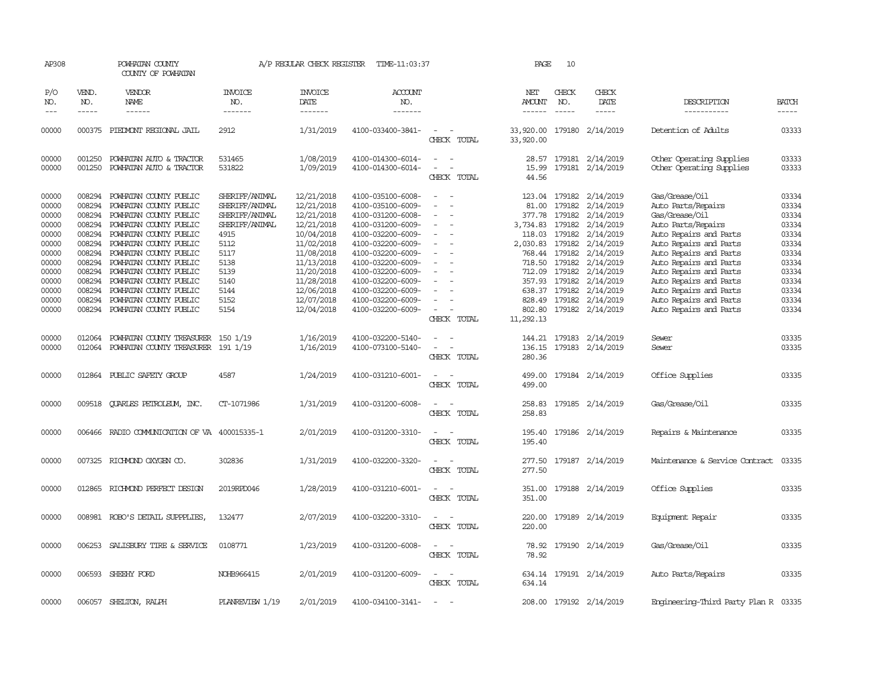AP308 POWHATAN COUNTY A/P REGULAR CHECK REGISTER TIME-11:03:37 PAGE 10
COUNTY OF POWHATAN

| P/O NO. | VEND. NO. | VENDOR NAME | INVOICE NO. | INVOICE DATE | ACCOUNT NO. | | NET AMOUNT | CHECK NO. | CHECK DATE | DESCRIPTION | BATCH |
|---|---|---|---|---|---|---|---|---|---|---|---|
| 00000 | 000375 | PIEDMONT REGIONAL JAIL | 2912 | 1/31/2019 | 4100-033400-3841- | - - | 33,920.00 | 179180 | 2/14/2019 | Detention of Adults | 03333 |
| | | | | | | CHECK TOTAL | 33,920.00 | | | | |
| 00000 | 001250 | POWHATAN AUTO & TRACTOR | 531465 | 1/08/2019 | 4100-014300-6014- | - - | 28.57 | 179181 | 2/14/2019 | Other Operating Supplies | 03333 |
| 00000 | 001250 | POWHATAN AUTO & TRACTOR | 531822 | 1/09/2019 | 4100-014300-6014- | - - | 15.99 | 179181 | 2/14/2019 | Other Operating Supplies | 03333 |
| | | | | | | CHECK TOTAL | 44.56 | | | | |
| 00000 | 008294 | POWHATAN COUNTY PUBLIC | SHERIFF/ANIMAL | 12/21/2018 | 4100-035100-6008- | - - | 123.04 | 179182 | 2/14/2019 | Gas/Grease/Oil | 03334 |
| 00000 | 008294 | POWHATAN COUNTY PUBLIC | SHERIFF/ANIMAL | 12/21/2018 | 4100-035100-6009- | - - | 81.00 | 179182 | 2/14/2019 | Auto Parts/Repairs | 03334 |
| 00000 | 008294 | POWHATAN COUNTY PUBLIC | SHERIFF/ANIMAL | 12/21/2018 | 4100-031200-6008- | - - | 377.78 | 179182 | 2/14/2019 | Gas/Grease/Oil | 03334 |
| 00000 | 008294 | POWHATAN COUNTY PUBLIC | SHERIFF/ANIMAL | 12/21/2018 | 4100-031200-6009- | - - | 3,734.83 | 179182 | 2/14/2019 | Auto Parts/Repairs | 03334 |
| 00000 | 008294 | POWHATAN COUNTY PUBLIC | 4915 | 10/04/2018 | 4100-032200-6009- | - - | 118.03 | 179182 | 2/14/2019 | Auto Repairs and Parts | 03334 |
| 00000 | 008294 | POWHATAN COUNTY PUBLIC | 5112 | 11/02/2018 | 4100-032200-6009- | - - | 2,030.83 | 179182 | 2/14/2019 | Auto Repairs and Parts | 03334 |
| 00000 | 008294 | POWHATAN COUNTY PUBLIC | 5117 | 11/08/2018 | 4100-032200-6009- | - - | 768.44 | 179182 | 2/14/2019 | Auto Repairs and Parts | 03334 |
| 00000 | 008294 | POWHATAN COUNTY PUBLIC | 5138 | 11/13/2018 | 4100-032200-6009- | - - | 718.50 | 179182 | 2/14/2019 | Auto Repairs and Parts | 03334 |
| 00000 | 008294 | POWHATAN COUNTY PUBLIC | 5139 | 11/20/2018 | 4100-032200-6009- | - - | 712.09 | 179182 | 2/14/2019 | Auto Repairs and Parts | 03334 |
| 00000 | 008294 | POWHATAN COUNTY PUBLIC | 5140 | 11/28/2018 | 4100-032200-6009- | - - | 357.93 | 179182 | 2/14/2019 | Auto Repairs and Parts | 03334 |
| 00000 | 008294 | POWHATAN COUNTY PUBLIC | 5144 | 12/06/2018 | 4100-032200-6009- | - - | 638.37 | 179182 | 2/14/2019 | Auto Repairs and Parts | 03334 |
| 00000 | 008294 | POWHATAN COUNTY PUBLIC | 5152 | 12/07/2018 | 4100-032200-6009- | - - | 828.49 | 179182 | 2/14/2019 | Auto Repairs and Parts | 03334 |
| 00000 | 008294 | POWHATAN COUNTY PUBLIC | 5154 | 12/04/2018 | 4100-032200-6009- | - - | 802.80 | 179182 | 2/14/2019 | Auto Repairs and Parts | 03334 |
| | | | | | | CHECK TOTAL | 11,292.13 | | | | |
| 00000 | 012064 | POWHATAN COUNTY TREASURER | 150 1/19 | 1/16/2019 | 4100-032200-5140- | - - | 144.21 | 179183 | 2/14/2019 | Sewer | 03335 |
| 00000 | 012064 | POWHATAN COUNTY TREASURER | 191 1/19 | 1/16/2019 | 4100-073100-5140- | - - | 136.15 | 179183 | 2/14/2019 | Sewer | 03335 |
| | | | | | | CHECK TOTAL | 280.36 | | | | |
| 00000 | 012864 | PUBLIC SAFETY GROUP | 4587 | 1/24/2019 | 4100-031210-6001- | - - | 499.00 | 179184 | 2/14/2019 | Office Supplies | 03335 |
| | | | | | | CHECK TOTAL | 499.00 | | | | |
| 00000 | 009518 | QUARLES PETROLEUM, INC. | CT-1071986 | 1/31/2019 | 4100-031200-6008- | - - | 258.83 | 179185 | 2/14/2019 | Gas/Grease/Oil | 03335 |
| | | | | | | CHECK TOTAL | 258.83 | | | | |
| 00000 | 006466 | RADIO COMMUNICATION OF VA | 400015335-1 | 2/01/2019 | 4100-031200-3310- | - - | 195.40 | 179186 | 2/14/2019 | Repairs & Maintenance | 03335 |
| | | | | | | CHECK TOTAL | 195.40 | | | | |
| 00000 | 007325 | RICHMOND OXYGEN CO. | 302836 | 1/31/2019 | 4100-032200-3320- | - - | 277.50 | 179187 | 2/14/2019 | Maintenance & Service Contract | 03335 |
| | | | | | | CHECK TOTAL | 277.50 | | | | |
| 00000 | 012865 | RICHMOND PERFECT DESIGN | 2019RPD046 | 1/28/2019 | 4100-031210-6001- | - - | 351.00 | 179188 | 2/14/2019 | Office Supplies | 03335 |
| | | | | | | CHECK TOTAL | 351.00 | | | | |
| 00000 | 008981 | ROBO'S DETAIL SUPPPLIES, | 132477 | 2/07/2019 | 4100-032200-3310- | - - | 220.00 | 179189 | 2/14/2019 | Equipment Repair | 03335 |
| | | | | | | CHECK TOTAL | 220.00 | | | | |
| 00000 | 006253 | SALISBURY TIRE & SERVICE | 0108771 | 1/23/2019 | 4100-031200-6008- | - - | 78.92 | 179190 | 2/14/2019 | Gas/Grease/Oil | 03335 |
| | | | | | | CHECK TOTAL | 78.92 | | | | |
| 00000 | 006593 | SHEEHY FORD | NOHB966415 | 2/01/2019 | 4100-031200-6009- | - - | 634.14 | 179191 | 2/14/2019 | Auto Parts/Repairs | 03335 |
| | | | | | | CHECK TOTAL | 634.14 | | | | |
| 00000 | 006057 | SHELTON, RALPH | PLANREVIEW 1/19 | 2/01/2019 | 4100-034100-3141- | - - | 208.00 | 179192 | 2/14/2019 | Engineering-Third Party Plan R | 03335 |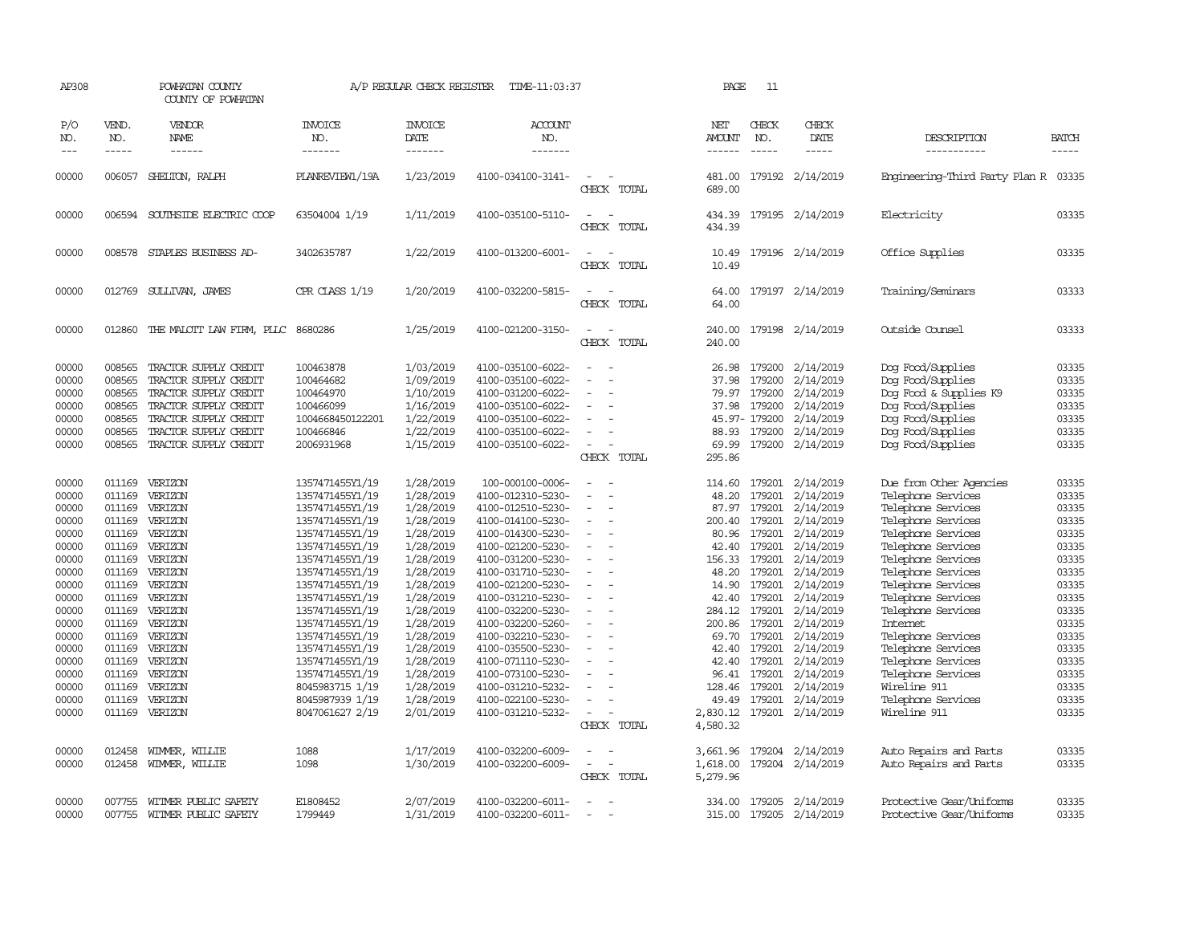AP308 POWHATAN COUNTY COUNTY OF POWHATAN A/P REGULAR CHECK REGISTER TIME-11:03:37 PAGE 11

| P/O NO. | VEND. NO. | VENDOR NAME | INVOICE NO. | INVOICE DATE | ACCOUNT NO. | | NET AMOUNT | CHECK NO. | CHECK DATE | DESCRIPTION | BATCH |
|---|---|---|---|---|---|---|---|---|---|---|---|
| 00000 | 006057 | SHELTON, RALPH | PLANREVIEW1/19A | 1/23/2019 | 4100-034100-3141- | - - | 481.00 | 179192 | 2/14/2019 | Engineering-Third Party Plan R | 03335 |
| | | | | | | CHECK TOTAL | 689.00 | | | | |
| 00000 | 006594 | SOUTHSIDE ELECTRIC COOP | 63504004 1/19 | 1/11/2019 | 4100-035100-5110- | - - | 434.39 | 179195 | 2/14/2019 | Electricity | 03335 |
| | | | | | | CHECK TOTAL | 434.39 | | | | |
| 00000 | 008578 | STAPLES BUSINESS AD- | 3402635787 | 1/22/2019 | 4100-013200-6001- | - - | 10.49 | 179196 | 2/14/2019 | Office Supplies | 03335 |
| | | | | | | CHECK TOTAL | 10.49 | | | | |
| 00000 | 012769 | SULLIVAN, JAMES | CPR CLASS 1/19 | 1/20/2019 | 4100-032200-5815- | - - | 64.00 | 179197 | 2/14/2019 | Training/Seminars | 03333 |
| | | | | | | CHECK TOTAL | 64.00 | | | | |
| 00000 | 012860 | THE MALOTT LAW FIRM, PLLC | 8680286 | 1/25/2019 | 4100-021200-3150- | - - | 240.00 | 179198 | 2/14/2019 | Outside Counsel | 03333 |
| | | | | | | CHECK TOTAL | 240.00 | | | | |
| 00000 | 008565 | TRACTOR SUPPLY CREDIT | 100463878 | 1/03/2019 | 4100-035100-6022- | - - | 26.98 | 179200 | 2/14/2019 | Dog Food/Supplies | 03335 |
| 00000 | 008565 | TRACTOR SUPPLY CREDIT | 100464682 | 1/09/2019 | 4100-035100-6022- | - - | 37.98 | 179200 | 2/14/2019 | Dog Food/Supplies | 03335 |
| 00000 | 008565 | TRACTOR SUPPLY CREDIT | 100464970 | 1/10/2019 | 4100-031200-6022- | - - | 79.97 | 179200 | 2/14/2019 | Dog Food & Supplies K9 | 03335 |
| 00000 | 008565 | TRACTOR SUPPLY CREDIT | 100466099 | 1/16/2019 | 4100-035100-6022- | - - | 37.98 | 179200 | 2/14/2019 | Dog Food/Supplies | 03335 |
| 00000 | 008565 | TRACTOR SUPPLY CREDIT | 1004668450122201 | 1/22/2019 | 4100-035100-6022- | - - | 45.97- | 179200 | 2/14/2019 | Dog Food/Supplies | 03335 |
| 00000 | 008565 | TRACTOR SUPPLY CREDIT | 100466846 | 1/22/2019 | 4100-035100-6022- | - - | 88.93 | 179200 | 2/14/2019 | Dog Food/Supplies | 03335 |
| 00000 | 008565 | TRACTOR SUPPLY CREDIT | 2006931968 | 1/15/2019 | 4100-035100-6022- | - - | 69.99 | 179200 | 2/14/2019 | Dog Food/Supplies | 03335 |
| | | | | | | CHECK TOTAL | 295.86 | | | | |
| 00000 | 011169 | VERIZON | 1357471455Y1/19 | 1/28/2019 | 100-000100-0006- | - - | 114.60 | 179201 | 2/14/2019 | Due from Other Agencies | 03335 |
| 00000 | 011169 | VERIZON | 1357471455Y1/19 | 1/28/2019 | 4100-012310-5230- | - - | 48.20 | 179201 | 2/14/2019 | Telephone Services | 03335 |
| 00000 | 011169 | VERIZON | 1357471455Y1/19 | 1/28/2019 | 4100-012510-5230- | - - | 87.97 | 179201 | 2/14/2019 | Telephone Services | 03335 |
| 00000 | 011169 | VERIZON | 1357471455Y1/19 | 1/28/2019 | 4100-014100-5230- | - - | 200.40 | 179201 | 2/14/2019 | Telephone Services | 03335 |
| 00000 | 011169 | VERIZON | 1357471455Y1/19 | 1/28/2019 | 4100-014300-5230- | - - | 80.96 | 179201 | 2/14/2019 | Telephone Services | 03335 |
| 00000 | 011169 | VERIZON | 1357471455Y1/19 | 1/28/2019 | 4100-021200-5230- | - - | 42.40 | 179201 | 2/14/2019 | Telephone Services | 03335 |
| 00000 | 011169 | VERIZON | 1357471455Y1/19 | 1/28/2019 | 4100-031200-5230- | - - | 156.33 | 179201 | 2/14/2019 | Telephone Services | 03335 |
| 00000 | 011169 | VERIZON | 1357471455Y1/19 | 1/28/2019 | 4100-031710-5230- | - - | 48.20 | 179201 | 2/14/2019 | Telephone Services | 03335 |
| 00000 | 011169 | VERIZON | 1357471455Y1/19 | 1/28/2019 | 4100-021200-5230- | - - | 14.90 | 179201 | 2/14/2019 | Telephone Services | 03335 |
| 00000 | 011169 | VERIZON | 1357471455Y1/19 | 1/28/2019 | 4100-031210-5230- | - - | 42.40 | 179201 | 2/14/2019 | Telephone Services | 03335 |
| 00000 | 011169 | VERIZON | 1357471455Y1/19 | 1/28/2019 | 4100-032200-5230- | - - | 284.12 | 179201 | 2/14/2019 | Telephone Services | 03335 |
| 00000 | 011169 | VERIZON | 1357471455Y1/19 | 1/28/2019 | 4100-032200-5260- | - - | 200.86 | 179201 | 2/14/2019 | Internet | 03335 |
| 00000 | 011169 | VERIZON | 1357471455Y1/19 | 1/28/2019 | 4100-032210-5230- | - - | 69.70 | 179201 | 2/14/2019 | Telephone Services | 03335 |
| 00000 | 011169 | VERIZON | 1357471455Y1/19 | 1/28/2019 | 4100-035500-5230- | - - | 42.40 | 179201 | 2/14/2019 | Telephone Services | 03335 |
| 00000 | 011169 | VERIZON | 1357471455Y1/19 | 1/28/2019 | 4100-071110-5230- | - - | 42.40 | 179201 | 2/14/2019 | Telephone Services | 03335 |
| 00000 | 011169 | VERIZON | 1357471455Y1/19 | 1/28/2019 | 4100-073100-5230- | - - | 96.41 | 179201 | 2/14/2019 | Telephone Services | 03335 |
| 00000 | 011169 | VERIZON | 8045983715 1/19 | 1/28/2019 | 4100-031210-5232- | - - | 128.46 | 179201 | 2/14/2019 | Wireline 911 | 03335 |
| 00000 | 011169 | VERIZON | 8045987939 1/19 | 1/28/2019 | 4100-022100-5230- | - - | 49.49 | 179201 | 2/14/2019 | Telephone Services | 03335 |
| 00000 | 011169 | VERIZON | 8047061627 2/19 | 2/01/2019 | 4100-031210-5232- | - - | 2,830.12 | 179201 | 2/14/2019 | Wireline 911 | 03335 |
| | | | | | | CHECK TOTAL | 4,580.32 | | | | |
| 00000 | 012458 | WIMMER, WILLIE | 1088 | 1/17/2019 | 4100-032200-6009- | - - | 3,661.96 | 179204 | 2/14/2019 | Auto Repairs and Parts | 03335 |
| 00000 | 012458 | WIMMER, WILLIE | 1098 | 1/30/2019 | 4100-032200-6009- | - - | 1,618.00 | 179204 | 2/14/2019 | Auto Repairs and Parts | 03335 |
| | | | | | | CHECK TOTAL | 5,279.96 | | | | |
| 00000 | 007755 | WITMER PUBLIC SAFETY | E1808452 | 2/07/2019 | 4100-032200-6011- | - - | 334.00 | 179205 | 2/14/2019 | Protective Gear/Uniforms | 03335 |
| 00000 | 007755 | WITMER PUBLIC SAFETY | 1799449 | 1/31/2019 | 4100-032200-6011- | - - | 315.00 | 179205 | 2/14/2019 | Protective Gear/Uniforms | 03335 |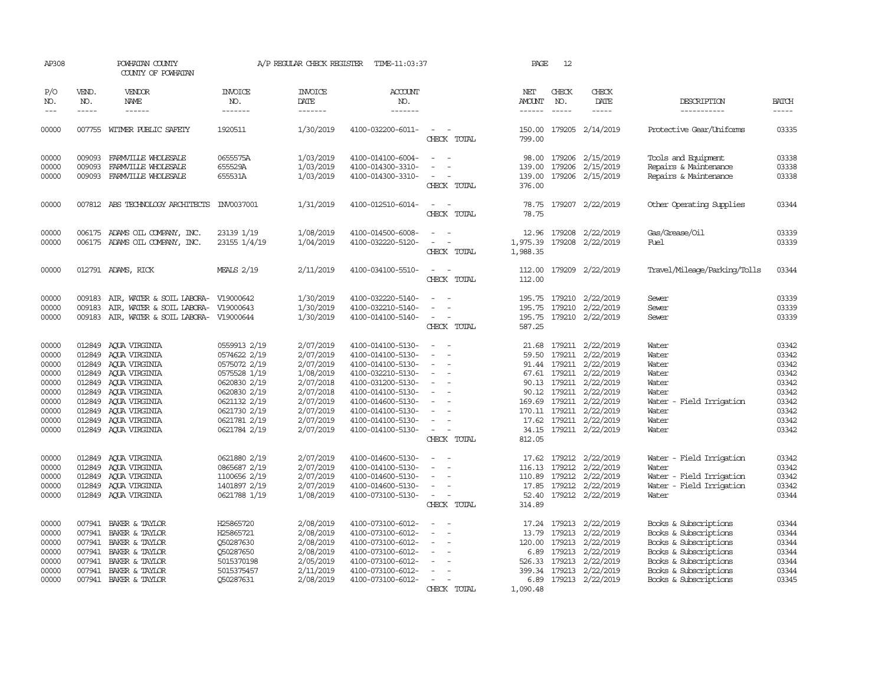AP308 POWHATAN COUNTY A/P REGULAR CHECK REGISTER TIME-11:03:37 PAGE 12

COUNTY OF POWHATAN

| P/O NO. | VEND. NO. | VENDOR NAME | INVOICE NO. | INVOICE DATE | ACCOUNT NO. | | NET AMOUNT | CHECK NO. | CHECK DATE | DESCRIPTION | BATCH |
|---|---|---|---|---|---|---|---|---|---|---|---|
| 00000 | 007755 | WITMER PUBLIC SAFETY | 1920511 | 1/30/2019 | 4100-032200-6011- | - - | 150.00 | 179205 | 2/14/2019 | Protective Gear/Uniforms | 03335 |
| | | | | | | CHECK TOTAL | 799.00 | | | | |
| 00000 | 009093 | FARMVILLE WHOLESALE | 0655575A | 1/03/2019 | 4100-014100-6004- | - - | 98.00 | 179206 | 2/15/2019 | Tools and Equipment | 03338 |
| 00000 | 009093 | FARMVILLE WHOLESALE | 655529A | 1/03/2019 | 4100-014300-3310- | - - | 139.00 | 179206 | 2/15/2019 | Repairs & Maintenance | 03338 |
| 00000 | 009093 | FARMVILLE WHOLESALE | 655531A | 1/03/2019 | 4100-014300-3310- | - - | 139.00 | 179206 | 2/15/2019 | Repairs & Maintenance | 03338 |
| | | | | | | CHECK TOTAL | 376.00 | | | | |
| 00000 | 007812 | ABS TECHNOLOGY ARCHITECTS | INV0037001 | 1/31/2019 | 4100-012510-6014- | - - | 78.75 | 179207 | 2/22/2019 | Other Operating Supplies | 03344 |
| | | | | | | CHECK TOTAL | 78.75 | | | | |
| 00000 | 006175 | ADAMS OIL COMPANY, INC. | 23139 1/19 | 1/08/2019 | 4100-014500-6008- | - - | 12.96 | 179208 | 2/22/2019 | Gas/Grease/Oil | 03339 |
| 00000 | 006175 | ADAMS OIL COMPANY, INC. | 23155 1/4/19 | 1/04/2019 | 4100-032220-5120- | - - | 1,975.39 | 179208 | 2/22/2019 | Fuel | 03339 |
| | | | | | | CHECK TOTAL | 1,988.35 | | | | |
| 00000 | 012791 | ADAMS, RICK | MEALS 2/19 | 2/11/2019 | 4100-034100-5510- | - - | 112.00 | 179209 | 2/22/2019 | Travel/Mileage/Parking/Tolls | 03344 |
| | | | | | | CHECK TOTAL | 112.00 | | | | |
| 00000 | 009183 | AIR, WATER & SOIL LABORA- | V19000642 | 1/30/2019 | 4100-032220-5140- | - - | 195.75 | 179210 | 2/22/2019 | Sewer | 03339 |
| 00000 | 009183 | AIR, WATER & SOIL LABORA- | V19000643 | 1/30/2019 | 4100-032210-5140- | - - | 195.75 | 179210 | 2/22/2019 | Sewer | 03339 |
| 00000 | 009183 | AIR, WATER & SOIL LABORA- | V19000644 | 1/30/2019 | 4100-014100-5140- | - - | 195.75 | 179210 | 2/22/2019 | Sewer | 03339 |
| | | | | | | CHECK TOTAL | 587.25 | | | | |
| 00000 | 012849 | AQUA VIRGINIA | 0559913 2/19 | 2/07/2019 | 4100-014100-5130- | - - | 21.68 | 179211 | 2/22/2019 | Water | 03342 |
| 00000 | 012849 | AQUA VIRGINIA | 0574622 2/19 | 2/07/2019 | 4100-014100-5130- | - - | 59.50 | 179211 | 2/22/2019 | Water | 03342 |
| 00000 | 012849 | AQUA VIRGINIA | 0575072 2/19 | 2/07/2019 | 4100-014100-5130- | - - | 91.44 | 179211 | 2/22/2019 | Water | 03342 |
| 00000 | 012849 | AQUA VIRGINIA | 0575528 1/19 | 1/08/2019 | 4100-032210-5130- | - - | 67.61 | 179211 | 2/22/2019 | Water | 03342 |
| 00000 | 012849 | AQUA VIRGINIA | 0620830 2/19 | 2/07/2018 | 4100-031200-5130- | - - | 90.13 | 179211 | 2/22/2019 | Water | 03342 |
| 00000 | 012849 | AQUA VIRGINIA | 0620830 2/19 | 2/07/2018 | 4100-014100-5130- | - - | 90.12 | 179211 | 2/22/2019 | Water | 03342 |
| 00000 | 012849 | AQUA VIRGINIA | 0621132 2/19 | 2/07/2019 | 4100-014600-5130- | - - | 169.69 | 179211 | 2/22/2019 | Water - Field Irrigation | 03342 |
| 00000 | 012849 | AQUA VIRGINIA | 0621730 2/19 | 2/07/2019 | 4100-014100-5130- | - - | 170.11 | 179211 | 2/22/2019 | Water | 03342 |
| 00000 | 012849 | AQUA VIRGINIA | 0621781 2/19 | 2/07/2019 | 4100-014100-5130- | - - | 17.62 | 179211 | 2/22/2019 | Water | 03342 |
| 00000 | 012849 | AQUA VIRGINIA | 0621784 2/19 | 2/07/2019 | 4100-014100-5130- | - - | 34.15 | 179211 | 2/22/2019 | Water | 03342 |
| | | | | | | CHECK TOTAL | 812.05 | | | | |
| 00000 | 012849 | AQUA VIRGINIA | 0621880 2/19 | 2/07/2019 | 4100-014600-5130- | - - | 17.62 | 179212 | 2/22/2019 | Water - Field Irrigation | 03342 |
| 00000 | 012849 | AQUA VIRGINIA | 0865687 2/19 | 2/07/2019 | 4100-014100-5130- | - - | 116.13 | 179212 | 2/22/2019 | Water | 03342 |
| 00000 | 012849 | AQUA VIRGINIA | 1100656 2/19 | 2/07/2019 | 4100-014600-5130- | - - | 110.89 | 179212 | 2/22/2019 | Water - Field Irrigation | 03342 |
| 00000 | 012849 | AQUA VIRGINIA | 1401897 2/19 | 2/07/2019 | 4100-014600-5130- | - - | 17.85 | 179212 | 2/22/2019 | Water - Field Irrigation | 03342 |
| 00000 | 012849 | AQUA VIRGINIA | 0621788 1/19 | 1/08/2019 | 4100-073100-5130- | - - | 52.40 | 179212 | 2/22/2019 | Water | 03344 |
| | | | | | | CHECK TOTAL | 314.89 | | | | |
| 00000 | 007941 | BAKER & TAYLOR | H25865720 | 2/08/2019 | 4100-073100-6012- | - - | 17.24 | 179213 | 2/22/2019 | Books & Subscriptions | 03344 |
| 00000 | 007941 | BAKER & TAYLOR | H25865721 | 2/08/2019 | 4100-073100-6012- | - - | 13.79 | 179213 | 2/22/2019 | Books & Subscriptions | 03344 |
| 00000 | 007941 | BAKER & TAYLOR | Q50287630 | 2/08/2019 | 4100-073100-6012- | - - | 120.00 | 179213 | 2/22/2019 | Books & Subscriptions | 03344 |
| 00000 | 007941 | BAKER & TAYLOR | Q50287650 | 2/08/2019 | 4100-073100-6012- | - - | 6.89 | 179213 | 2/22/2019 | Books & Subscriptions | 03344 |
| 00000 | 007941 | BAKER & TAYLOR | 5015370198 | 2/05/2019 | 4100-073100-6012- | - - | 526.33 | 179213 | 2/22/2019 | Books & Subscriptions | 03344 |
| 00000 | 007941 | BAKER & TAYLOR | 5015375457 | 2/11/2019 | 4100-073100-6012- | - - | 399.34 | 179213 | 2/22/2019 | Books & Subscriptions | 03344 |
| 00000 | 007941 | BAKER & TAYLOR | Q50287631 | 2/08/2019 | 4100-073100-6012- | - - | 6.89 | 179213 | 2/22/2019 | Books & Subscriptions | 03345 |
| | | | | | | CHECK TOTAL | 1,090.48 | | | | |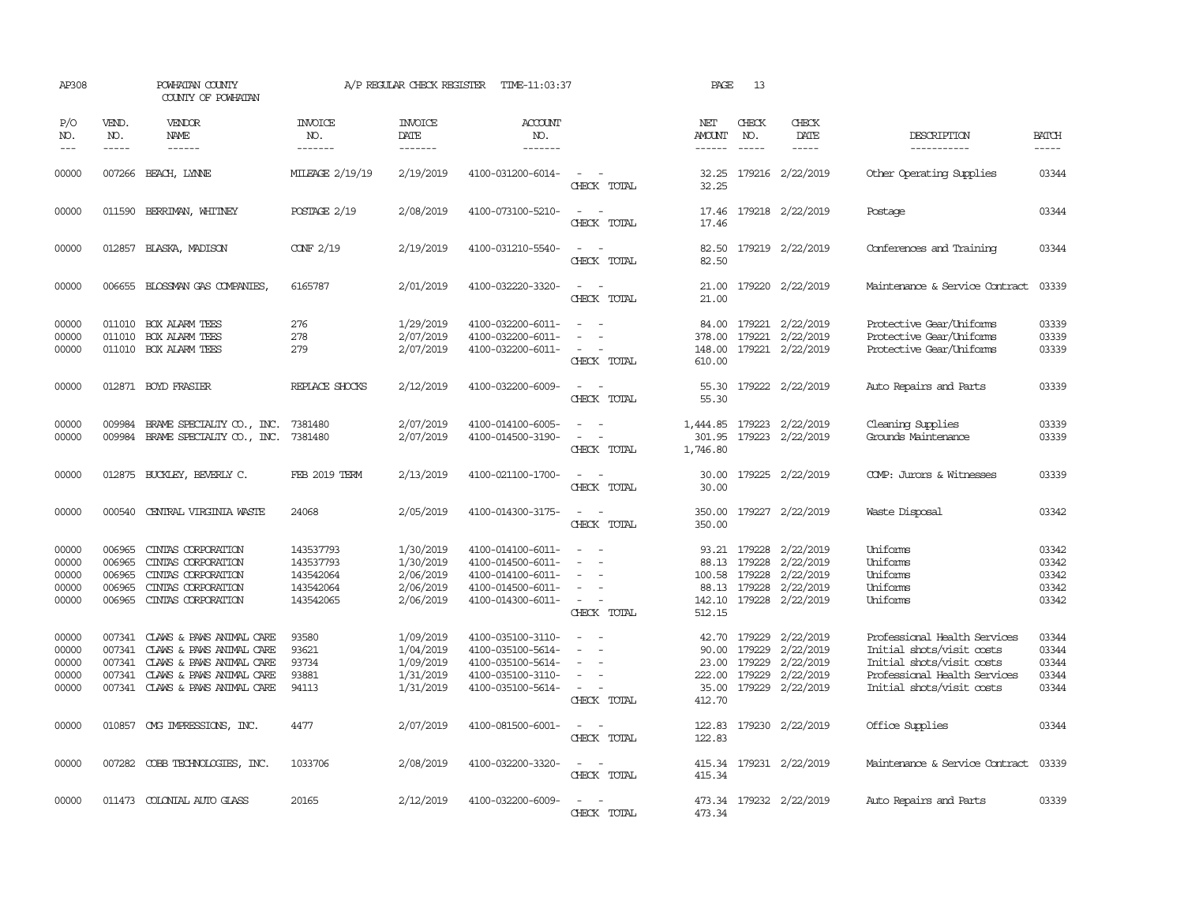AP308 POWHATAN COUNTY A/P REGULAR CHECK REGISTER TIME-11:03:37

COUNTY OF POWHATAN

| P/O NO. | VEND. NO. | VENDOR NAME | INVOICE NO. | INVOICE DATE | ACCOUNT NO. | | NET AMOUNT | CHECK NO. | CHECK DATE | DESCRIPTION | BATCH |
|---|---|---|---|---|---|---|---|---|---|---|---|
| 00000 | 007266 | BEACH, LYNNE | MILEAGE 2/19/19 | 2/19/2019 | 4100-031200-6014- | - - | 32.25 | 179216 | 2/22/2019 | Other Operating Supplies | 03344 |
| | | | | | | CHECK TOTAL | 32.25 | | | | |
| 00000 | 011590 | BERRIMAN, WHITNEY | POSTAGE 2/19 | 2/08/2019 | 4100-073100-5210- | - - | 17.46 | 179218 | 2/22/2019 | Postage | 03344 |
| | | | | | | CHECK TOTAL | 17.46 | | | | |
| 00000 | 012857 | BLASKA, MADISON | CONF 2/19 | 2/19/2019 | 4100-031210-5540- | - - | 82.50 | 179219 | 2/22/2019 | Conferences and Training | 03344 |
| | | | | | | CHECK TOTAL | 82.50 | | | | |
| 00000 | 006655 | BLOSSMAN GAS COMPANIES, | 6165787 | 2/01/2019 | 4100-032220-3320- | - - | 21.00 | 179220 | 2/22/2019 | Maintenance & Service Contract | 03339 |
| | | | | | | CHECK TOTAL | 21.00 | | | | |
| 00000 | 011010 | BOX ALARM TEES | 276 | 1/29/2019 | 4100-032200-6011- | - - | 84.00 | 179221 | 2/22/2019 | Protective Gear/Uniforms | 03339 |
| 00000 | 011010 | BOX ALARM TEES | 278 | 2/07/2019 | 4100-032200-6011- | - - | 378.00 | 179221 | 2/22/2019 | Protective Gear/Uniforms | 03339 |
| 00000 | 011010 | BOX ALARM TEES | 279 | 2/07/2019 | 4100-032200-6011- | - - | 148.00 | 179221 | 2/22/2019 | Protective Gear/Uniforms | 03339 |
| | | | | | | CHECK TOTAL | 610.00 | | | | |
| 00000 | 012871 | BOYD FRASIER | REPLACE SHOCKS | 2/12/2019 | 4100-032200-6009- | - - | 55.30 | 179222 | 2/22/2019 | Auto Repairs and Parts | 03339 |
| | | | | | | CHECK TOTAL | 55.30 | | | | |
| 00000 | 009984 | BRAME SPECIALTY CO., INC. | 7381480 | 2/07/2019 | 4100-014100-6005- | - - | 1,444.85 | 179223 | 2/22/2019 | Cleaning Supplies | 03339 |
| 00000 | 009984 | BRAME SPECIALTY CO., INC. | 7381480 | 2/07/2019 | 4100-014500-3190- | - - | 301.95 | 179223 | 2/22/2019 | Grounds Maintenance | 03339 |
| | | | | | | CHECK TOTAL | 1,746.80 | | | | |
| 00000 | 012875 | BUCKLEY, BEVERLY C. | FEB 2019 TERM | 2/13/2019 | 4100-021100-1700- | - - | 30.00 | 179225 | 2/22/2019 | COMP: Jurors & Witnesses | 03339 |
| | | | | | | CHECK TOTAL | 30.00 | | | | |
| 00000 | 000540 | CENTRAL VIRGINIA WASTE | 24068 | 2/05/2019 | 4100-014300-3175- | - - | 350.00 | 179227 | 2/22/2019 | Waste Disposal | 03342 |
| | | | | | | CHECK TOTAL | 350.00 | | | | |
| 00000 | 006965 | CINTAS CORPORATION | 143537793 | 1/30/2019 | 4100-014100-6011- | - - | 93.21 | 179228 | 2/22/2019 | Uniforms | 03342 |
| 00000 | 006965 | CINTAS CORPORATION | 143537793 | 1/30/2019 | 4100-014500-6011- | - - | 88.13 | 179228 | 2/22/2019 | Uniforms | 03342 |
| 00000 | 006965 | CINTAS CORPORATION | 143542064 | 2/06/2019 | 4100-014100-6011- | - - | 100.58 | 179228 | 2/22/2019 | Uniforms | 03342 |
| 00000 | 006965 | CINTAS CORPORATION | 143542064 | 2/06/2019 | 4100-014500-6011- | - - | 88.13 | 179228 | 2/22/2019 | Uniforms | 03342 |
| 00000 | 006965 | CINTAS CORPORATION | 143542065 | 2/06/2019 | 4100-014300-6011- | - - | 142.10 | 179228 | 2/22/2019 | Uniforms | 03342 |
| | | | | | | CHECK TOTAL | 512.15 | | | | |
| 00000 | 007341 | CLAWS & PAWS ANIMAL CARE | 93580 | 1/09/2019 | 4100-035100-3110- | - - | 42.70 | 179229 | 2/22/2019 | Professional Health Services | 03344 |
| 00000 | 007341 | CLAWS & PAWS ANIMAL CARE | 93621 | 1/04/2019 | 4100-035100-5614- | - - | 90.00 | 179229 | 2/22/2019 | Initial shots/visit costs | 03344 |
| 00000 | 007341 | CLAWS & PAWS ANIMAL CARE | 93734 | 1/09/2019 | 4100-035100-5614- | - - | 23.00 | 179229 | 2/22/2019 | Initial shots/visit costs | 03344 |
| 00000 | 007341 | CLAWS & PAWS ANIMAL CARE | 93881 | 1/31/2019 | 4100-035100-3110- | - - | 222.00 | 179229 | 2/22/2019 | Professional Health Services | 03344 |
| 00000 | 007341 | CLAWS & PAWS ANIMAL CARE | 94113 | 1/31/2019 | 4100-035100-5614- | - - | 35.00 | 179229 | 2/22/2019 | Initial shots/visit costs | 03344 |
| | | | | | | CHECK TOTAL | 412.70 | | | | |
| 00000 | 010857 | CMG IMPRESSIONS, INC. | 4477 | 2/07/2019 | 4100-081500-6001- | - - | 122.83 | 179230 | 2/22/2019 | Office Supplies | 03344 |
| | | | | | | CHECK TOTAL | 122.83 | | | | |
| 00000 | 007282 | COBB TECHNOLOGIES, INC. | 1033706 | 2/08/2019 | 4100-032200-3320- | - - | 415.34 | 179231 | 2/22/2019 | Maintenance & Service Contract | 03339 |
| | | | | | | CHECK TOTAL | 415.34 | | | | |
| 00000 | 011473 | COLONIAL AUTO GLASS | 20165 | 2/12/2019 | 4100-032200-6009- | - - | 473.34 | 179232 | 2/22/2019 | Auto Repairs and Parts | 03339 |
| | | | | | | CHECK TOTAL | 473.34 | | | | |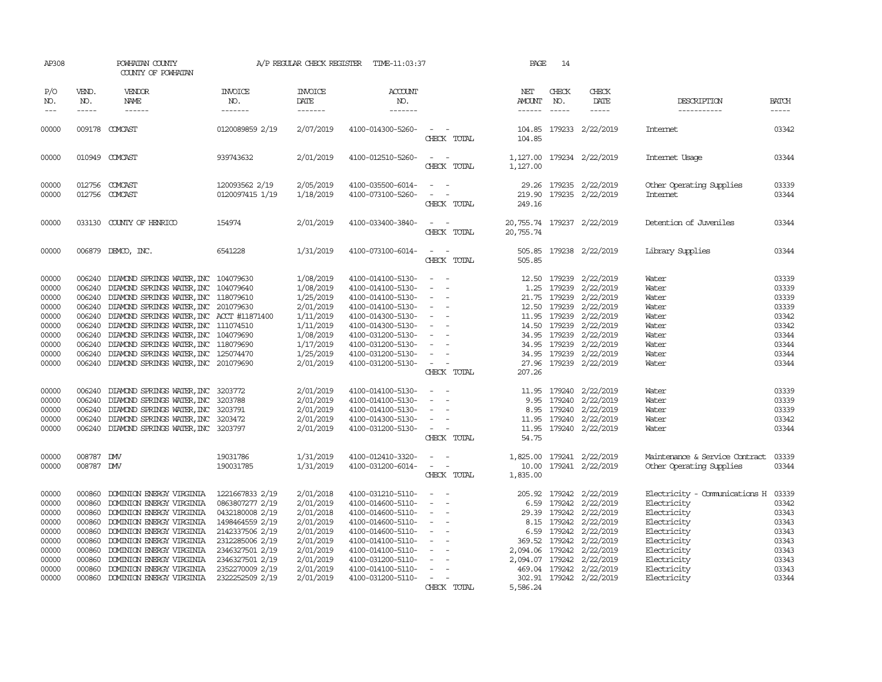AP308 POWHATAN COUNTY A/P REGULAR CHECK REGISTER TIME-11:03:37 PAGE 14

COUNTY OF POWHATAN

| P/O NO. | VEND. NO. | VENDOR NAME | INVOICE NO. | INVOICE DATE | ACCOUNT NO. | | NET AMOUNT | CHECK NO. | CHECK DATE | DESCRIPTION | BATCH |
|---|---|---|---|---|---|---|---|---|---|---|---|
| 00000 | 009178 | COMCAST | 0120089859 2/19 | 2/07/2019 | 4100-014300-5260- | - - | 104.85 | 179233 | 2/22/2019 | Internet | 03342 |
| | | | | | | CHECK TOTAL | 104.85 | | | | |
| 00000 | 010949 | COMCAST | 939743632 | 2/01/2019 | 4100-012510-5260- | - - | 1,127.00 | 179234 | 2/22/2019 | Internet Usage | 03344 |
| | | | | | | CHECK TOTAL | 1,127.00 | | | | |
| 00000 | 012756 | COMCAST | 120093562 2/19 | 2/05/2019 | 4100-035500-6014- | - - | 29.26 | 179235 | 2/22/2019 | Other Operating Supplies | 03339 |
| 00000 | 012756 | COMCAST | 0120097415 1/19 | 1/18/2019 | 4100-073100-5260- | - - | 219.90 | 179235 | 2/22/2019 | Internet | 03344 |
| | | | | | | CHECK TOTAL | 249.16 | | | | |
| 00000 | 033130 | COUNTY OF HENRICO | 154974 | 2/01/2019 | 4100-033400-3840- | - - | 20,755.74 | 179237 | 2/22/2019 | Detention of Juveniles | 03344 |
| | | | | | | CHECK TOTAL | 20,755.74 | | | | |
| 00000 | 006879 | DEMCO, INC. | 6541228 | 1/31/2019 | 4100-073100-6014- | - - | 505.85 | 179238 | 2/22/2019 | Library Supplies | 03344 |
| | | | | | | CHECK TOTAL | 505.85 | | | | |
| 00000 | 006240 | DIAMOND SPRINGS WATER,INC | 104079630 | 1/08/2019 | 4100-014100-5130- | - - | 12.50 | 179239 | 2/22/2019 | Water | 03339 |
| 00000 | 006240 | DIAMOND SPRINGS WATER,INC | 104079640 | 1/08/2019 | 4100-014100-5130- | - - | 1.25 | 179239 | 2/22/2019 | Water | 03339 |
| 00000 | 006240 | DIAMOND SPRINGS WATER,INC | 118079610 | 1/25/2019 | 4100-014100-5130- | - - | 21.75 | 179239 | 2/22/2019 | Water | 03339 |
| 00000 | 006240 | DIAMOND SPRINGS WATER,INC | 201079630 | 2/01/2019 | 4100-014100-5130- | - - | 12.50 | 179239 | 2/22/2019 | Water | 03339 |
| 00000 | 006240 | DIAMOND SPRINGS WATER,INC | ACCT #11871400 | 1/11/2019 | 4100-014300-5130- | - - | 11.95 | 179239 | 2/22/2019 | Water | 03342 |
| 00000 | 006240 | DIAMOND SPRINGS WATER,INC | 111074510 | 1/11/2019 | 4100-014300-5130- | - - | 14.50 | 179239 | 2/22/2019 | Water | 03342 |
| 00000 | 006240 | DIAMOND SPRINGS WATER,INC | 104079690 | 1/08/2019 | 4100-031200-5130- | - - | 34.95 | 179239 | 2/22/2019 | Water | 03344 |
| 00000 | 006240 | DIAMOND SPRINGS WATER,INC | 118079690 | 1/17/2019 | 4100-031200-5130- | - - | 34.95 | 179239 | 2/22/2019 | Water | 03344 |
| 00000 | 006240 | DIAMOND SPRINGS WATER,INC | 125074470 | 1/25/2019 | 4100-031200-5130- | - - | 34.95 | 179239 | 2/22/2019 | Water | 03344 |
| 00000 | 006240 | DIAMOND SPRINGS WATER,INC | 201079690 | 2/01/2019 | 4100-031200-5130- | - - | 27.96 | 179239 | 2/22/2019 | Water | 03344 |
| | | | | | | CHECK TOTAL | 207.26 | | | | |
| 00000 | 006240 | DIAMOND SPRINGS WATER,INC | 3203772 | 2/01/2019 | 4100-014100-5130- | - - | 11.95 | 179240 | 2/22/2019 | Water | 03339 |
| 00000 | 006240 | DIAMOND SPRINGS WATER,INC | 3203788 | 2/01/2019 | 4100-014100-5130- | - - | 9.95 | 179240 | 2/22/2019 | Water | 03339 |
| 00000 | 006240 | DIAMOND SPRINGS WATER,INC | 3203791 | 2/01/2019 | 4100-014100-5130- | - - | 8.95 | 179240 | 2/22/2019 | Water | 03339 |
| 00000 | 006240 | DIAMOND SPRINGS WATER,INC | 3203472 | 2/01/2019 | 4100-014300-5130- | - - | 11.95 | 179240 | 2/22/2019 | Water | 03342 |
| 00000 | 006240 | DIAMOND SPRINGS WATER,INC | 3203797 | 2/01/2019 | 4100-031200-5130- | - - | 11.95 | 179240 | 2/22/2019 | Water | 03344 |
| | | | | | | CHECK TOTAL | 54.75 | | | | |
| 00000 | 008787 | DMV | 19031786 | 1/31/2019 | 4100-012410-3320- | - - | 1,825.00 | 179241 | 2/22/2019 | Maintenance & Service Contract | 03339 |
| 00000 | 008787 | DMV | 190031785 | 1/31/2019 | 4100-031200-6014- | - - | 10.00 | 179241 | 2/22/2019 | Other Operating Supplies | 03344 |
| | | | | | | CHECK TOTAL | 1,835.00 | | | | |
| 00000 | 000860 | DOMINION ENERGY VIRGINIA | 1221667833 2/19 | 2/01/2018 | 4100-031210-5110- | - - | 205.92 | 179242 | 2/22/2019 | Electricity - Communications H | 03339 |
| 00000 | 000860 | DOMINION ENERGY VIRGINIA | 0863807277 2/19 | 2/01/2019 | 4100-014600-5110- | - - | 6.59 | 179242 | 2/22/2019 | Electricity | 03342 |
| 00000 | 000860 | DOMINION ENERGY VIRGINIA | 0432180008 2/19 | 2/01/2018 | 4100-014600-5110- | - - | 29.39 | 179242 | 2/22/2019 | Electricity | 03343 |
| 00000 | 000860 | DOMINION ENERGY VIRGINIA | 1498464559 2/19 | 2/01/2019 | 4100-014600-5110- | - - | 8.15 | 179242 | 2/22/2019 | Electricity | 03343 |
| 00000 | 000860 | DOMINION ENERGY VIRGINIA | 2142337506 2/19 | 2/01/2019 | 4100-014600-5110- | - - | 6.59 | 179242 | 2/22/2019 | Electricity | 03343 |
| 00000 | 000860 | DOMINION ENERGY VIRGINIA | 2312285006 2/19 | 2/01/2019 | 4100-014100-5110- | - - | 369.52 | 179242 | 2/22/2019 | Electricity | 03343 |
| 00000 | 000860 | DOMINION ENERGY VIRGINIA | 2346327501 2/19 | 2/01/2019 | 4100-014100-5110- | - - | 2,094.06 | 179242 | 2/22/2019 | Electricity | 03343 |
| 00000 | 000860 | DOMINION ENERGY VIRGINIA | 2346327501 2/19 | 2/01/2019 | 4100-031200-5110- | - - | 2,094.07 | 179242 | 2/22/2019 | Electricity | 03343 |
| 00000 | 000860 | DOMINION ENERGY VIRGINIA | 2352270009 2/19 | 2/01/2019 | 4100-014100-5110- | - - | 469.04 | 179242 | 2/22/2019 | Electricity | 03343 |
| 00000 | 000860 | DOMINION ENERGY VIRGINIA | 2322252509 2/19 | 2/01/2019 | 4100-031200-5110- | - - | 302.91 | 179242 | 2/22/2019 | Electricity | 03344 |
| | | | | | | CHECK TOTAL | 5,586.24 | | | | |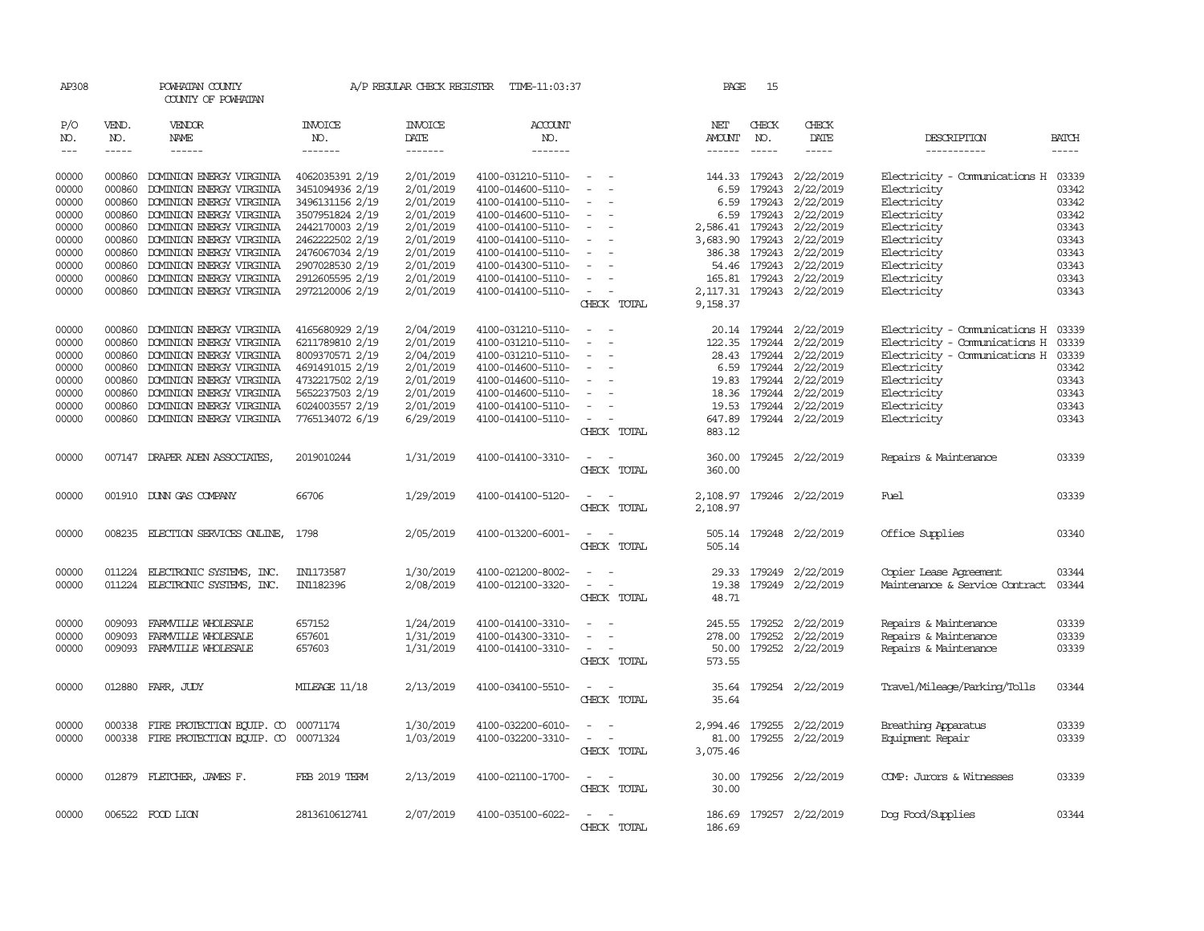AP308 POWHATAN COUNTY A/P REGULAR CHECK REGISTER TIME-11:03:37 PAGE 15
COUNTY OF POWHATAN

| P/O NO. | VEND. NO. | VENDOR NAME | INVOICE NO. | INVOICE DATE | ACCOUNT NO. | | NET AMOUNT | CHECK NO. | CHECK DATE | DESCRIPTION | BATCH |
|---|---|---|---|---|---|---|---|---|---|---|---|
| 00000 | 000860 | DOMINION ENERGY VIRGINIA | 4062035391 2/19 | 2/01/2019 | 4100-031210-5110- | - - | 144.33 | 179243 | 2/22/2019 | Electricity - Communications H | 03339 |
| 00000 | 000860 | DOMINION ENERGY VIRGINIA | 3451094936 2/19 | 2/01/2019 | 4100-014600-5110- | - - | 6.59 | 179243 | 2/22/2019 | Electricity | 03342 |
| 00000 | 000860 | DOMINION ENERGY VIRGINIA | 3496131156 2/19 | 2/01/2019 | 4100-014100-5110- | - - | 6.59 | 179243 | 2/22/2019 | Electricity | 03342 |
| 00000 | 000860 | DOMINION ENERGY VIRGINIA | 3507951824 2/19 | 2/01/2019 | 4100-014600-5110- | - - | 6.59 | 179243 | 2/22/2019 | Electricity | 03342 |
| 00000 | 000860 | DOMINION ENERGY VIRGINIA | 2442170003 2/19 | 2/01/2019 | 4100-014100-5110- | - - | 2,586.41 | 179243 | 2/22/2019 | Electricity | 03343 |
| 00000 | 000860 | DOMINION ENERGY VIRGINIA | 2462222502 2/19 | 2/01/2019 | 4100-014100-5110- | - - | 3,683.90 | 179243 | 2/22/2019 | Electricity | 03343 |
| 00000 | 000860 | DOMINION ENERGY VIRGINIA | 2476067034 2/19 | 2/01/2019 | 4100-014100-5110- | - - | 386.38 | 179243 | 2/22/2019 | Electricity | 03343 |
| 00000 | 000860 | DOMINION ENERGY VIRGINIA | 2907028530 2/19 | 2/01/2019 | 4100-014300-5110- | - - | 54.46 | 179243 | 2/22/2019 | Electricity | 03343 |
| 00000 | 000860 | DOMINION ENERGY VIRGINIA | 2912605595 2/19 | 2/01/2019 | 4100-014100-5110- | - - | 165.81 | 179243 | 2/22/2019 | Electricity | 03343 |
| 00000 | 000860 | DOMINION ENERGY VIRGINIA | 2972120006 2/19 | 2/01/2019 | 4100-014100-5110- | - - | 2,117.31 | 179243 | 2/22/2019 | Electricity | 03343 |
| | | | | | | CHECK TOTAL | 9,158.37 | | | | |
| 00000 | 000860 | DOMINION ENERGY VIRGINIA | 4165680929 2/19 | 2/04/2019 | 4100-031210-5110- | - - | 20.14 | 179244 | 2/22/2019 | Electricity - Communications H | 03339 |
| 00000 | 000860 | DOMINION ENERGY VIRGINIA | 6211789810 2/19 | 2/01/2019 | 4100-031210-5110- | - - | 122.35 | 179244 | 2/22/2019 | Electricity - Communications H | 03339 |
| 00000 | 000860 | DOMINION ENERGY VIRGINIA | 8009370571 2/19 | 2/04/2019 | 4100-031210-5110- | - - | 28.43 | 179244 | 2/22/2019 | Electricity - Communications H | 03339 |
| 00000 | 000860 | DOMINION ENERGY VIRGINIA | 4691491015 2/19 | 2/01/2019 | 4100-014600-5110- | - - | 6.59 | 179244 | 2/22/2019 | Electricity | 03342 |
| 00000 | 000860 | DOMINION ENERGY VIRGINIA | 4732217502 2/19 | 2/01/2019 | 4100-014600-5110- | - - | 19.83 | 179244 | 2/22/2019 | Electricity | 03343 |
| 00000 | 000860 | DOMINION ENERGY VIRGINIA | 5652237503 2/19 | 2/01/2019 | 4100-014600-5110- | - - | 18.36 | 179244 | 2/22/2019 | Electricity | 03343 |
| 00000 | 000860 | DOMINION ENERGY VIRGINIA | 6024003557 2/19 | 2/01/2019 | 4100-014100-5110- | - - | 19.53 | 179244 | 2/22/2019 | Electricity | 03343 |
| 00000 | 000860 | DOMINION ENERGY VIRGINIA | 7765134072 6/19 | 6/29/2019 | 4100-014100-5110- | - - | 647.89 | 179244 | 2/22/2019 | Electricity | 03343 |
| | | | | | | CHECK TOTAL | 883.12 | | | | |
| 00000 | 007147 | DRAPER ADEN ASSOCIATES, | 2019010244 | 1/31/2019 | 4100-014100-3310- | - - | 360.00 | 179245 | 2/22/2019 | Repairs & Maintenance | 03339 |
| | | | | | | CHECK TOTAL | 360.00 | | | | |
| 00000 | 001910 | DUNN GAS COMPANY | 66706 | 1/29/2019 | 4100-014100-5120- | - - | 2,108.97 | 179246 | 2/22/2019 | Fuel | 03339 |
| | | | | | | CHECK TOTAL | 2,108.97 | | | | |
| 00000 | 008235 | ELECTION SERVICES ONLINE, | 1798 | 2/05/2019 | 4100-013200-6001- | - - | 505.14 | 179248 | 2/22/2019 | Office Supplies | 03340 |
| | | | | | | CHECK TOTAL | 505.14 | | | | |
| 00000 | 011224 | ELECTRONIC SYSTEMS, INC. | IN1173587 | 1/30/2019 | 4100-021200-8002- | - - | 29.33 | 179249 | 2/22/2019 | Copier Lease Agreement | 03344 |
| 00000 | 011224 | ELECTRONIC SYSTEMS, INC. | IN1182396 | 2/08/2019 | 4100-012100-3320- | - - | 19.38 | 179249 | 2/22/2019 | Maintenance & Service Contract | 03344 |
| | | | | | | CHECK TOTAL | 48.71 | | | | |
| 00000 | 009093 | FARMVILLE WHOLESALE | 657152 | 1/24/2019 | 4100-014100-3310- | - - | 245.55 | 179252 | 2/22/2019 | Repairs & Maintenance | 03339 |
| 00000 | 009093 | FARMVILLE WHOLESALE | 657601 | 1/31/2019 | 4100-014300-3310- | - - | 278.00 | 179252 | 2/22/2019 | Repairs & Maintenance | 03339 |
| 00000 | 009093 | FARMVILLE WHOLESALE | 657603 | 1/31/2019 | 4100-014100-3310- | - - | 50.00 | 179252 | 2/22/2019 | Repairs & Maintenance | 03339 |
| | | | | | | CHECK TOTAL | 573.55 | | | | |
| 00000 | 012880 | FARR, JUDY | MILEAGE 11/18 | 2/13/2019 | 4100-034100-5510- | - - | 35.64 | 179254 | 2/22/2019 | Travel/Mileage/Parking/Tolls | 03344 |
| | | | | | | CHECK TOTAL | 35.64 | | | | |
| 00000 | 000338 | FIRE PROTECTION EQUIP. CO | 00071174 | 1/30/2019 | 4100-032200-6010- | - - | 2,994.46 | 179255 | 2/22/2019 | Breathing Apparatus | 03339 |
| 00000 | 000338 | FIRE PROTECTION EQUIP. CO | 00071324 | 1/03/2019 | 4100-032200-3310- | - - | 81.00 | 179255 | 2/22/2019 | Equipment Repair | 03339 |
| | | | | | | CHECK TOTAL | 3,075.46 | | | | |
| 00000 | 012879 | FLETCHER, JAMES F. | FEB 2019 TERM | 2/13/2019 | 4100-021100-1700- | - - | 30.00 | 179256 | 2/22/2019 | COMP: Jurors & Witnesses | 03339 |
| | | | | | | CHECK TOTAL | 30.00 | | | | |
| 00000 | 006522 | FOOD LION | 2813610612741 | 2/07/2019 | 4100-035100-6022- | - - | 186.69 | 179257 | 2/22/2019 | Dog Food/Supplies | 03344 |
| | | | | | | CHECK TOTAL | 186.69 | | | | |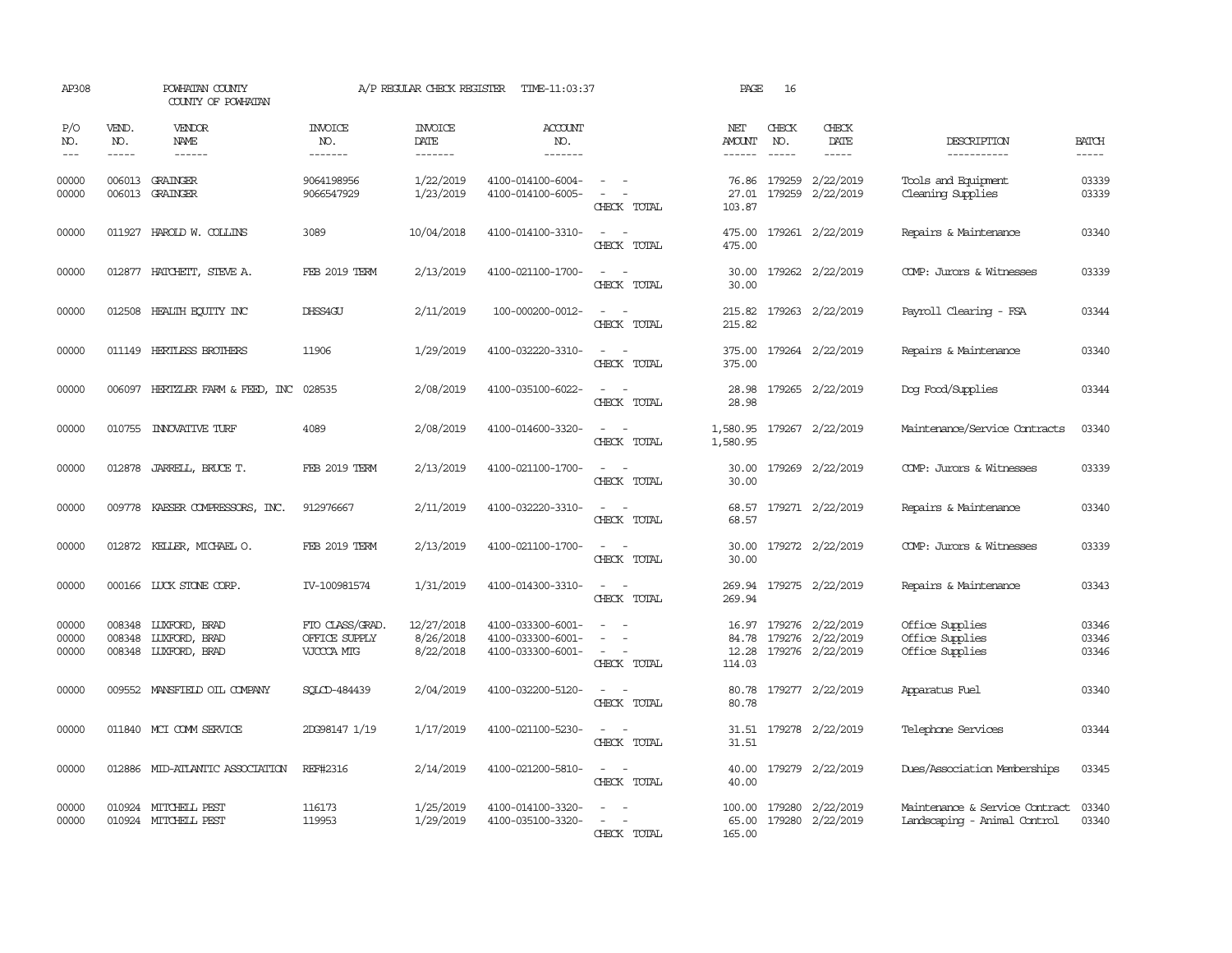AP308 POWHATAN COUNTY A/P REGULAR CHECK REGISTER TIME-11:03:37 PAGE 16

COUNTY OF POWHATAN

| P/O NO. | VEND. NO. | VENDOR NAME | INVOICE NO. | INVOICE DATE | ACCOUNT NO. | | NET AMOUNT | CHECK NO. | CHECK DATE | DESCRIPTION | BATCH |
|---|---|---|---|---|---|---|---|---|---|---|---|
| 00000 | 006013 | GRAINGER | 9064198956 | 1/22/2019 | 4100-014100-6004- | - - | 76.86 | 179259 | 2/22/2019 | Tools and Equipment | 03339 |
| 00000 | 006013 | GRAINGER | 9066547929 | 1/23/2019 | 4100-014100-6005- | - - | 27.01 | 179259 | 2/22/2019 | Cleaning Supplies | 03339 |
| | | | | | | CHECK TOTAL | 103.87 | | | | |
| 00000 | 011927 | HAROLD W. COLLINS | 3089 | 10/04/2018 | 4100-014100-3310- | - - | 475.00 | 179261 | 2/22/2019 | Repairs & Maintenance | 03340 |
| | | | | | | CHECK TOTAL | 475.00 | | | | |
| 00000 | 012877 | HATCHETT, STEVE A. | FEB 2019 TERM | 2/13/2019 | 4100-021100-1700- | - - | 30.00 | 179262 | 2/22/2019 | COMP: Jurors & Witnesses | 03339 |
| | | | | | | CHECK TOTAL | 30.00 | | | | |
| 00000 | 012508 | HEALTH EQUITY INC | DHSS4GU | 2/11/2019 | 100-000200-0012- | - - | 215.82 | 179263 | 2/22/2019 | Payroll Clearing - FSA | 03344 |
| | | | | | | CHECK TOTAL | 215.82 | | | | |
| 00000 | 011149 | HERTLESS BROTHERS | 11906 | 1/29/2019 | 4100-032220-3310- | - - | 375.00 | 179264 | 2/22/2019 | Repairs & Maintenance | 03340 |
| | | | | | | CHECK TOTAL | 375.00 | | | | |
| 00000 | 006097 | HERTZLER FARM & FEED, INC | 028535 | 2/08/2019 | 4100-035100-6022- | - - | 28.98 | 179265 | 2/22/2019 | Dog Food/Supplies | 03344 |
| | | | | | | CHECK TOTAL | 28.98 | | | | |
| 00000 | 010755 | INNOVATIVE TURF | 4089 | 2/08/2019 | 4100-014600-3320- | - - | 1,580.95 | 179267 | 2/22/2019 | Maintenance/Service Contracts | 03340 |
| | | | | | | CHECK TOTAL | 1,580.95 | | | | |
| 00000 | 012878 | JARRELL, BRUCE T. | FEB 2019 TERM | 2/13/2019 | 4100-021100-1700- | - - | 30.00 | 179269 | 2/22/2019 | COMP: Jurors & Witnesses | 03339 |
| | | | | | | CHECK TOTAL | 30.00 | | | | |
| 00000 | 009778 | KAESER COMPRESSORS, INC. | 912976667 | 2/11/2019 | 4100-032220-3310- | - - | 68.57 | 179271 | 2/22/2019 | Repairs & Maintenance | 03340 |
| | | | | | | CHECK TOTAL | 68.57 | | | | |
| 00000 | 012872 | KELLER, MICHAEL O. | FEB 2019 TERM | 2/13/2019 | 4100-021100-1700- | - - | 30.00 | 179272 | 2/22/2019 | COMP: Jurors & Witnesses | 03339 |
| | | | | | | CHECK TOTAL | 30.00 | | | | |
| 00000 | 000166 | LUCK STONE CORP. | IV-100981574 | 1/31/2019 | 4100-014300-3310- | - - | 269.94 | 179275 | 2/22/2019 | Repairs & Maintenance | 03343 |
| | | | | | | CHECK TOTAL | 269.94 | | | | |
| 00000 | 008348 | LUXFORD, BRAD | FTO CLASS/GRAD. | 12/27/2018 | 4100-033300-6001- | - - | 16.97 | 179276 | 2/22/2019 | Office Supplies | 03346 |
| 00000 | 008348 | LUXFORD, BRAD | OFFICE SUPPLY | 8/26/2018 | 4100-033300-6001- | - - | 84.78 | 179276 | 2/22/2019 | Office Supplies | 03346 |
| 00000 | 008348 | LUXFORD, BRAD | VJCCCA MTG | 8/22/2018 | 4100-033300-6001- | - - | 12.28 | 179276 | 2/22/2019 | Office Supplies | 03346 |
| | | | | | | CHECK TOTAL | 114.03 | | | | |
| 00000 | 009552 | MANSFIELD OIL COMPANY | SQLCD-484439 | 2/04/2019 | 4100-032200-5120- | - - | 80.78 | 179277 | 2/22/2019 | Apparatus Fuel | 03340 |
| | | | | | | CHECK TOTAL | 80.78 | | | | |
| 00000 | 011840 | MCI COMM SERVICE | 2DG98147 1/19 | 1/17/2019 | 4100-021100-5230- | - - | 31.51 | 179278 | 2/22/2019 | Telephone Services | 03344 |
| | | | | | | CHECK TOTAL | 31.51 | | | | |
| 00000 | 012886 | MID-ATLANTIC ASSOCIATION | REF#2316 | 2/14/2019 | 4100-021200-5810- | - - | 40.00 | 179279 | 2/22/2019 | Dues/Association Memberships | 03345 |
| | | | | | | CHECK TOTAL | 40.00 | | | | |
| 00000 | 010924 | MITCHELL PEST | 116173 | 1/25/2019 | 4100-014100-3320- | - - | 100.00 | 179280 | 2/22/2019 | Maintenance & Service Contract | 03340 |
| 00000 | 010924 | MITCHELL PEST | 119953 | 1/29/2019 | 4100-035100-3320- | - - | 65.00 | 179280 | 2/22/2019 | Landscaping - Animal Control | 03340 |
| | | | | | | CHECK TOTAL | 165.00 | | | | |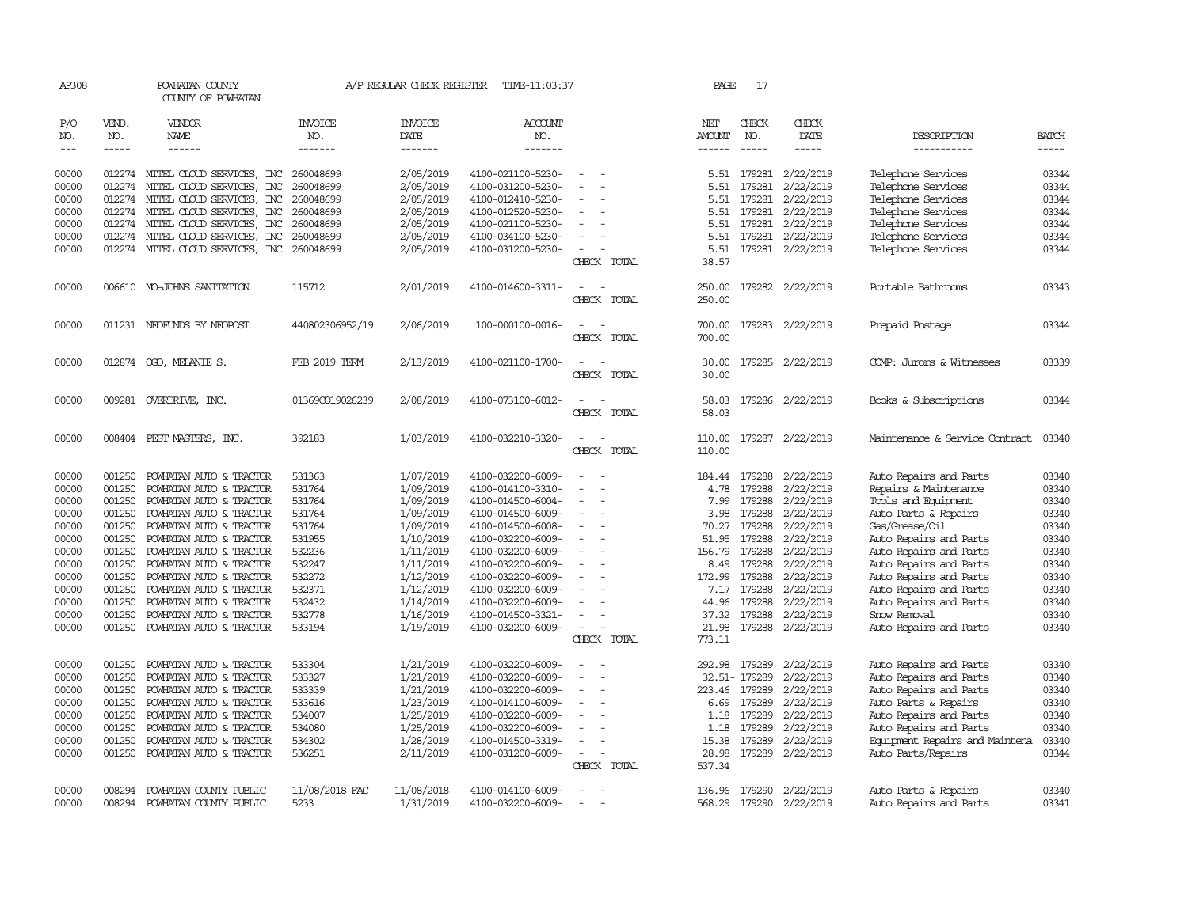AP308 POWHATAN COUNTY A/P REGULAR CHECK REGISTER TIME-11:03:37 PAGE 17

COUNTY OF POWHATAN

| P/O NO. | VEND. NO. | VENDOR NAME | INVOICE NO. | INVOICE DATE | ACCOUNT NO. | | NET AMOUNT | CHECK NO. | CHECK DATE | DESCRIPTION | BATCH |
|---|---|---|---|---|---|---|---|---|---|---|---|
| 00000 | 012274 | MITEL CLOUD SERVICES, INC | 260048699 | 2/05/2019 | 4100-021100-5230- | - - | 5.51 | 179281 | 2/22/2019 | Telephone Services | 03344 |
| 00000 | 012274 | MITEL CLOUD SERVICES, INC | 260048699 | 2/05/2019 | 4100-031200-5230- | - - | 5.51 | 179281 | 2/22/2019 | Telephone Services | 03344 |
| 00000 | 012274 | MITEL CLOUD SERVICES, INC | 260048699 | 2/05/2019 | 4100-012410-5230- | - - | 5.51 | 179281 | 2/22/2019 | Telephone Services | 03344 |
| 00000 | 012274 | MITEL CLOUD SERVICES, INC | 260048699 | 2/05/2019 | 4100-012520-5230- | - - | 5.51 | 179281 | 2/22/2019 | Telephone Services | 03344 |
| 00000 | 012274 | MITEL CLOUD SERVICES, INC | 260048699 | 2/05/2019 | 4100-021100-5230- | - - | 5.51 | 179281 | 2/22/2019 | Telephone Services | 03344 |
| 00000 | 012274 | MITEL CLOUD SERVICES, INC | 260048699 | 2/05/2019 | 4100-034100-5230- | - - | 5.51 | 179281 | 2/22/2019 | Telephone Services | 03344 |
| 00000 | 012274 | MITEL CLOUD SERVICES, INC | 260048699 | 2/05/2019 | 4100-031200-5230- | - - | 5.51 | 179281 | 2/22/2019 | Telephone Services | 03344 |
| | | | | | | CHECK TOTAL | 38.57 | | | | |
| 00000 | 006610 | MO-JOHNS SANITATION | 115712 | 2/01/2019 | 4100-014600-3311- | - - | 250.00 | 179282 | 2/22/2019 | Portable Bathrooms | 03343 |
| | | | | | | CHECK TOTAL | 250.00 | | | | |
| 00000 | 011231 | NEOFUNDS BY NEOPOST | 440802306952/19 | 2/06/2019 | 100-000100-0016- | - - | 700.00 | 179283 | 2/22/2019 | Prepaid Postage | 03344 |
| | | | | | | CHECK TOTAL | 700.00 | | | | |
| 00000 | 012874 | OGO, MELANIE S. | FEB 2019 TERM | 2/13/2019 | 4100-021100-1700- | - - | 30.00 | 179285 | 2/22/2019 | COMP: Jurors & Witnesses | 03339 |
| | | | | | | CHECK TOTAL | 30.00 | | | | |
| 00000 | 009281 | OVERDRIVE, INC. | 01369CO19026239 | 2/08/2019 | 4100-073100-6012- | - - | 58.03 | 179286 | 2/22/2019 | Books & Subscriptions | 03344 |
| | | | | | | CHECK TOTAL | 58.03 | | | | |
| 00000 | 008404 | PEST MASTERS, INC. | 392183 | 1/03/2019 | 4100-032210-3320- | - - | 110.00 | 179287 | 2/22/2019 | Maintenance & Service Contract | 03340 |
| | | | | | | CHECK TOTAL | 110.00 | | | | |
| 00000 | 001250 | POWHATAN AUTO & TRACTOR | 531363 | 1/07/2019 | 4100-032200-6009- | - - | 184.44 | 179288 | 2/22/2019 | Auto Repairs and Parts | 03340 |
| 00000 | 001250 | POWHATAN AUTO & TRACTOR | 531764 | 1/09/2019 | 4100-014100-3310- | - - | 4.78 | 179288 | 2/22/2019 | Repairs & Maintenance | 03340 |
| 00000 | 001250 | POWHATAN AUTO & TRACTOR | 531764 | 1/09/2019 | 4100-014500-6004- | - - | 7.99 | 179288 | 2/22/2019 | Tools and Equipment | 03340 |
| 00000 | 001250 | POWHATAN AUTO & TRACTOR | 531764 | 1/09/2019 | 4100-014500-6009- | - - | 3.98 | 179288 | 2/22/2019 | Auto Parts & Repairs | 03340 |
| 00000 | 001250 | POWHATAN AUTO & TRACTOR | 531764 | 1/09/2019 | 4100-014500-6008- | - - | 70.27 | 179288 | 2/22/2019 | Gas/Grease/Oil | 03340 |
| 00000 | 001250 | POWHATAN AUTO & TRACTOR | 531955 | 1/10/2019 | 4100-032200-6009- | - - | 51.95 | 179288 | 2/22/2019 | Auto Repairs and Parts | 03340 |
| 00000 | 001250 | POWHATAN AUTO & TRACTOR | 532236 | 1/11/2019 | 4100-032200-6009- | - - | 156.79 | 179288 | 2/22/2019 | Auto Repairs and Parts | 03340 |
| 00000 | 001250 | POWHATAN AUTO & TRACTOR | 532247 | 1/11/2019 | 4100-032200-6009- | - - | 8.49 | 179288 | 2/22/2019 | Auto Repairs and Parts | 03340 |
| 00000 | 001250 | POWHATAN AUTO & TRACTOR | 532272 | 1/12/2019 | 4100-032200-6009- | - - | 172.99 | 179288 | 2/22/2019 | Auto Repairs and Parts | 03340 |
| 00000 | 001250 | POWHATAN AUTO & TRACTOR | 532371 | 1/12/2019 | 4100-032200-6009- | - - | 7.17 | 179288 | 2/22/2019 | Auto Repairs and Parts | 03340 |
| 00000 | 001250 | POWHATAN AUTO & TRACTOR | 532432 | 1/14/2019 | 4100-032200-6009- | - - | 44.96 | 179288 | 2/22/2019 | Auto Repairs and Parts | 03340 |
| 00000 | 001250 | POWHATAN AUTO & TRACTOR | 532778 | 1/16/2019 | 4100-014500-3321- | - - | 37.32 | 179288 | 2/22/2019 | Snow Removal | 03340 |
| 00000 | 001250 | POWHATAN AUTO & TRACTOR | 533194 | 1/19/2019 | 4100-032200-6009- | - - | 21.98 | 179288 | 2/22/2019 | Auto Repairs and Parts | 03340 |
| | | | | | | CHECK TOTAL | 773.11 | | | | |
| 00000 | 001250 | POWHATAN AUTO & TRACTOR | 533304 | 1/21/2019 | 4100-032200-6009- | - - | 292.98 | 179289 | 2/22/2019 | Auto Repairs and Parts | 03340 |
| 00000 | 001250 | POWHATAN AUTO & TRACTOR | 533327 | 1/21/2019 | 4100-032200-6009- | - - | 32.51- | 179289 | 2/22/2019 | Auto Repairs and Parts | 03340 |
| 00000 | 001250 | POWHATAN AUTO & TRACTOR | 533339 | 1/21/2019 | 4100-032200-6009- | - - | 223.46 | 179289 | 2/22/2019 | Auto Repairs and Parts | 03340 |
| 00000 | 001250 | POWHATAN AUTO & TRACTOR | 533616 | 1/23/2019 | 4100-014100-6009- | - - | 6.69 | 179289 | 2/22/2019 | Auto Parts & Repairs | 03340 |
| 00000 | 001250 | POWHATAN AUTO & TRACTOR | 534007 | 1/25/2019 | 4100-032200-6009- | - - | 1.18 | 179289 | 2/22/2019 | Auto Repairs and Parts | 03340 |
| 00000 | 001250 | POWHATAN AUTO & TRACTOR | 534080 | 1/25/2019 | 4100-032200-6009- | - - | 1.18 | 179289 | 2/22/2019 | Auto Repairs and Parts | 03340 |
| 00000 | 001250 | POWHATAN AUTO & TRACTOR | 534302 | 1/28/2019 | 4100-014500-3319- | - - | 15.38 | 179289 | 2/22/2019 | Equipment Repairs and Maintena | 03340 |
| 00000 | 001250 | POWHATAN AUTO & TRACTOR | 536251 | 2/11/2019 | 4100-031200-6009- | - - | 28.98 | 179289 | 2/22/2019 | Auto Parts/Repairs | 03344 |
| | | | | | | CHECK TOTAL | 537.34 | | | | |
| 00000 | 008294 | POWHATAN COUNTY PUBLIC | 11/08/2018 FAC | 11/08/2018 | 4100-014100-6009- | - - | 136.96 | 179290 | 2/22/2019 | Auto Parts & Repairs | 03340 |
| 00000 | 008294 | POWHATAN COUNTY PUBLIC | 5233 | 1/31/2019 | 4100-032200-6009- | - - | 568.29 | 179290 | 2/22/2019 | Auto Repairs and Parts | 03341 |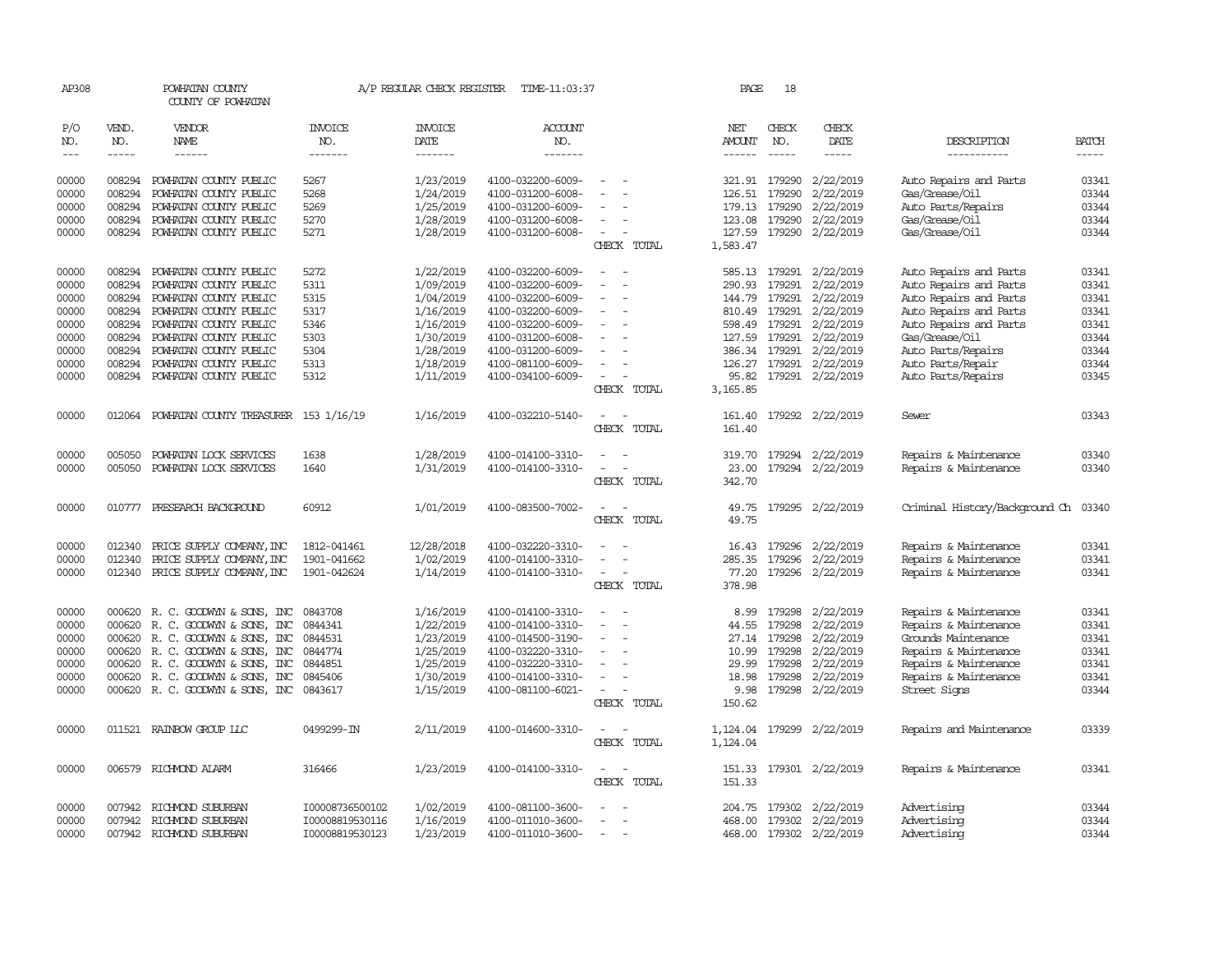AP308 POWHATAN COUNTY A/P REGULAR CHECK REGISTER TIME-11:03:37 PAGE 18

COUNTY OF POWHATAN

| P/O NO. | VEND. NO. | VENDOR NAME | INVOICE NO. | INVOICE DATE | ACCOUNT NO. | | NET AMOUNT | CHECK NO. | CHECK DATE | DESCRIPTION | BATCH |
|---|---|---|---|---|---|---|---|---|---|---|---|
| 00000 | 008294 | POWHATAN COUNTY PUBLIC | 5267 | 1/23/2019 | 4100-032200-6009- | - - | 321.91 | 179290 | 2/22/2019 | Auto Repairs and Parts | 03341 |
| 00000 | 008294 | POWHATAN COUNTY PUBLIC | 5268 | 1/24/2019 | 4100-031200-6008- | - - | 126.51 | 179290 | 2/22/2019 | Gas/Grease/Oil | 03344 |
| 00000 | 008294 | POWHATAN COUNTY PUBLIC | 5269 | 1/25/2019 | 4100-031200-6009- | - - | 179.13 | 179290 | 2/22/2019 | Auto Parts/Repairs | 03344 |
| 00000 | 008294 | POWHATAN COUNTY PUBLIC | 5270 | 1/28/2019 | 4100-031200-6008- | - - | 123.08 | 179290 | 2/22/2019 | Gas/Grease/Oil | 03344 |
| 00000 | 008294 | POWHATAN COUNTY PUBLIC | 5271 | 1/28/2019 | 4100-031200-6008- | - - | 127.59 | 179290 | 2/22/2019 | Gas/Grease/Oil | 03344 |
| | | | | | | CHECK TOTAL | 1,583.47 | | | | |
| 00000 | 008294 | POWHATAN COUNTY PUBLIC | 5272 | 1/22/2019 | 4100-032200-6009- | - - | 585.13 | 179291 | 2/22/2019 | Auto Repairs and Parts | 03341 |
| 00000 | 008294 | POWHATAN COUNTY PUBLIC | 5311 | 1/09/2019 | 4100-032200-6009- | - - | 290.93 | 179291 | 2/22/2019 | Auto Repairs and Parts | 03341 |
| 00000 | 008294 | POWHATAN COUNTY PUBLIC | 5315 | 1/04/2019 | 4100-032200-6009- | - - | 144.79 | 179291 | 2/22/2019 | Auto Repairs and Parts | 03341 |
| 00000 | 008294 | POWHATAN COUNTY PUBLIC | 5317 | 1/16/2019 | 4100-032200-6009- | - - | 810.49 | 179291 | 2/22/2019 | Auto Repairs and Parts | 03341 |
| 00000 | 008294 | POWHATAN COUNTY PUBLIC | 5346 | 1/16/2019 | 4100-032200-6009- | - - | 598.49 | 179291 | 2/22/2019 | Auto Repairs and Parts | 03341 |
| 00000 | 008294 | POWHATAN COUNTY PUBLIC | 5303 | 1/30/2019 | 4100-031200-6008- | - - | 127.59 | 179291 | 2/22/2019 | Gas/Grease/Oil | 03344 |
| 00000 | 008294 | POWHATAN COUNTY PUBLIC | 5304 | 1/28/2019 | 4100-031200-6009- | - - | 386.34 | 179291 | 2/22/2019 | Auto Parts/Repairs | 03344 |
| 00000 | 008294 | POWHATAN COUNTY PUBLIC | 5313 | 1/18/2019 | 4100-081100-6009- | - - | 126.27 | 179291 | 2/22/2019 | Auto Parts/Repair | 03344 |
| 00000 | 008294 | POWHATAN COUNTY PUBLIC | 5312 | 1/11/2019 | 4100-034100-6009- | - - | 95.82 | 179291 | 2/22/2019 | Auto Parts/Repairs | 03345 |
| | | | | | | CHECK TOTAL | 3,165.85 | | | | |
| 00000 | 012064 | POWHATAN COUNTY TREASURER | 153 1/16/19 | 1/16/2019 | 4100-032210-5140- | - - | 161.40 | 179292 | 2/22/2019 | Sewer | 03343 |
| | | | | | | CHECK TOTAL | 161.40 | | | | |
| 00000 | 005050 | POWHATAN LOCK SERVICES | 1638 | 1/28/2019 | 4100-014100-3310- | - - | 319.70 | 179294 | 2/22/2019 | Repairs & Maintenance | 03340 |
| 00000 | 005050 | POWHATAN LOCK SERVICES | 1640 | 1/31/2019 | 4100-014100-3310- | - - | 23.00 | 179294 | 2/22/2019 | Repairs & Maintenance | 03340 |
| | | | | | | CHECK TOTAL | 342.70 | | | | |
| 00000 | 010777 | PRESEARCH BACKGROUND | 60912 | 1/01/2019 | 4100-083500-7002- | - - | 49.75 | 179295 | 2/22/2019 | Criminal History/Background Ch | 03340 |
| | | | | | | CHECK TOTAL | 49.75 | | | | |
| 00000 | 012340 | PRICE SUPPLY COMPANY,INC | 1812-041461 | 12/28/2018 | 4100-032220-3310- | - - | 16.43 | 179296 | 2/22/2019 | Repairs & Maintenance | 03341 |
| 00000 | 012340 | PRICE SUPPLY COMPANY,INC | 1901-041662 | 1/02/2019 | 4100-014100-3310- | - - | 285.35 | 179296 | 2/22/2019 | Repairs & Maintenance | 03341 |
| 00000 | 012340 | PRICE SUPPLY COMPANY,INC | 1901-042624 | 1/14/2019 | 4100-014100-3310- | - - | 77.20 | 179296 | 2/22/2019 | Repairs & Maintenance | 03341 |
| | | | | | | CHECK TOTAL | 378.98 | | | | |
| 00000 | 000620 | R. C. GOODWYN & SONS, INC | 0843708 | 1/16/2019 | 4100-014100-3310- | - - | 8.99 | 179298 | 2/22/2019 | Repairs & Maintenance | 03341 |
| 00000 | 000620 | R. C. GOODWYN & SONS, INC | 0844341 | 1/22/2019 | 4100-014100-3310- | - - | 44.55 | 179298 | 2/22/2019 | Repairs & Maintenance | 03341 |
| 00000 | 000620 | R. C. GOODWYN & SONS, INC | 0844531 | 1/23/2019 | 4100-014500-3190- | - - | 27.14 | 179298 | 2/22/2019 | Grounds Maintenance | 03341 |
| 00000 | 000620 | R. C. GOODWYN & SONS, INC | 0844774 | 1/25/2019 | 4100-032220-3310- | - - | 10.99 | 179298 | 2/22/2019 | Repairs & Maintenance | 03341 |
| 00000 | 000620 | R. C. GOODWYN & SONS, INC | 0844851 | 1/25/2019 | 4100-032220-3310- | - - | 29.99 | 179298 | 2/22/2019 | Repairs & Maintenance | 03341 |
| 00000 | 000620 | R. C. GOODWYN & SONS, INC | 0845406 | 1/30/2019 | 4100-014100-3310- | - - | 18.98 | 179298 | 2/22/2019 | Repairs & Maintenance | 03341 |
| 00000 | 000620 | R. C. GOODWYN & SONS, INC | 0843617 | 1/15/2019 | 4100-081100-6021- | - - | 9.98 | 179298 | 2/22/2019 | Street Signs | 03344 |
| | | | | | | CHECK TOTAL | 150.62 | | | | |
| 00000 | 011521 | RAINBOW GROUP LLC | 0499299-IN | 2/11/2019 | 4100-014600-3310- | - - | 1,124.04 | 179299 | 2/22/2019 | Repairs and Maintenance | 03339 |
| | | | | | | CHECK TOTAL | 1,124.04 | | | | |
| 00000 | 006579 | RICHMOND ALARM | 316466 | 1/23/2019 | 4100-014100-3310- | - - | 151.33 | 179301 | 2/22/2019 | Repairs & Maintenance | 03341 |
| | | | | | | CHECK TOTAL | 151.33 | | | | |
| 00000 | 007942 | RICHMOND SUBURBAN | I00008736500102 | 1/02/2019 | 4100-081100-3600- | - - | 204.75 | 179302 | 2/22/2019 | Advertising | 03344 |
| 00000 | 007942 | RICHMOND SUBURBAN | I00008819530116 | 1/16/2019 | 4100-011010-3600- | - - | 468.00 | 179302 | 2/22/2019 | Advertising | 03344 |
| 00000 | 007942 | RICHMOND SUBURBAN | I00008819530123 | 1/23/2019 | 4100-011010-3600- | - - | 468.00 | 179302 | 2/22/2019 | Advertising | 03344 |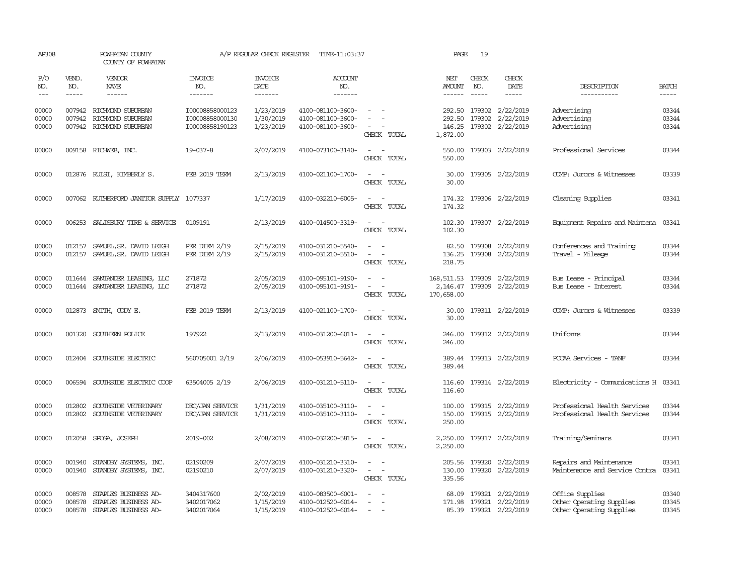AP308 POWHATAN COUNTY A/P REGULAR CHECK REGISTER TIME-11:03:37 PAGE 19

COUNTY OF POWHATAN

| P/O NO. | VEND. NO. | VENDOR NAME | INVOICE NO. | INVOICE DATE | ACCOUNT NO. | | NET AMOUNT | CHECK NO. | CHECK DATE | DESCRIPTION | BATCH |
|---|---|---|---|---|---|---|---|---|---|---|---|
| 00000 | 007942 | RICHMOND SUBURBAN | I00008858000123 | 1/23/2019 | 4100-081100-3600- | - - | 292.50 | 179302 | 2/22/2019 | Advertising | 03344 |
| 00000 | 007942 | RICHMOND SUBURBAN | I00008858000130 | 1/30/2019 | 4100-081100-3600- | - - | 292.50 | 179302 | 2/22/2019 | Advertising | 03344 |
| 00000 | 007942 | RICHMOND SUBURBAN | I00008858190123 | 1/23/2019 | 4100-081100-3600- | - - | 146.25 | 179302 | 2/22/2019 | Advertising | 03344 |
| | | | | | | CHECK TOTAL | 1,872.00 | | | | |
| 00000 | 009158 | RICHWEB, INC. | 19-037-8 | 2/07/2019 | 4100-073100-3140- | - - | 550.00 | 179303 | 2/22/2019 | Professional Services | 03344 |
| | | | | | | CHECK TOTAL | 550.00 | | | | |
| 00000 | 012876 | RUISI, KIMBERLY S. | FEB 2019 TERM | 2/13/2019 | 4100-021100-1700- | - - | 30.00 | 179305 | 2/22/2019 | COMP: Jurors & Witnesses | 03339 |
| | | | | | | CHECK TOTAL | 30.00 | | | | |
| 00000 | 007062 | RUTHERFORD JANITOR SUPPLY | 1077337 | 1/17/2019 | 4100-032210-6005- | - - | 174.32 | 179306 | 2/22/2019 | Cleaning Supplies | 03341 |
| | | | | | | CHECK TOTAL | 174.32 | | | | |
| 00000 | 006253 | SALISBURY TIRE & SERVICE | 0109191 | 2/13/2019 | 4100-014500-3319- | - - | 102.30 | 179307 | 2/22/2019 | Equipment Repairs and Maintena | 03341 |
| | | | | | | CHECK TOTAL | 102.30 | | | | |
| 00000 | 012157 | SAMUEL,SR. DAVID LEIGH | PER DIEM 2/19 | 2/15/2019 | 4100-031210-5540- | - - | 82.50 | 179308 | 2/22/2019 | Conferences and Training | 03344 |
| 00000 | 012157 | SAMUEL,SR. DAVID LEIGH | PER DIEM 2/19 | 2/15/2019 | 4100-031210-5510- | - - | 136.25 | 179308 | 2/22/2019 | Travel - Mileage | 03344 |
| | | | | | | CHECK TOTAL | 218.75 | | | | |
| 00000 | 011644 | SANTANDER LEASING, LLC | 271872 | 2/05/2019 | 4100-095101-9190- | - - | 168,511.53 | 179309 | 2/22/2019 | Bus Lease - Principal | 03344 |
| 00000 | 011644 | SANTANDER LEASING, LLC | 271872 | 2/05/2019 | 4100-095101-9191- | - - | 2,146.47 | 179309 | 2/22/2019 | Bus Lease - Interest | 03344 |
| | | | | | | CHECK TOTAL | 170,658.00 | | | | |
| 00000 | 012873 | SMITH, CODY E. | FEB 2019 TERM | 2/13/2019 | 4100-021100-1700- | - - | 30.00 | 179311 | 2/22/2019 | COMP: Jurors & Witnesses | 03339 |
| | | | | | | CHECK TOTAL | 30.00 | | | | |
| 00000 | 001320 | SOUTHERN POLICE | 197922 | 2/13/2019 | 4100-031200-6011- | - - | 246.00 | 179312 | 2/22/2019 | Uniforms | 03344 |
| | | | | | | CHECK TOTAL | 246.00 | | | | |
| 00000 | 012404 | SOUTHSIDE ELECTRIC | 560705001 2/19 | 2/06/2019 | 4100-053910-5642- | - - | 389.44 | 179313 | 2/22/2019 | PCCAA Services - TANF | 03344 |
| | | | | | | CHECK TOTAL | 389.44 | | | | |
| 00000 | 006594 | SOUTHSIDE ELECTRIC COOP | 63504005 2/19 | 2/06/2019 | 4100-031210-5110- | - - | 116.60 | 179314 | 2/22/2019 | Electricity - Communications H | 03341 |
| | | | | | | CHECK TOTAL | 116.60 | | | | |
| 00000 | 012802 | SOUTHSIDE VETERINARY | DEC/JAN SERVICE | 1/31/2019 | 4100-035100-3110- | - - | 100.00 | 179315 | 2/22/2019 | Professional Health Services | 03344 |
| 00000 | 012802 | SOUTHSIDE VETERINARY | DEC/JAN SERVICE | 1/31/2019 | 4100-035100-3110- | - - | 150.00 | 179315 | 2/22/2019 | Professional Health Services | 03344 |
| | | | | | | CHECK TOTAL | 250.00 | | | | |
| 00000 | 012058 | SPOSA, JOSEPH | 2019-002 | 2/08/2019 | 4100-032200-5815- | - - | 2,250.00 | 179317 | 2/22/2019 | Training/Seminars | 03341 |
| | | | | | | CHECK TOTAL | 2,250.00 | | | | |
| 00000 | 001940 | STANDBY SYSTEMS, INC. | 02190209 | 2/07/2019 | 4100-031210-3310- | - - | 205.56 | 179320 | 2/22/2019 | Repairs and Maintenance | 03341 |
| 00000 | 001940 | STANDBY SYSTEMS, INC. | 02190210 | 2/07/2019 | 4100-031210-3320- | - - | 130.00 | 179320 | 2/22/2019 | Maintenance and Service Contra | 03341 |
| | | | | | | CHECK TOTAL | 335.56 | | | | |
| 00000 | 008578 | STAPLES BUSINESS AD- | 3404317600 | 2/02/2019 | 4100-083500-6001- | - - | 68.09 | 179321 | 2/22/2019 | Office Supplies | 03340 |
| 00000 | 008578 | STAPLES BUSINESS AD- | 3402017062 | 1/15/2019 | 4100-012520-6014- | - - | 171.98 | 179321 | 2/22/2019 | Other Operating Supplies | 03345 |
| 00000 | 008578 | STAPLES BUSINESS AD- | 3402017064 | 1/15/2019 | 4100-012520-6014- | - - | 85.39 | 179321 | 2/22/2019 | Other Operating Supplies | 03345 |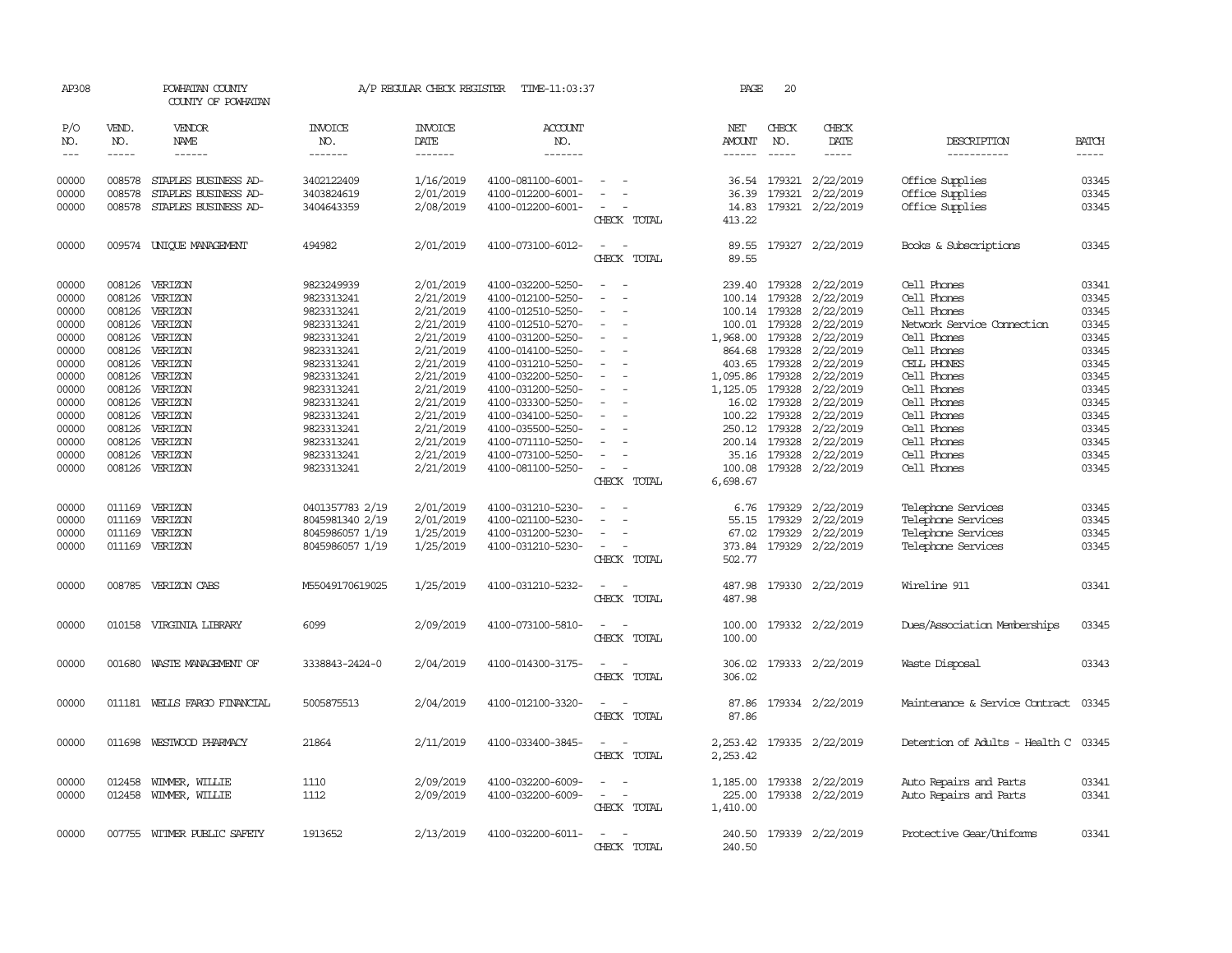AP308 POWHATAN COUNTY A/P REGULAR CHECK REGISTER TIME-11:03:37 PAGE 20

COUNTY OF POWHATAN

| P/O NO. | VEND. NO. | VENDOR NAME | INVOICE NO. | INVOICE DATE | ACCOUNT NO. | | NET AMOUNT | CHECK NO. | CHECK DATE | DESCRIPTION | BATCH |
|---|---|---|---|---|---|---|---|---|---|---|---|
| --- | ----- | ------ | ------- | ------- | ------- | | ------ | ----- | ----- | ----------- | ----- |
| 00000 | 008578 | STAPLES BUSINESS AD- | 3402122409 | 1/16/2019 | 4100-081100-6001- | - - | 36.54 | 179321 | 2/22/2019 | Office Supplies | 03345 |
| 00000 | 008578 | STAPLES BUSINESS AD- | 3403824619 | 2/01/2019 | 4100-012200-6001- | - - | 36.39 | 179321 | 2/22/2019 | Office Supplies | 03345 |
| 00000 | 008578 | STAPLES BUSINESS AD- | 3404643359 | 2/08/2019 | 4100-012200-6001- | - - | 14.83 | 179321 | 2/22/2019 | Office Supplies | 03345 |
| | | | | | | CHECK TOTAL | 413.22 | | | | |
| 00000 | 009574 | UNIQUE MANAGEMENT | 494982 | 2/01/2019 | 4100-073100-6012- | - - | 89.55 | 179327 | 2/22/2019 | Books & Subscriptions | 03345 |
| | | | | | | CHECK TOTAL | 89.55 | | | | |
| 00000 | 008126 | VERIZON | 9823249939 | 2/01/2019 | 4100-032200-5250- | - - | 239.40 | 179328 | 2/22/2019 | Cell Phones | 03341 |
| 00000 | 008126 | VERIZON | 9823313241 | 2/21/2019 | 4100-012100-5250- | - - | 100.14 | 179328 | 2/22/2019 | Cell Phones | 03345 |
| 00000 | 008126 | VERIZON | 9823313241 | 2/21/2019 | 4100-012510-5250- | - - | 100.14 | 179328 | 2/22/2019 | Cell Phones | 03345 |
| 00000 | 008126 | VERIZON | 9823313241 | 2/21/2019 | 4100-012510-5270- | - - | 100.01 | 179328 | 2/22/2019 | Network Service Connection | 03345 |
| 00000 | 008126 | VERIZON | 9823313241 | 2/21/2019 | 4100-031200-5250- | - - | 1,968.00 | 179328 | 2/22/2019 | Cell Phones | 03345 |
| 00000 | 008126 | VERIZON | 9823313241 | 2/21/2019 | 4100-014100-5250- | - - | 864.68 | 179328 | 2/22/2019 | Cell Phones | 03345 |
| 00000 | 008126 | VERIZON | 9823313241 | 2/21/2019 | 4100-031210-5250- | - - | 403.65 | 179328 | 2/22/2019 | CELL PHONES | 03345 |
| 00000 | 008126 | VERIZON | 9823313241 | 2/21/2019 | 4100-032200-5250- | - - | 1,095.86 | 179328 | 2/22/2019 | Cell Phones | 03345 |
| 00000 | 008126 | VERIZON | 9823313241 | 2/21/2019 | 4100-031200-5250- | - - | 1,125.05 | 179328 | 2/22/2019 | Cell Phones | 03345 |
| 00000 | 008126 | VERIZON | 9823313241 | 2/21/2019 | 4100-033300-5250- | - - | 16.02 | 179328 | 2/22/2019 | Cell Phones | 03345 |
| 00000 | 008126 | VERIZON | 9823313241 | 2/21/2019 | 4100-034100-5250- | - - | 100.22 | 179328 | 2/22/2019 | Cell Phones | 03345 |
| 00000 | 008126 | VERIZON | 9823313241 | 2/21/2019 | 4100-035500-5250- | - - | 250.12 | 179328 | 2/22/2019 | Cell Phones | 03345 |
| 00000 | 008126 | VERIZON | 9823313241 | 2/21/2019 | 4100-071110-5250- | - - | 200.14 | 179328 | 2/22/2019 | Cell Phones | 03345 |
| 00000 | 008126 | VERIZON | 9823313241 | 2/21/2019 | 4100-073100-5250- | - - | 35.16 | 179328 | 2/22/2019 | Cell Phones | 03345 |
| 00000 | 008126 | VERIZON | 9823313241 | 2/21/2019 | 4100-081100-5250- | - - | 100.08 | 179328 | 2/22/2019 | Cell Phones | 03345 |
| | | | | | | CHECK TOTAL | 6,698.67 | | | | |
| 00000 | 011169 | VERIZON | 0401357783 2/19 | 2/01/2019 | 4100-031210-5230- | - - | 6.76 | 179329 | 2/22/2019 | Telephone Services | 03345 |
| 00000 | 011169 | VERIZON | 8045981340 2/19 | 2/01/2019 | 4100-021100-5230- | - - | 55.15 | 179329 | 2/22/2019 | Telephone Services | 03345 |
| 00000 | 011169 | VERIZON | 8045986057 1/19 | 1/25/2019 | 4100-031200-5230- | - - | 67.02 | 179329 | 2/22/2019 | Telephone Services | 03345 |
| 00000 | 011169 | VERIZON | 8045986057 1/19 | 1/25/2019 | 4100-031210-5230- | - - | 373.84 | 179329 | 2/22/2019 | Telephone Services | 03345 |
| | | | | | | CHECK TOTAL | 502.77 | | | | |
| 00000 | 008785 | VERIZON CABS | M55049170619025 | 1/25/2019 | 4100-031210-5232- | - - | 487.98 | 179330 | 2/22/2019 | Wireline 911 | 03341 |
| | | | | | | CHECK TOTAL | 487.98 | | | | |
| 00000 | 010158 | VIRGINIA LIBRARY | 6099 | 2/09/2019 | 4100-073100-5810- | - - | 100.00 | 179332 | 2/22/2019 | Dues/Association Memberships | 03345 |
| | | | | | | CHECK TOTAL | 100.00 | | | | |
| 00000 | 001680 | WASTE MANAGEMENT OF | 3338843-2424-0 | 2/04/2019 | 4100-014300-3175- | - - | 306.02 | 179333 | 2/22/2019 | Waste Disposal | 03343 |
| | | | | | | CHECK TOTAL | 306.02 | | | | |
| 00000 | 011181 | WELLS FARGO FINANCIAL | 5005875513 | 2/04/2019 | 4100-012100-3320- | - - | 87.86 | 179334 | 2/22/2019 | Maintenance & Service Contract | 03345 |
| | | | | | | CHECK TOTAL | 87.86 | | | | |
| 00000 | 011698 | WESTWOOD PHARMACY | 21864 | 2/11/2019 | 4100-033400-3845- | - - | 2,253.42 | 179335 | 2/22/2019 | Detention of Adults - Health C | 03345 |
| | | | | | | CHECK TOTAL | 2,253.42 | | | | |
| 00000 | 012458 | WIMMER, WILLIE | 1110 | 2/09/2019 | 4100-032200-6009- | - - | 1,185.00 | 179338 | 2/22/2019 | Auto Repairs and Parts | 03341 |
| 00000 | 012458 | WIMMER, WILLIE | 1112 | 2/09/2019 | 4100-032200-6009- | - - | 225.00 | 179338 | 2/22/2019 | Auto Repairs and Parts | 03341 |
| | | | | | | CHECK TOTAL | 1,410.00 | | | | |
| 00000 | 007755 | WITMER PUBLIC SAFETY | 1913652 | 2/13/2019 | 4100-032200-6011- | - - | 240.50 | 179339 | 2/22/2019 | Protective Gear/Uniforms | 03341 |
| | | | | | | CHECK TOTAL | 240.50 | | | | |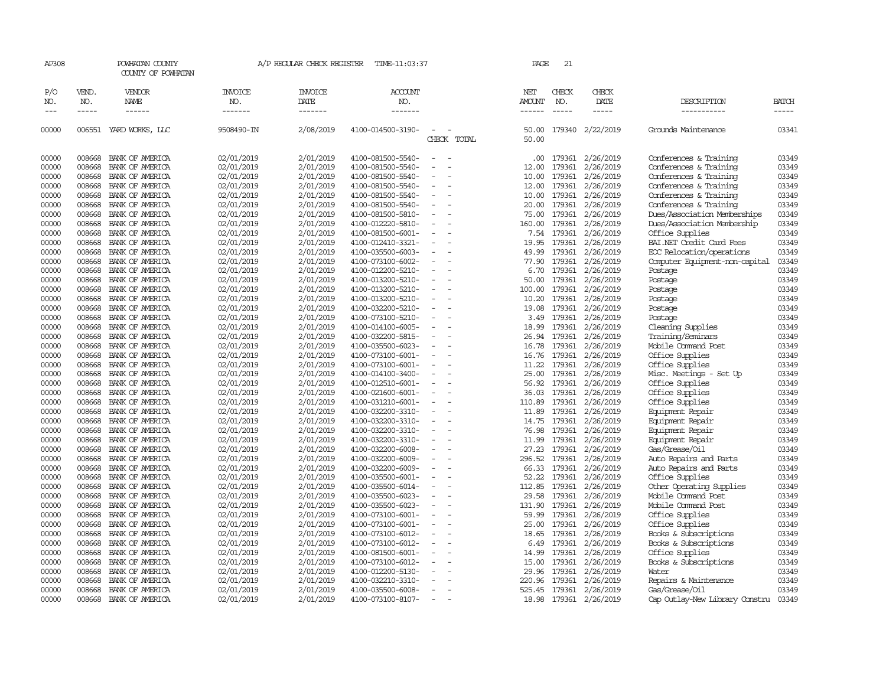AP308 POWHATAN COUNTY A/P REGULAR CHECK REGISTER TIME-11:03:37 PAGE 21

COUNTY OF POWHATAN

| P/O NO. | VEND. NO. | VENDOR NAME | INVOICE NO. | INVOICE DATE | ACCOUNT NO. | | NET AMOUNT | CHECK NO. | CHECK DATE | DESCRIPTION | BATCH |
|---|---|---|---|---|---|---|---|---|---|---|---|
| 00000 | 006551 | YARD WORKS, LLC | 9508490-IN | 2/08/2019 | 4100-014500-3190- | - - | 50.00 | 179340 | 2/22/2019 | Grounds Maintenance | 03341 |
| | | | | | | CHECK TOTAL | 50.00 | | | | |
| 00000 | 008668 | BANK OF AMERICA | 02/01/2019 | 2/01/2019 | 4100-081500-5540- | - - | .00 | 179361 | 2/26/2019 | Conferences & Training | 03349 |
| 00000 | 008668 | BANK OF AMERICA | 02/01/2019 | 2/01/2019 | 4100-081500-5540- | - - | 12.00 | 179361 | 2/26/2019 | Conferences & Training | 03349 |
| 00000 | 008668 | BANK OF AMERICA | 02/01/2019 | 2/01/2019 | 4100-081500-5540- | - - | 10.00 | 179361 | 2/26/2019 | Conferences & Training | 03349 |
| 00000 | 008668 | BANK OF AMERICA | 02/01/2019 | 2/01/2019 | 4100-081500-5540- | - - | 12.00 | 179361 | 2/26/2019 | Conferences & Training | 03349 |
| 00000 | 008668 | BANK OF AMERICA | 02/01/2019 | 2/01/2019 | 4100-081500-5540- | - - | 10.00 | 179361 | 2/26/2019 | Conferences & Training | 03349 |
| 00000 | 008668 | BANK OF AMERICA | 02/01/2019 | 2/01/2019 | 4100-081500-5540- | - - | 20.00 | 179361 | 2/26/2019 | Conferences & Training | 03349 |
| 00000 | 008668 | BANK OF AMERICA | 02/01/2019 | 2/01/2019 | 4100-081500-5810- | - - | 75.00 | 179361 | 2/26/2019 | Dues/Association Memberships | 03349 |
| 00000 | 008668 | BANK OF AMERICA | 02/01/2019 | 2/01/2019 | 4100-012220-5810- | - - | 160.00 | 179361 | 2/26/2019 | Dues/Association Membership | 03349 |
| 00000 | 008668 | BANK OF AMERICA | 02/01/2019 | 2/01/2019 | 4100-081500-6001- | - - | 7.54 | 179361 | 2/26/2019 | Office Supplies | 03349 |
| 00000 | 008668 | BANK OF AMERICA | 02/01/2019 | 2/01/2019 | 4100-012410-3321- | - - | 19.95 | 179361 | 2/26/2019 | BAI.NET Credit Card Fees | 03349 |
| 00000 | 008668 | BANK OF AMERICA | 02/01/2019 | 2/01/2019 | 4100-035500-6003- | - - | 49.99 | 179361 | 2/26/2019 | EOC Relocation/operations | 03349 |
| 00000 | 008668 | BANK OF AMERICA | 02/01/2019 | 2/01/2019 | 4100-073100-6002- | - - | 77.90 | 179361 | 2/26/2019 | Computer Equipment-non-capital | 03349 |
| 00000 | 008668 | BANK OF AMERICA | 02/01/2019 | 2/01/2019 | 4100-012200-5210- | - - | 6.70 | 179361 | 2/26/2019 | Postage | 03349 |
| 00000 | 008668 | BANK OF AMERICA | 02/01/2019 | 2/01/2019 | 4100-013200-5210- | - - | 50.00 | 179361 | 2/26/2019 | Postage | 03349 |
| 00000 | 008668 | BANK OF AMERICA | 02/01/2019 | 2/01/2019 | 4100-013200-5210- | - - | 100.00 | 179361 | 2/26/2019 | Postage | 03349 |
| 00000 | 008668 | BANK OF AMERICA | 02/01/2019 | 2/01/2019 | 4100-013200-5210- | - - | 10.20 | 179361 | 2/26/2019 | Postage | 03349 |
| 00000 | 008668 | BANK OF AMERICA | 02/01/2019 | 2/01/2019 | 4100-032200-5210- | - - | 19.08 | 179361 | 2/26/2019 | Postage | 03349 |
| 00000 | 008668 | BANK OF AMERICA | 02/01/2019 | 2/01/2019 | 4100-073100-5210- | - - | 3.49 | 179361 | 2/26/2019 | Postage | 03349 |
| 00000 | 008668 | BANK OF AMERICA | 02/01/2019 | 2/01/2019 | 4100-014100-6005- | - - | 18.99 | 179361 | 2/26/2019 | Cleaning Supplies | 03349 |
| 00000 | 008668 | BANK OF AMERICA | 02/01/2019 | 2/01/2019 | 4100-032200-5815- | - - | 26.94 | 179361 | 2/26/2019 | Training/Seminars | 03349 |
| 00000 | 008668 | BANK OF AMERICA | 02/01/2019 | 2/01/2019 | 4100-035500-6023- | - - | 16.78 | 179361 | 2/26/2019 | Mobile Command Post | 03349 |
| 00000 | 008668 | BANK OF AMERICA | 02/01/2019 | 2/01/2019 | 4100-073100-6001- | - - | 16.76 | 179361 | 2/26/2019 | Office Supplies | 03349 |
| 00000 | 008668 | BANK OF AMERICA | 02/01/2019 | 2/01/2019 | 4100-073100-6001- | - - | 11.22 | 179361 | 2/26/2019 | Office Supplies | 03349 |
| 00000 | 008668 | BANK OF AMERICA | 02/01/2019 | 2/01/2019 | 4100-014100-3400- | - - | 25.00 | 179361 | 2/26/2019 | Misc. Meetings - Set Up | 03349 |
| 00000 | 008668 | BANK OF AMERICA | 02/01/2019 | 2/01/2019 | 4100-012510-6001- | - - | 56.92 | 179361 | 2/26/2019 | Office Supplies | 03349 |
| 00000 | 008668 | BANK OF AMERICA | 02/01/2019 | 2/01/2019 | 4100-021600-6001- | - - | 36.03 | 179361 | 2/26/2019 | Office Supplies | 03349 |
| 00000 | 008668 | BANK OF AMERICA | 02/01/2019 | 2/01/2019 | 4100-031210-6001- | - - | 110.89 | 179361 | 2/26/2019 | Office Supplies | 03349 |
| 00000 | 008668 | BANK OF AMERICA | 02/01/2019 | 2/01/2019 | 4100-032200-3310- | - - | 11.89 | 179361 | 2/26/2019 | Equipment Repair | 03349 |
| 00000 | 008668 | BANK OF AMERICA | 02/01/2019 | 2/01/2019 | 4100-032200-3310- | - - | 14.75 | 179361 | 2/26/2019 | Equipment Repair | 03349 |
| 00000 | 008668 | BANK OF AMERICA | 02/01/2019 | 2/01/2019 | 4100-032200-3310- | - - | 76.98 | 179361 | 2/26/2019 | Equipment Repair | 03349 |
| 00000 | 008668 | BANK OF AMERICA | 02/01/2019 | 2/01/2019 | 4100-032200-3310- | - - | 11.99 | 179361 | 2/26/2019 | Equipment Repair | 03349 |
| 00000 | 008668 | BANK OF AMERICA | 02/01/2019 | 2/01/2019 | 4100-032200-6008- | - - | 27.23 | 179361 | 2/26/2019 | Gas/Grease/Oil | 03349 |
| 00000 | 008668 | BANK OF AMERICA | 02/01/2019 | 2/01/2019 | 4100-032200-6009- | - - | 296.52 | 179361 | 2/26/2019 | Auto Repairs and Parts | 03349 |
| 00000 | 008668 | BANK OF AMERICA | 02/01/2019 | 2/01/2019 | 4100-032200-6009- | - - | 66.33 | 179361 | 2/26/2019 | Auto Repairs and Parts | 03349 |
| 00000 | 008668 | BANK OF AMERICA | 02/01/2019 | 2/01/2019 | 4100-035500-6001- | - - | 52.22 | 179361 | 2/26/2019 | Office Supplies | 03349 |
| 00000 | 008668 | BANK OF AMERICA | 02/01/2019 | 2/01/2019 | 4100-035500-6014- | - - | 112.85 | 179361 | 2/26/2019 | Other Operating Supplies | 03349 |
| 00000 | 008668 | BANK OF AMERICA | 02/01/2019 | 2/01/2019 | 4100-035500-6023- | - - | 29.58 | 179361 | 2/26/2019 | Mobile Command Post | 03349 |
| 00000 | 008668 | BANK OF AMERICA | 02/01/2019 | 2/01/2019 | 4100-035500-6023- | - - | 131.90 | 179361 | 2/26/2019 | Mobile Command Post | 03349 |
| 00000 | 008668 | BANK OF AMERICA | 02/01/2019 | 2/01/2019 | 4100-073100-6001- | - - | 59.99 | 179361 | 2/26/2019 | Office Supplies | 03349 |
| 00000 | 008668 | BANK OF AMERICA | 02/01/2019 | 2/01/2019 | 4100-073100-6001- | - - | 25.00 | 179361 | 2/26/2019 | Office Supplies | 03349 |
| 00000 | 008668 | BANK OF AMERICA | 02/01/2019 | 2/01/2019 | 4100-073100-6012- | - - | 18.65 | 179361 | 2/26/2019 | Books & Subscriptions | 03349 |
| 00000 | 008668 | BANK OF AMERICA | 02/01/2019 | 2/01/2019 | 4100-073100-6012- | - - | 6.49 | 179361 | 2/26/2019 | Books & Subscriptions | 03349 |
| 00000 | 008668 | BANK OF AMERICA | 02/01/2019 | 2/01/2019 | 4100-081500-6001- | - - | 14.99 | 179361 | 2/26/2019 | Office Supplies | 03349 |
| 00000 | 008668 | BANK OF AMERICA | 02/01/2019 | 2/01/2019 | 4100-073100-6012- | - - | 15.00 | 179361 | 2/26/2019 | Books & Subscriptions | 03349 |
| 00000 | 008668 | BANK OF AMERICA | 02/01/2019 | 2/01/2019 | 4100-012200-5130- | - - | 29.96 | 179361 | 2/26/2019 | Water | 03349 |
| 00000 | 008668 | BANK OF AMERICA | 02/01/2019 | 2/01/2019 | 4100-032210-3310- | - - | 220.96 | 179361 | 2/26/2019 | Repairs & Maintenance | 03349 |
| 00000 | 008668 | BANK OF AMERICA | 02/01/2019 | 2/01/2019 | 4100-035500-6008- | - - | 525.45 | 179361 | 2/26/2019 | Gas/Grease/Oil | 03349 |
| 00000 | 008668 | BANK OF AMERICA | 02/01/2019 | 2/01/2019 | 4100-073100-8107- | - - | 18.98 | 179361 | 2/26/2019 | Cap Outlay-New Library Constru | 03349 |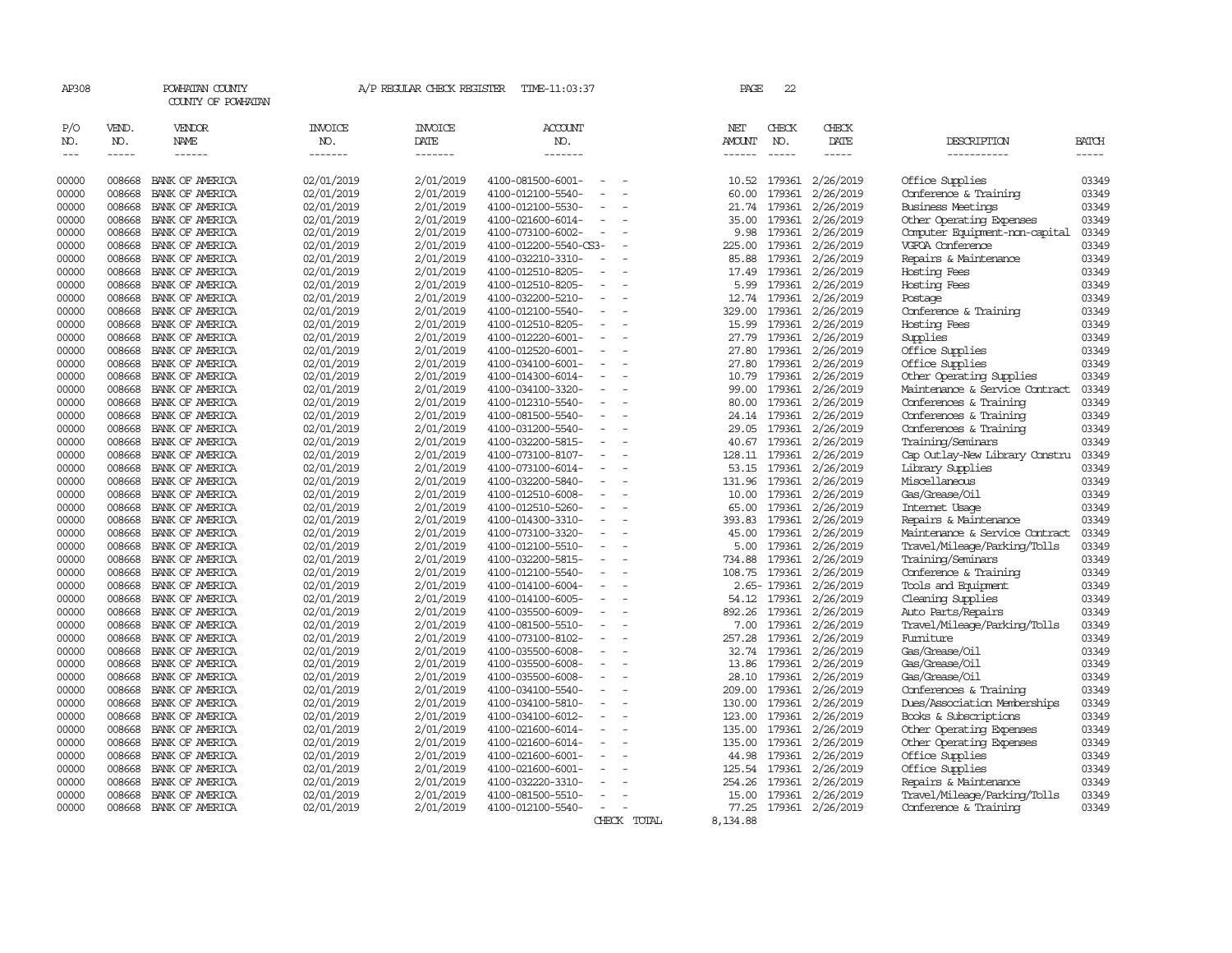AP308 POWHATAN COUNTY A/P REGULAR CHECK REGISTER TIME-11:03:37 PAGE 22

COUNTY OF POWHATAN

| P/O NO. | VEND. NO. | VENDOR NAME | INVOICE NO. | INVOICE DATE | ACCOUNT NO. | NET AMOUNT | CHECK NO. | CHECK DATE | DESCRIPTION | BATCH |
|---|---|---|---|---|---|---|---|---|---|---|
| 00000 | 008668 | BANK OF AMERICA | 02/01/2019 | 2/01/2019 | 4100-081500-6001- - - | 10.52 | 179361 | 2/26/2019 | Office Supplies | 03349 |
| 00000 | 008668 | BANK OF AMERICA | 02/01/2019 | 2/01/2019 | 4100-012100-5540- - - | 60.00 | 179361 | 2/26/2019 | Conference & Training | 03349 |
| 00000 | 008668 | BANK OF AMERICA | 02/01/2019 | 2/01/2019 | 4100-012100-5530- - - | 21.74 | 179361 | 2/26/2019 | Business Meetings | 03349 |
| 00000 | 008668 | BANK OF AMERICA | 02/01/2019 | 2/01/2019 | 4100-021600-6014- - - | 35.00 | 179361 | 2/26/2019 | Other Operating Expenses | 03349 |
| 00000 | 008668 | BANK OF AMERICA | 02/01/2019 | 2/01/2019 | 4100-073100-6002- - - | 9.98 | 179361 | 2/26/2019 | Computer Equipment-non-capital | 03349 |
| 00000 | 008668 | BANK OF AMERICA | 02/01/2019 | 2/01/2019 | 4100-012200-5540-CS3- - | 225.00 | 179361 | 2/26/2019 | VGFOA Conference | 03349 |
| 00000 | 008668 | BANK OF AMERICA | 02/01/2019 | 2/01/2019 | 4100-032210-3310- - - | 85.88 | 179361 | 2/26/2019 | Repairs & Maintenance | 03349 |
| 00000 | 008668 | BANK OF AMERICA | 02/01/2019 | 2/01/2019 | 4100-012510-8205- - - | 17.49 | 179361 | 2/26/2019 | Hosting Fees | 03349 |
| 00000 | 008668 | BANK OF AMERICA | 02/01/2019 | 2/01/2019 | 4100-012510-8205- - - | 5.99 | 179361 | 2/26/2019 | Hosting Fees | 03349 |
| 00000 | 008668 | BANK OF AMERICA | 02/01/2019 | 2/01/2019 | 4100-032200-5210- - - | 12.74 | 179361 | 2/26/2019 | Postage | 03349 |
| 00000 | 008668 | BANK OF AMERICA | 02/01/2019 | 2/01/2019 | 4100-012100-5540- - - | 329.00 | 179361 | 2/26/2019 | Conference & Training | 03349 |
| 00000 | 008668 | BANK OF AMERICA | 02/01/2019 | 2/01/2019 | 4100-012510-8205- - - | 15.99 | 179361 | 2/26/2019 | Hosting Fees | 03349 |
| 00000 | 008668 | BANK OF AMERICA | 02/01/2019 | 2/01/2019 | 4100-012220-6001- - - | 27.79 | 179361 | 2/26/2019 | Supplies | 03349 |
| 00000 | 008668 | BANK OF AMERICA | 02/01/2019 | 2/01/2019 | 4100-012520-6001- - - | 27.80 | 179361 | 2/26/2019 | Office Supplies | 03349 |
| 00000 | 008668 | BANK OF AMERICA | 02/01/2019 | 2/01/2019 | 4100-034100-6001- - - | 27.80 | 179361 | 2/26/2019 | Office Supplies | 03349 |
| 00000 | 008668 | BANK OF AMERICA | 02/01/2019 | 2/01/2019 | 4100-014300-6014- - - | 10.79 | 179361 | 2/26/2019 | Other Operating Supplies | 03349 |
| 00000 | 008668 | BANK OF AMERICA | 02/01/2019 | 2/01/2019 | 4100-034100-3320- - - | 99.00 | 179361 | 2/26/2019 | Maintenance & Service Contract | 03349 |
| 00000 | 008668 | BANK OF AMERICA | 02/01/2019 | 2/01/2019 | 4100-012310-5540- - - | 80.00 | 179361 | 2/26/2019 | Conferences & Training | 03349 |
| 00000 | 008668 | BANK OF AMERICA | 02/01/2019 | 2/01/2019 | 4100-081500-5540- - - | 24.14 | 179361 | 2/26/2019 | Conferences & Training | 03349 |
| 00000 | 008668 | BANK OF AMERICA | 02/01/2019 | 2/01/2019 | 4100-031200-5540- - - | 29.05 | 179361 | 2/26/2019 | Conferences & Training | 03349 |
| 00000 | 008668 | BANK OF AMERICA | 02/01/2019 | 2/01/2019 | 4100-032200-5815- - - | 40.67 | 179361 | 2/26/2019 | Training/Seminars | 03349 |
| 00000 | 008668 | BANK OF AMERICA | 02/01/2019 | 2/01/2019 | 4100-073100-8107- - - | 128.11 | 179361 | 2/26/2019 | Cap Outlay-New Library Constru | 03349 |
| 00000 | 008668 | BANK OF AMERICA | 02/01/2019 | 2/01/2019 | 4100-073100-6014- - - | 53.15 | 179361 | 2/26/2019 | Library Supplies | 03349 |
| 00000 | 008668 | BANK OF AMERICA | 02/01/2019 | 2/01/2019 | 4100-032200-5840- - - | 131.96 | 179361 | 2/26/2019 | Miscellaneous | 03349 |
| 00000 | 008668 | BANK OF AMERICA | 02/01/2019 | 2/01/2019 | 4100-012510-6008- - - | 10.00 | 179361 | 2/26/2019 | Gas/Grease/Oil | 03349 |
| 00000 | 008668 | BANK OF AMERICA | 02/01/2019 | 2/01/2019 | 4100-012510-5260- - - | 65.00 | 179361 | 2/26/2019 | Internet Usage | 03349 |
| 00000 | 008668 | BANK OF AMERICA | 02/01/2019 | 2/01/2019 | 4100-014300-3310- - - | 393.83 | 179361 | 2/26/2019 | Repairs & Maintenance | 03349 |
| 00000 | 008668 | BANK OF AMERICA | 02/01/2019 | 2/01/2019 | 4100-073100-3320- - - | 45.00 | 179361 | 2/26/2019 | Maintenance & Service Contract | 03349 |
| 00000 | 008668 | BANK OF AMERICA | 02/01/2019 | 2/01/2019 | 4100-012100-5510- - - | 5.00 | 179361 | 2/26/2019 | Travel/Mileage/Parking/Tolls | 03349 |
| 00000 | 008668 | BANK OF AMERICA | 02/01/2019 | 2/01/2019 | 4100-032200-5815- - - | 734.88 | 179361 | 2/26/2019 | Training/Seminars | 03349 |
| 00000 | 008668 | BANK OF AMERICA | 02/01/2019 | 2/01/2019 | 4100-012100-5540- - - | 108.75 | 179361 | 2/26/2019 | Conference & Training | 03349 |
| 00000 | 008668 | BANK OF AMERICA | 02/01/2019 | 2/01/2019 | 4100-014100-6004- - - | 2.65- | 179361 | 2/26/2019 | Tools and Equipment | 03349 |
| 00000 | 008668 | BANK OF AMERICA | 02/01/2019 | 2/01/2019 | 4100-014100-6005- - - | 54.12 | 179361 | 2/26/2019 | Cleaning Supplies | 03349 |
| 00000 | 008668 | BANK OF AMERICA | 02/01/2019 | 2/01/2019 | 4100-035500-6009- - - | 892.26 | 179361 | 2/26/2019 | Auto Parts/Repairs | 03349 |
| 00000 | 008668 | BANK OF AMERICA | 02/01/2019 | 2/01/2019 | 4100-081500-5510- - - | 7.00 | 179361 | 2/26/2019 | Travel/Mileage/Parking/Tolls | 03349 |
| 00000 | 008668 | BANK OF AMERICA | 02/01/2019 | 2/01/2019 | 4100-073100-8102- - - | 257.28 | 179361 | 2/26/2019 | Furniture | 03349 |
| 00000 | 008668 | BANK OF AMERICA | 02/01/2019 | 2/01/2019 | 4100-035500-6008- - - | 32.74 | 179361 | 2/26/2019 | Gas/Grease/Oil | 03349 |
| 00000 | 008668 | BANK OF AMERICA | 02/01/2019 | 2/01/2019 | 4100-035500-6008- - - | 13.86 | 179361 | 2/26/2019 | Gas/Grease/Oil | 03349 |
| 00000 | 008668 | BANK OF AMERICA | 02/01/2019 | 2/01/2019 | 4100-035500-6008- - - | 28.10 | 179361 | 2/26/2019 | Gas/Grease/Oil | 03349 |
| 00000 | 008668 | BANK OF AMERICA | 02/01/2019 | 2/01/2019 | 4100-034100-5540- - - | 209.00 | 179361 | 2/26/2019 | Conferences & Training | 03349 |
| 00000 | 008668 | BANK OF AMERICA | 02/01/2019 | 2/01/2019 | 4100-034100-5810- - - | 130.00 | 179361 | 2/26/2019 | Dues/Association Memberships | 03349 |
| 00000 | 008668 | BANK OF AMERICA | 02/01/2019 | 2/01/2019 | 4100-034100-6012- - - | 123.00 | 179361 | 2/26/2019 | Books & Subscriptions | 03349 |
| 00000 | 008668 | BANK OF AMERICA | 02/01/2019 | 2/01/2019 | 4100-021600-6014- - - | 135.00 | 179361 | 2/26/2019 | Other Operating Expenses | 03349 |
| 00000 | 008668 | BANK OF AMERICA | 02/01/2019 | 2/01/2019 | 4100-021600-6014- - - | 135.00 | 179361 | 2/26/2019 | Other Operating Expenses | 03349 |
| 00000 | 008668 | BANK OF AMERICA | 02/01/2019 | 2/01/2019 | 4100-021600-6001- - - | 44.98 | 179361 | 2/26/2019 | Office Supplies | 03349 |
| 00000 | 008668 | BANK OF AMERICA | 02/01/2019 | 2/01/2019 | 4100-021600-6001- - - | 125.54 | 179361 | 2/26/2019 | Office Supplies | 03349 |
| 00000 | 008668 | BANK OF AMERICA | 02/01/2019 | 2/01/2019 | 4100-032220-3310- - - | 254.26 | 179361 | 2/26/2019 | Repairs & Maintenance | 03349 |
| 00000 | 008668 | BANK OF AMERICA | 02/01/2019 | 2/01/2019 | 4100-081500-5510- - - | 15.00 | 179361 | 2/26/2019 | Travel/Mileage/Parking/Tolls | 03349 |
| 00000 | 008668 | BANK OF AMERICA | 02/01/2019 | 2/01/2019 | 4100-012100-5540- - - | 77.25 | 179361 | 2/26/2019 | Conference & Training | 03349 |
| | | | | | CHECK TOTAL | 8,134.88 | | | | |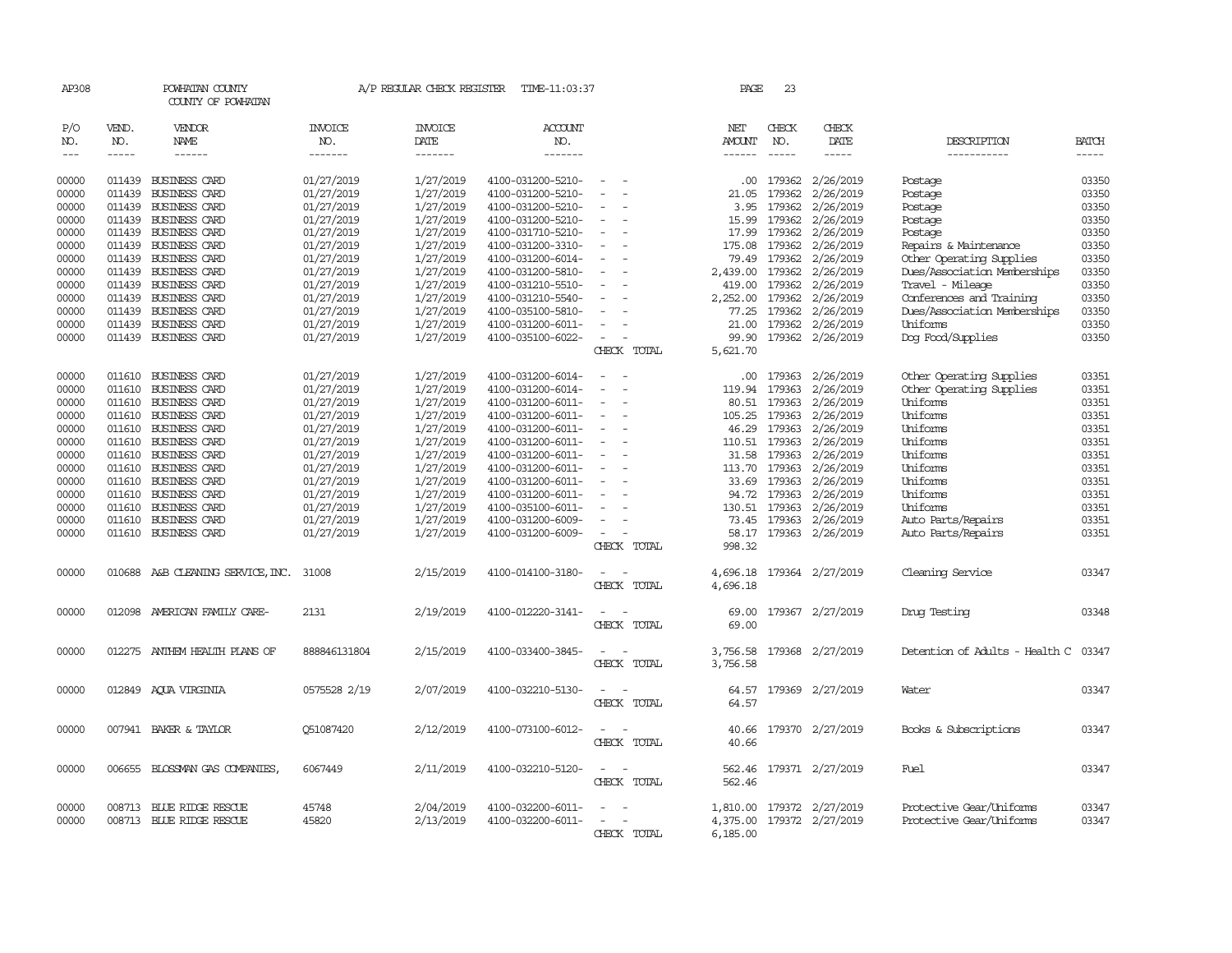AP308 POWHATAN COUNTY A/P REGULAR CHECK REGISTER TIME-11:03:37 PAGE 23

COUNTY OF POWHATAN

| P/O NO. | VEND. NO. | VENDOR NAME | INVOICE NO. | INVOICE DATE | ACCOUNT NO. | | NET AMOUNT | CHECK NO. | CHECK DATE | DESCRIPTION | BATCH |
|---|---|---|---|---|---|---|---|---|---|---|---|
| 00000 | 011439 | BUSINESS CARD | 01/27/2019 | 1/27/2019 | 4100-031200-5210- | - - | .00 | 179362 | 2/26/2019 | Postage | 03350 |
| 00000 | 011439 | BUSINESS CARD | 01/27/2019 | 1/27/2019 | 4100-031200-5210- | - - | 21.05 | 179362 | 2/26/2019 | Postage | 03350 |
| 00000 | 011439 | BUSINESS CARD | 01/27/2019 | 1/27/2019 | 4100-031200-5210- | - - | 3.95 | 179362 | 2/26/2019 | Postage | 03350 |
| 00000 | 011439 | BUSINESS CARD | 01/27/2019 | 1/27/2019 | 4100-031200-5210- | - - | 15.99 | 179362 | 2/26/2019 | Postage | 03350 |
| 00000 | 011439 | BUSINESS CARD | 01/27/2019 | 1/27/2019 | 4100-031710-5210- | - - | 17.99 | 179362 | 2/26/2019 | Postage | 03350 |
| 00000 | 011439 | BUSINESS CARD | 01/27/2019 | 1/27/2019 | 4100-031200-3310- | - - | 175.08 | 179362 | 2/26/2019 | Repairs & Maintenance | 03350 |
| 00000 | 011439 | BUSINESS CARD | 01/27/2019 | 1/27/2019 | 4100-031200-6014- | - - | 79.49 | 179362 | 2/26/2019 | Other Operating Supplies | 03350 |
| 00000 | 011439 | BUSINESS CARD | 01/27/2019 | 1/27/2019 | 4100-031200-5810- | - - | 2,439.00 | 179362 | 2/26/2019 | Dues/Association Memberships | 03350 |
| 00000 | 011439 | BUSINESS CARD | 01/27/2019 | 1/27/2019 | 4100-031210-5510- | - - | 419.00 | 179362 | 2/26/2019 | Travel - Mileage | 03350 |
| 00000 | 011439 | BUSINESS CARD | 01/27/2019 | 1/27/2019 | 4100-031210-5540- | - - | 2,252.00 | 179362 | 2/26/2019 | Conferences and Training | 03350 |
| 00000 | 011439 | BUSINESS CARD | 01/27/2019 | 1/27/2019 | 4100-035100-5810- | - - | 77.25 | 179362 | 2/26/2019 | Dues/Association Memberships | 03350 |
| 00000 | 011439 | BUSINESS CARD | 01/27/2019 | 1/27/2019 | 4100-031200-6011- | - - | 21.00 | 179362 | 2/26/2019 | Uniforms | 03350 |
| 00000 | 011439 | BUSINESS CARD | 01/27/2019 | 1/27/2019 | 4100-035100-6022- | - - | 99.90 | 179362 | 2/26/2019 | Dog Food/Supplies | 03350 |
| | | | | | | CHECK TOTAL | 5,621.70 | | | | |
| 00000 | 011610 | BUSINESS CARD | 01/27/2019 | 1/27/2019 | 4100-031200-6014- | - - | .00 | 179363 | 2/26/2019 | Other Operating Supplies | 03351 |
| 00000 | 011610 | BUSINESS CARD | 01/27/2019 | 1/27/2019 | 4100-031200-6014- | - - | 119.94 | 179363 | 2/26/2019 | Other Operating Supplies | 03351 |
| 00000 | 011610 | BUSINESS CARD | 01/27/2019 | 1/27/2019 | 4100-031200-6011- | - - | 80.51 | 179363 | 2/26/2019 | Uniforms | 03351 |
| 00000 | 011610 | BUSINESS CARD | 01/27/2019 | 1/27/2019 | 4100-031200-6011- | - - | 105.25 | 179363 | 2/26/2019 | Uniforms | 03351 |
| 00000 | 011610 | BUSINESS CARD | 01/27/2019 | 1/27/2019 | 4100-031200-6011- | - - | 46.29 | 179363 | 2/26/2019 | Uniforms | 03351 |
| 00000 | 011610 | BUSINESS CARD | 01/27/2019 | 1/27/2019 | 4100-031200-6011- | - - | 110.51 | 179363 | 2/26/2019 | Uniforms | 03351 |
| 00000 | 011610 | BUSINESS CARD | 01/27/2019 | 1/27/2019 | 4100-031200-6011- | - - | 31.58 | 179363 | 2/26/2019 | Uniforms | 03351 |
| 00000 | 011610 | BUSINESS CARD | 01/27/2019 | 1/27/2019 | 4100-031200-6011- | - - | 113.70 | 179363 | 2/26/2019 | Uniforms | 03351 |
| 00000 | 011610 | BUSINESS CARD | 01/27/2019 | 1/27/2019 | 4100-031200-6011- | - - | 33.69 | 179363 | 2/26/2019 | Uniforms | 03351 |
| 00000 | 011610 | BUSINESS CARD | 01/27/2019 | 1/27/2019 | 4100-031200-6011- | - - | 94.72 | 179363 | 2/26/2019 | Uniforms | 03351 |
| 00000 | 011610 | BUSINESS CARD | 01/27/2019 | 1/27/2019 | 4100-035100-6011- | - - | 130.51 | 179363 | 2/26/2019 | Uniforms | 03351 |
| 00000 | 011610 | BUSINESS CARD | 01/27/2019 | 1/27/2019 | 4100-031200-6009- | - - | 73.45 | 179363 | 2/26/2019 | Auto Parts/Repairs | 03351 |
| 00000 | 011610 | BUSINESS CARD | 01/27/2019 | 1/27/2019 | 4100-031200-6009- | - - | 58.17 | 179363 | 2/26/2019 | Auto Parts/Repairs | 03351 |
| | | | | | | CHECK TOTAL | 998.32 | | | | |
| 00000 | 010688 | A&B CLEANING SERVICE,INC. | 31008 | 2/15/2019 | 4100-014100-3180- | - - | 4,696.18 | 179364 | 2/27/2019 | Cleaning Service | 03347 |
| | | | | | | CHECK TOTAL | 4,696.18 | | | | |
| 00000 | 012098 | AMERICAN FAMILY CARE- | 2131 | 2/19/2019 | 4100-012220-3141- | - - | 69.00 | 179367 | 2/27/2019 | Drug Testing | 03348 |
| | | | | | | CHECK TOTAL | 69.00 | | | | |
| 00000 | 012275 | ANTHEM HEALTH PLANS OF | 888846131804 | 2/15/2019 | 4100-033400-3845- | - - | 3,756.58 | 179368 | 2/27/2019 | Detention of Adults - Health C | 03347 |
| | | | | | | CHECK TOTAL | 3,756.58 | | | | |
| 00000 | 012849 | AQUA VIRGINIA | 0575528 2/19 | 2/07/2019 | 4100-032210-5130- | - - | 64.57 | 179369 | 2/27/2019 | Water | 03347 |
| | | | | | | CHECK TOTAL | 64.57 | | | | |
| 00000 | 007941 | BAKER & TAYLOR | Q51087420 | 2/12/2019 | 4100-073100-6012- | - - | 40.66 | 179370 | 2/27/2019 | Books & Subscriptions | 03347 |
| | | | | | | CHECK TOTAL | 40.66 | | | | |
| 00000 | 006655 | BLOSSMAN GAS COMPANIES, | 6067449 | 2/11/2019 | 4100-032210-5120- | - - | 562.46 | 179371 | 2/27/2019 | Fuel | 03347 |
| | | | | | | CHECK TOTAL | 562.46 | | | | |
| 00000 | 008713 | BLUE RIDGE RESCUE | 45748 | 2/04/2019 | 4100-032200-6011- | - - | 1,810.00 | 179372 | 2/27/2019 | Protective Gear/Uniforms | 03347 |
| 00000 | 008713 | BLUE RIDGE RESCUE | 45820 | 2/13/2019 | 4100-032200-6011- | - - | 4,375.00 | 179372 | 2/27/2019 | Protective Gear/Uniforms | 03347 |
| | | | | | | CHECK TOTAL | 6,185.00 | | | | |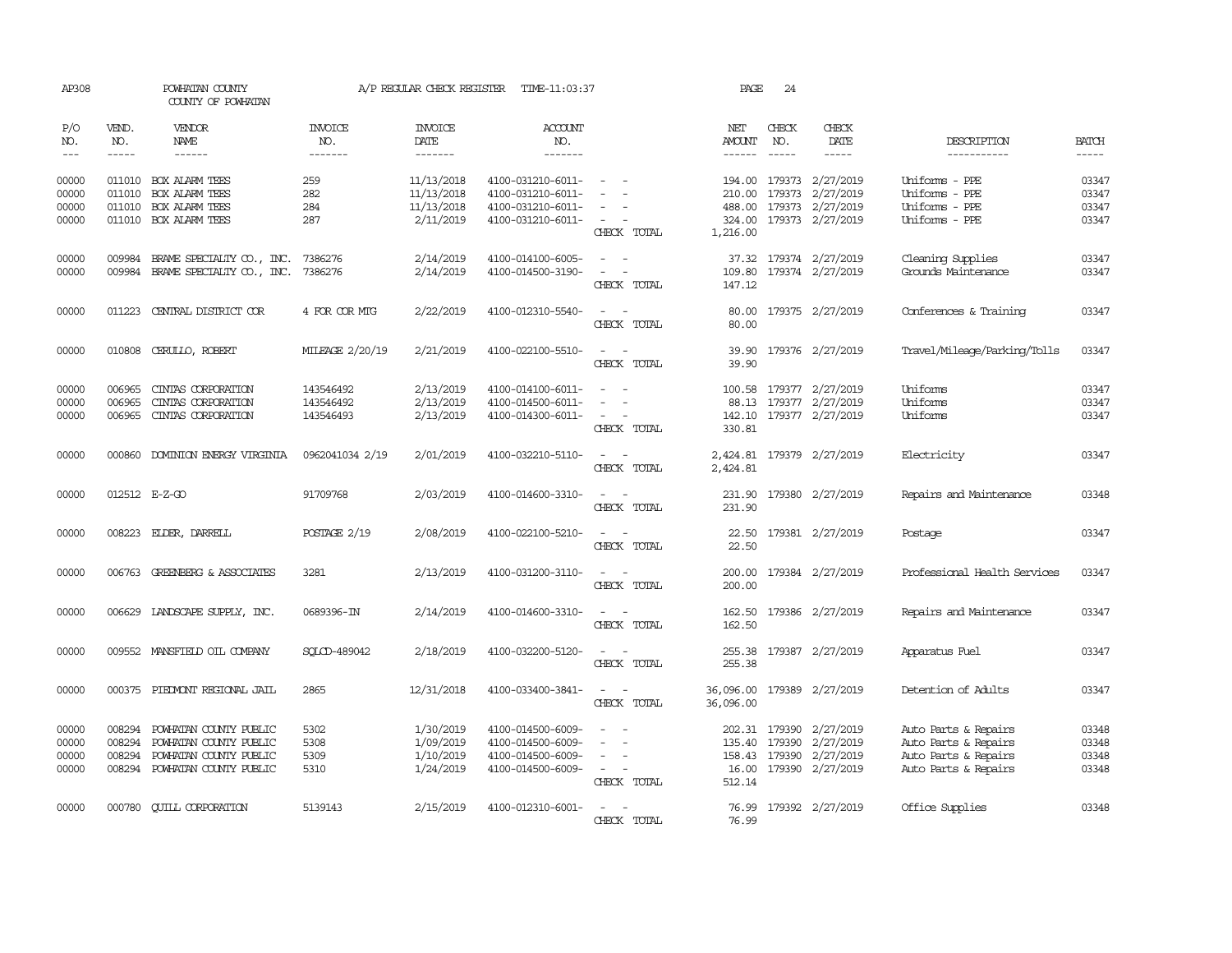AP308 POWHATAN COUNTY A/P REGULAR CHECK REGISTER TIME-11:03:37 PAGE 24

COUNTY OF POWHATAN

| P/O NO. | VEND. NO. | VENDOR NAME | INVOICE NO. | INVOICE DATE | ACCOUNT NO. | | NET AMOUNT | CHECK NO. | CHECK DATE | DESCRIPTION | BATCH |
|---|---|---|---|---|---|---|---|---|---|---|---|
| 00000 | 011010 | BOX ALARM TEES | 259 | 11/13/2018 | 4100-031210-6011- | - - | 194.00 | 179373 | 2/27/2019 | Uniforms - PPE | 03347 |
| 00000 | 011010 | BOX ALARM TEES | 282 | 11/13/2018 | 4100-031210-6011- | - - | 210.00 | 179373 | 2/27/2019 | Uniforms - PPE | 03347 |
| 00000 | 011010 | BOX ALARM TEES | 284 | 11/13/2018 | 4100-031210-6011- | - - | 488.00 | 179373 | 2/27/2019 | Uniforms - PPE | 03347 |
| 00000 | 011010 | BOX ALARM TEES | 287 | 2/11/2019 | 4100-031210-6011- | - - | 324.00 | 179373 | 2/27/2019 | Uniforms - PPE | 03347 |
| | | | | | | CHECK TOTAL | 1,216.00 | | | | |
| 00000 | 009984 | BRAME SPECIALTY CO., INC. | 7386276 | 2/14/2019 | 4100-014100-6005- | - - | 37.32 | 179374 | 2/27/2019 | Cleaning Supplies | 03347 |
| 00000 | 009984 | BRAME SPECIALTY CO., INC. | 7386276 | 2/14/2019 | 4100-014500-3190- | - - | 109.80 | 179374 | 2/27/2019 | Grounds Maintenance | 03347 |
| | | | | | | CHECK TOTAL | 147.12 | | | | |
| 00000 | 011223 | CENTRAL DISTRICT COR | 4 FOR COR MTG | 2/22/2019 | 4100-012310-5540- | - - | 80.00 | 179375 | 2/27/2019 | Conferences & Training | 03347 |
| | | | | | | CHECK TOTAL | 80.00 | | | | |
| 00000 | 010808 | CERULLO, ROBERT | MILEAGE 2/20/19 | 2/21/2019 | 4100-022100-5510- | - - | 39.90 | 179376 | 2/27/2019 | Travel/Mileage/Parking/Tolls | 03347 |
| | | | | | | CHECK TOTAL | 39.90 | | | | |
| 00000 | 006965 | CINTAS CORPORATION | 143546492 | 2/13/2019 | 4100-014100-6011- | - - | 100.58 | 179377 | 2/27/2019 | Uniforms | 03347 |
| 00000 | 006965 | CINTAS CORPORATION | 143546492 | 2/13/2019 | 4100-014500-6011- | - - | 88.13 | 179377 | 2/27/2019 | Uniforms | 03347 |
| 00000 | 006965 | CINTAS CORPORATION | 143546493 | 2/13/2019 | 4100-014300-6011- | - - | 142.10 | 179377 | 2/27/2019 | Uniforms | 03347 |
| | | | | | | CHECK TOTAL | 330.81 | | | | |
| 00000 | 000860 | DOMINION ENERGY VIRGINIA | 0962041034 2/19 | 2/01/2019 | 4100-032210-5110- | - - | 2,424.81 | 179379 | 2/27/2019 | Electricity | 03347 |
| | | | | | | CHECK TOTAL | 2,424.81 | | | | |
| 00000 | 012512 | E-Z-GO | 91709768 | 2/03/2019 | 4100-014600-3310- | - - | 231.90 | 179380 | 2/27/2019 | Repairs and Maintenance | 03348 |
| | | | | | | CHECK TOTAL | 231.90 | | | | |
| 00000 | 008223 | ELDER, DARRELL | POSTAGE 2/19 | 2/08/2019 | 4100-022100-5210- | - - | 22.50 | 179381 | 2/27/2019 | Postage | 03347 |
| | | | | | | CHECK TOTAL | 22.50 | | | | |
| 00000 | 006763 | GREENBERG & ASSOCIATES | 3281 | 2/13/2019 | 4100-031200-3110- | - - | 200.00 | 179384 | 2/27/2019 | Professional Health Services | 03347 |
| | | | | | | CHECK TOTAL | 200.00 | | | | |
| 00000 | 006629 | LANDSCAPE SUPPLY, INC. | 0689396-IN | 2/14/2019 | 4100-014600-3310- | - - | 162.50 | 179386 | 2/27/2019 | Repairs and Maintenance | 03347 |
| | | | | | | CHECK TOTAL | 162.50 | | | | |
| 00000 | 009552 | MANSFIELD OIL COMPANY | SQLCD-489042 | 2/18/2019 | 4100-032200-5120- | - - | 255.38 | 179387 | 2/27/2019 | Apparatus Fuel | 03347 |
| | | | | | | CHECK TOTAL | 255.38 | | | | |
| 00000 | 000375 | PIEDMONT REGIONAL JAIL | 2865 | 12/31/2018 | 4100-033400-3841- | - - | 36,096.00 | 179389 | 2/27/2019 | Detention of Adults | 03347 |
| | | | | | | CHECK TOTAL | 36,096.00 | | | | |
| 00000 | 008294 | POWHATAN COUNTY PUBLIC | 5302 | 1/30/2019 | 4100-014500-6009- | - - | 202.31 | 179390 | 2/27/2019 | Auto Parts & Repairs | 03348 |
| 00000 | 008294 | POWHATAN COUNTY PUBLIC | 5308 | 1/09/2019 | 4100-014500-6009- | - - | 135.40 | 179390 | 2/27/2019 | Auto Parts & Repairs | 03348 |
| 00000 | 008294 | POWHATAN COUNTY PUBLIC | 5309 | 1/10/2019 | 4100-014500-6009- | - - | 158.43 | 179390 | 2/27/2019 | Auto Parts & Repairs | 03348 |
| 00000 | 008294 | POWHATAN COUNTY PUBLIC | 5310 | 1/24/2019 | 4100-014500-6009- | - - | 16.00 | 179390 | 2/27/2019 | Auto Parts & Repairs | 03348 |
| | | | | | | CHECK TOTAL | 512.14 | | | | |
| 00000 | 000780 | QUILL CORPORATION | 5139143 | 2/15/2019 | 4100-012310-6001- | - - | 76.99 | 179392 | 2/27/2019 | Office Supplies | 03348 |
| | | | | | | CHECK TOTAL | 76.99 | | | | |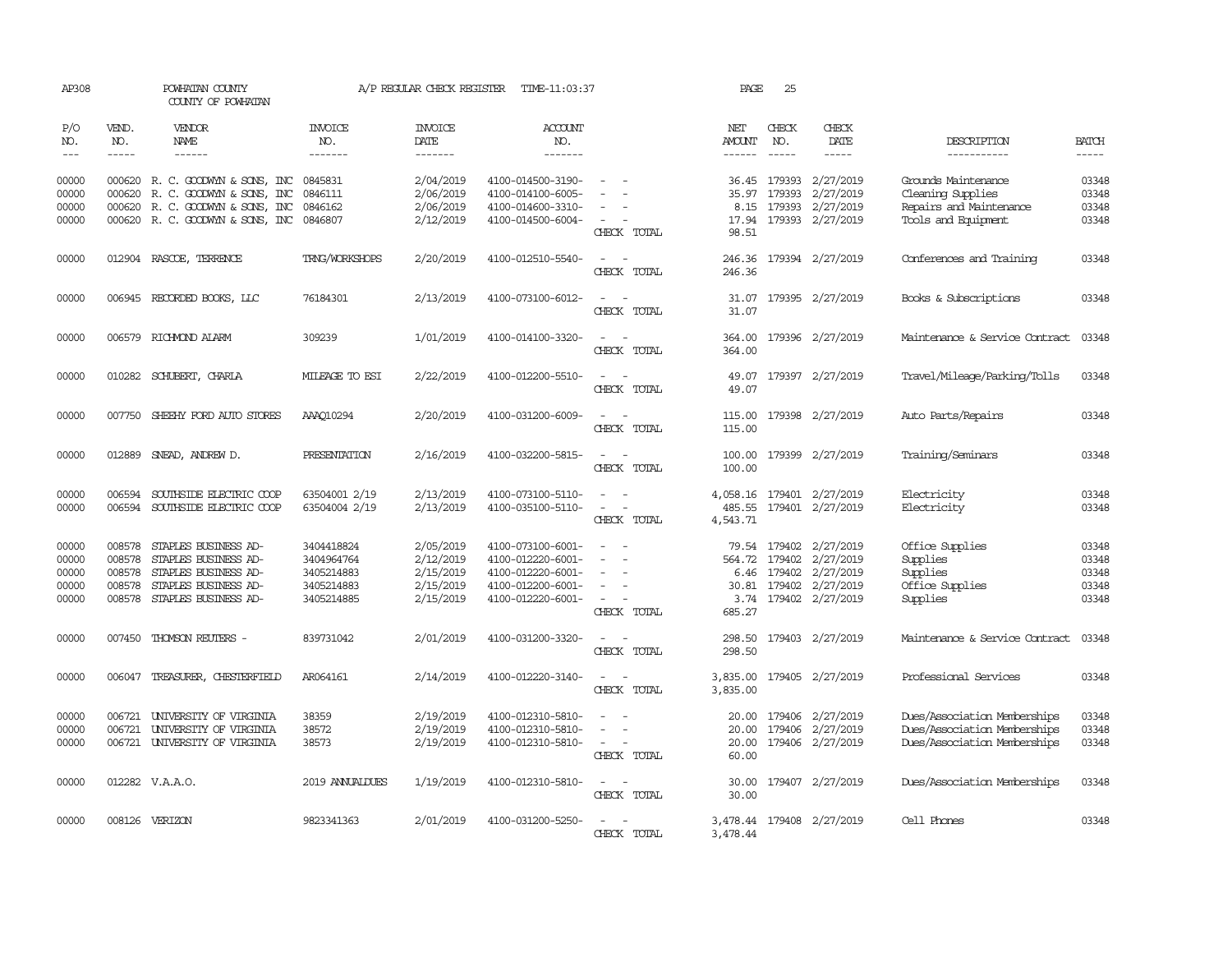AP308 POWHATAN COUNTY A/P REGULAR CHECK REGISTER TIME-11:03:37 PAGE 25
COUNTY OF POWHATAN

| P/O NO. | VEND. NO. | VENDOR NAME | INVOICE NO. | INVOICE DATE | ACCOUNT NO. | | NET AMOUNT | CHECK NO. | CHECK DATE | DESCRIPTION | BATCH |
|---|---|---|---|---|---|---|---|---|---|---|---|
| 00000 | 000620 | R. C. GOODWYN & SONS, INC | 0845831 | 2/04/2019 | 4100-014500-3190- | - - | 36.45 | 179393 | 2/27/2019 | Grounds Maintenance | 03348 |
| 00000 | 000620 | R. C. GOODWYN & SONS, INC | 0846111 | 2/06/2019 | 4100-014100-6005- | - - | 35.97 | 179393 | 2/27/2019 | Cleaning Supplies | 03348 |
| 00000 | 000620 | R. C. GOODWYN & SONS, INC | 0846162 | 2/06/2019 | 4100-014600-3310- | - - | 8.15 | 179393 | 2/27/2019 | Repairs and Maintenance | 03348 |
| 00000 | 000620 | R. C. GOODWYN & SONS, INC | 0846807 | 2/12/2019 | 4100-014500-6004- | - - | 17.94 | 179393 | 2/27/2019 | Tools and Equipment | 03348 |
| | | | | | | CHECK TOTAL | 98.51 | | | | |
| 00000 | 012904 | RASCOE, TERRENCE | TRNG/WORKSHOPS | 2/20/2019 | 4100-012510-5540- | - - | 246.36 | 179394 | 2/27/2019 | Conferences and Training | 03348 |
| | | | | | | CHECK TOTAL | 246.36 | | | | |
| 00000 | 006945 | RECORDED BOOKS, LLC | 76184301 | 2/13/2019 | 4100-073100-6012- | - - | 31.07 | 179395 | 2/27/2019 | Books & Subscriptions | 03348 |
| | | | | | | CHECK TOTAL | 31.07 | | | | |
| 00000 | 006579 | RICHMOND ALARM | 309239 | 1/01/2019 | 4100-014100-3320- | - - | 364.00 | 179396 | 2/27/2019 | Maintenance & Service Contract | 03348 |
| | | | | | | CHECK TOTAL | 364.00 | | | | |
| 00000 | 010282 | SCHUBERT, CHARLA | MILEAGE TO ESI | 2/22/2019 | 4100-012200-5510- | - - | 49.07 | 179397 | 2/27/2019 | Travel/Mileage/Parking/Tolls | 03348 |
| | | | | | | CHECK TOTAL | 49.07 | | | | |
| 00000 | 007750 | SHEEHY FORD AUTO STORES | AAAQ10294 | 2/20/2019 | 4100-031200-6009- | - - | 115.00 | 179398 | 2/27/2019 | Auto Parts/Repairs | 03348 |
| | | | | | | CHECK TOTAL | 115.00 | | | | |
| 00000 | 012889 | SNEAD, ANDREW D. | PRESENTATION | 2/16/2019 | 4100-032200-5815- | - - | 100.00 | 179399 | 2/27/2019 | Training/Seminars | 03348 |
| | | | | | | CHECK TOTAL | 100.00 | | | | |
| 00000 | 006594 | SOUTHSIDE ELECTRIC COOP | 63504001 2/19 | 2/13/2019 | 4100-073100-5110- | - - | 4,058.16 | 179401 | 2/27/2019 | Electricity | 03348 |
| 00000 | 006594 | SOUTHSIDE ELECTRIC COOP | 63504004 2/19 | 2/13/2019 | 4100-035100-5110- | - - | 485.55 | 179401 | 2/27/2019 | Electricity | 03348 |
| | | | | | | CHECK TOTAL | 4,543.71 | | | | |
| 00000 | 008578 | STAPLES BUSINESS AD- | 3404418824 | 2/05/2019 | 4100-073100-6001- | - - | 79.54 | 179402 | 2/27/2019 | Office Supplies | 03348 |
| 00000 | 008578 | STAPLES BUSINESS AD- | 3404964764 | 2/12/2019 | 4100-012220-6001- | - - | 564.72 | 179402 | 2/27/2019 | Supplies | 03348 |
| 00000 | 008578 | STAPLES BUSINESS AD- | 3405214883 | 2/15/2019 | 4100-012220-6001- | - - | 6.46 | 179402 | 2/27/2019 | Supplies | 03348 |
| 00000 | 008578 | STAPLES BUSINESS AD- | 3405214883 | 2/15/2019 | 4100-012200-6001- | - - | 30.81 | 179402 | 2/27/2019 | Office Supplies | 03348 |
| 00000 | 008578 | STAPLES BUSINESS AD- | 3405214885 | 2/15/2019 | 4100-012220-6001- | - - | 3.74 | 179402 | 2/27/2019 | Supplies | 03348 |
| | | | | | | CHECK TOTAL | 685.27 | | | | |
| 00000 | 007450 | THOMSON REUTERS - | 839731042 | 2/01/2019 | 4100-031200-3320- | - - | 298.50 | 179403 | 2/27/2019 | Maintenance & Service Contract | 03348 |
| | | | | | | CHECK TOTAL | 298.50 | | | | |
| 00000 | 006047 | TREASURER, CHESTERFIELD | AR064161 | 2/14/2019 | 4100-012220-3140- | - - | 3,835.00 | 179405 | 2/27/2019 | Professional Services | 03348 |
| | | | | | | CHECK TOTAL | 3,835.00 | | | | |
| 00000 | 006721 | UNIVERSITY OF VIRGINIA | 38359 | 2/19/2019 | 4100-012310-5810- | - - | 20.00 | 179406 | 2/27/2019 | Dues/Association Memberships | 03348 |
| 00000 | 006721 | UNIVERSITY OF VIRGINIA | 38572 | 2/19/2019 | 4100-012310-5810- | - - | 20.00 | 179406 | 2/27/2019 | Dues/Association Memberships | 03348 |
| 00000 | 006721 | UNIVERSITY OF VIRGINIA | 38573 | 2/19/2019 | 4100-012310-5810- | - - | 20.00 | 179406 | 2/27/2019 | Dues/Association Memberships | 03348 |
| | | | | | | CHECK TOTAL | 60.00 | | | | |
| 00000 | 012282 | V.A.A.O. | 2019 ANNUALDUES | 1/19/2019 | 4100-012310-5810- | - - | 30.00 | 179407 | 2/27/2019 | Dues/Association Memberships | 03348 |
| | | | | | | CHECK TOTAL | 30.00 | | | | |
| 00000 | 008126 | VERIZON | 9823341363 | 2/01/2019 | 4100-031200-5250- | - - | 3,478.44 | 179408 | 2/27/2019 | Cell Phones | 03348 |
| | | | | | | CHECK TOTAL | 3,478.44 | | | | |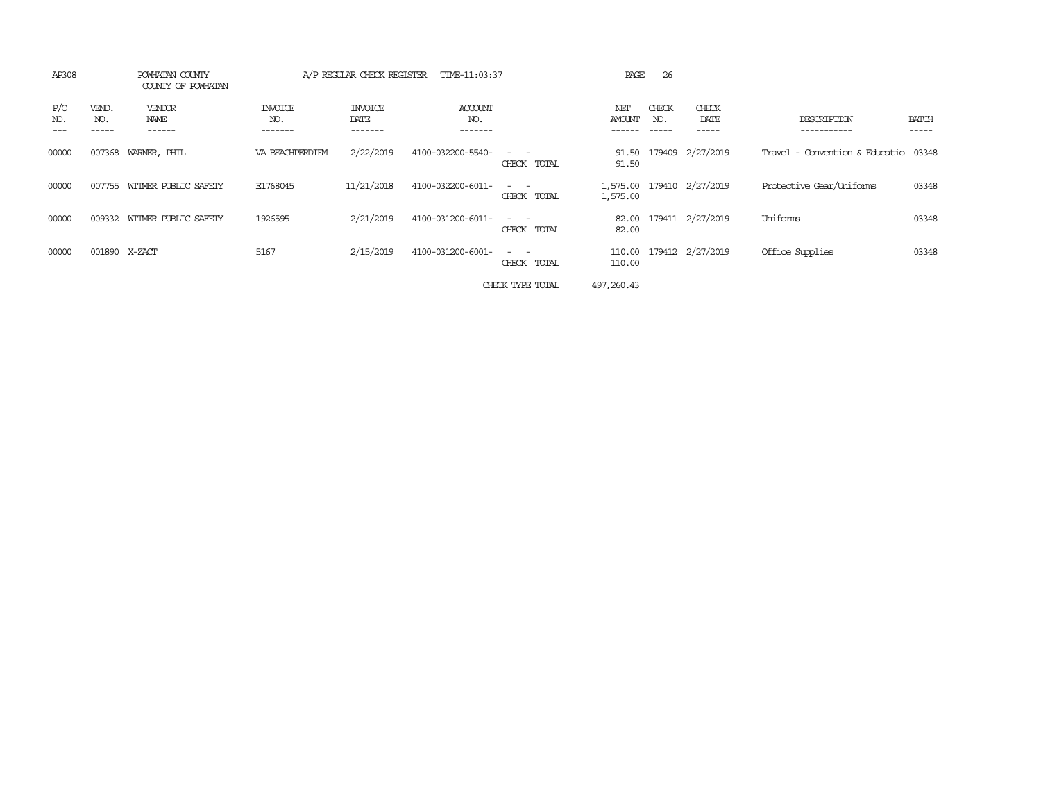AP308 POWHATAN COUNTY A/P REGULAR CHECK REGISTER TIME-11:03:37

COUNTY OF POWHATAN

| P/O NO. | VEND. NO. | VENDOR NAME | INVOICE NO. | INVOICE DATE | ACCOUNT NO. | | NET AMOUNT | CHECK NO. | CHECK DATE | DESCRIPTION | BATCH |
|---|---|---|---|---|---|---|---|---|---|---|---|
| 00000 | 007368 | WARNER, PHIL | VA BEACHPERDIEM | 2/22/2019 | 4100-032200-5540- | - - | 91.50 | 179409 | 2/27/2019 | Travel - Convention & Educatio | 03348 |
| | | | | | | CHECK TOTAL | 91.50 | | | | |
| 00000 | 007755 | WITMER PUBLIC SAFETY | E1768045 | 11/21/2018 | 4100-032200-6011- | - - | 1,575.00 | 179410 | 2/27/2019 | Protective Gear/Uniforms | 03348 |
| | | | | | | CHECK TOTAL | 1,575.00 | | | | |
| 00000 | 009332 | WITMER PUBLIC SAFETY | 1926595 | 2/21/2019 | 4100-031200-6011- | - - | 82.00 | 179411 | 2/27/2019 | Uniforms | 03348 |
| | | | | | | CHECK TOTAL | 82.00 | | | | |
| 00000 | 001890 | X-ZACT | 5167 | 2/15/2019 | 4100-031200-6001- | - - | 110.00 | 179412 | 2/27/2019 | Office Supplies | 03348 |
| | | | | | | CHECK TOTAL | 110.00 | | | | |
| | | | | | | CHECK TYPE TOTAL | 497,260.43 | | | | |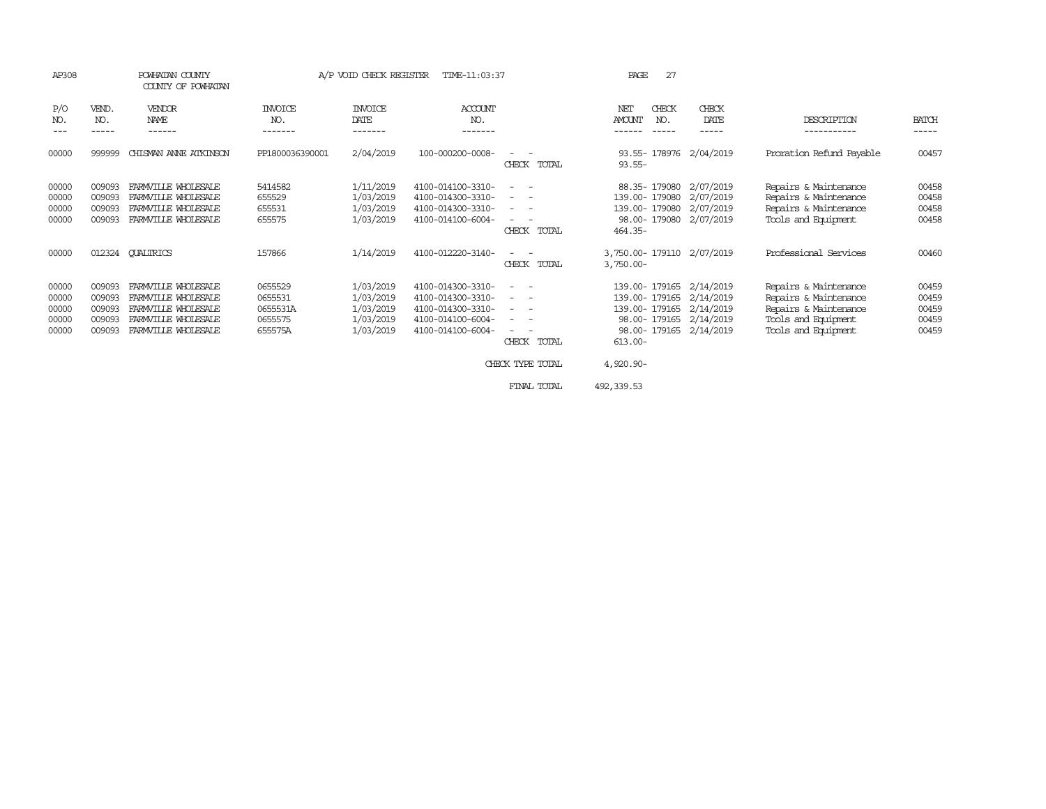AP308 POWHATAN COUNTY A/P VOID CHECK REGISTER TIME-11:03:37

COUNTY OF POWHATAN

| P/O NO. | VEND. NO. | VENDOR NAME | INVOICE NO. | INVOICE DATE | ACCOUNT NO. | | NET AMOUNT | CHECK NO. | CHECK DATE | DESCRIPTION | BATCH |
|---|---|---|---|---|---|---|---|---|---|---|---|
| 00000 | 999999 | CHISMAN ANNE ATKINSON | PP1800036390001 | 2/04/2019 | 100-000200-0008- | - - | 93.55- | 178976 | 2/04/2019 | Proration Refund Payable | 00457 |
| | | | | | | CHECK TOTAL | 93.55- | | | | |
| 00000 | 009093 | FARMVILLE WHOLESALE | 5414582 | 1/11/2019 | 4100-014100-3310- | - - | 88.35- | 179080 | 2/07/2019 | Repairs & Maintenance | 00458 |
| 00000 | 009093 | FARMVILLE WHOLESALE | 655529 | 1/03/2019 | 4100-014300-3310- | - - | 139.00- | 179080 | 2/07/2019 | Repairs & Maintenance | 00458 |
| 00000 | 009093 | FARMVILLE WHOLESALE | 655531 | 1/03/2019 | 4100-014300-3310- | - - | 139.00- | 179080 | 2/07/2019 | Repairs & Maintenance | 00458 |
| 00000 | 009093 | FARMVILLE WHOLESALE | 655575 | 1/03/2019 | 4100-014100-6004- | - - | 98.00- | 179080 | 2/07/2019 | Tools and Equipment | 00458 |
| | | | | | | CHECK TOTAL | 464.35- | | | | |
| 00000 | 012324 | QUALTRICS | 157866 | 1/14/2019 | 4100-012220-3140- | - - | 3,750.00- | 179110 | 2/07/2019 | Professional Services | 00460 |
| | | | | | | CHECK TOTAL | 3,750.00- | | | | |
| 00000 | 009093 | FARMVILLE WHOLESALE | 0655529 | 1/03/2019 | 4100-014300-3310- | - - | 139.00- | 179165 | 2/14/2019 | Repairs & Maintenance | 00459 |
| 00000 | 009093 | FARMVILLE WHOLESALE | 0655531 | 1/03/2019 | 4100-014300-3310- | - - | 139.00- | 179165 | 2/14/2019 | Repairs & Maintenance | 00459 |
| 00000 | 009093 | FARMVILLE WHOLESALE | 0655531A | 1/03/2019 | 4100-014300-3310- | - - | 139.00- | 179165 | 2/14/2019 | Repairs & Maintenance | 00459 |
| 00000 | 009093 | FARMVILLE WHOLESALE | 0655575 | 1/03/2019 | 4100-014100-6004- | - - | 98.00- | 179165 | 2/14/2019 | Tools and Equipment | 00459 |
| 00000 | 009093 | FARMVILLE WHOLESALE | 655575A | 1/03/2019 | 4100-014100-6004- | - - | 98.00- | 179165 | 2/14/2019 | Tools and Equipment | 00459 |
| | | | | | | CHECK TOTAL | 613.00- | | | | |
| | | | | | | CHECK TYPE TOTAL | 4,920.90- | | | | |
| | | | | | | FINAL TOTAL | 492,339.53 | | | | |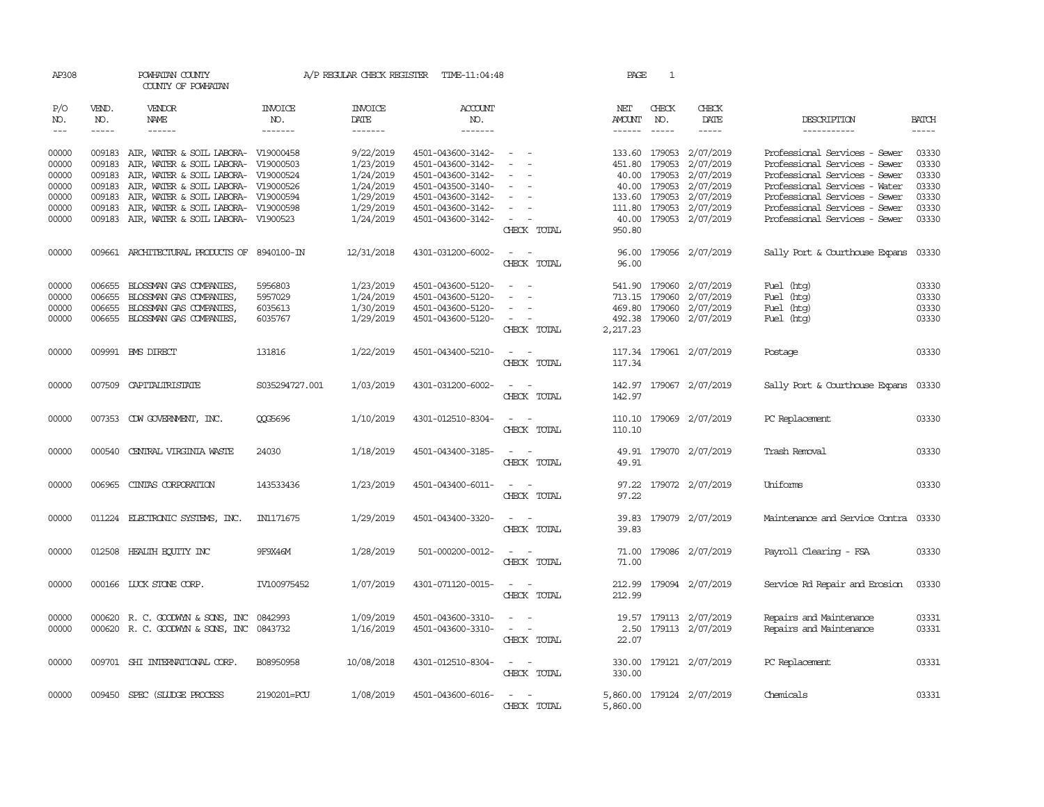AP308 POWHATAN COUNTY A/P REGULAR CHECK REGISTER TIME-11:04:48 PAGE 1

COUNTY OF POWHATAN

| P/O NO. | VEND. NO. | VENDOR NAME | INVOICE NO. | INVOICE DATE | ACCOUNT NO. | | NET AMOUNT | CHECK NO. | CHECK DATE | DESCRIPTION | BATCH |
|---|---|---|---|---|---|---|---|---|---|---|---|
| --- | ----- | ------ | ------- | ------- | ------- | | ------ | ----- | ----- | ----------- | ----- |
| 00000 | 009183 | AIR, WATER & SOIL LABORA- | V19000458 | 9/22/2019 | 4501-043600-3142- | - - | 133.60 | 179053 | 2/07/2019 | Professional Services - Sewer | 03330 |
| 00000 | 009183 | AIR, WATER & SOIL LABORA- | V19000503 | 1/23/2019 | 4501-043600-3142- | - - | 451.80 | 179053 | 2/07/2019 | Professional Services - Sewer | 03330 |
| 00000 | 009183 | AIR, WATER & SOIL LABORA- | V19000524 | 1/24/2019 | 4501-043600-3142- | - - | 40.00 | 179053 | 2/07/2019 | Professional Services - Sewer | 03330 |
| 00000 | 009183 | AIR, WATER & SOIL LABORA- | V19000526 | 1/24/2019 | 4501-043500-3140- | - - | 40.00 | 179053 | 2/07/2019 | Professional Services - Water | 03330 |
| 00000 | 009183 | AIR, WATER & SOIL LABORA- | V19000594 | 1/29/2019 | 4501-043600-3142- | - - | 133.60 | 179053 | 2/07/2019 | Professional Services - Sewer | 03330 |
| 00000 | 009183 | AIR, WATER & SOIL LABORA- | V19000598 | 1/29/2019 | 4501-043600-3142- | - - | 111.80 | 179053 | 2/07/2019 | Professional Services - Sewer | 03330 |
| 00000 | 009183 | AIR, WATER & SOIL LABORA- | V1900523 | 1/24/2019 | 4501-043600-3142- | - - | 40.00 | 179053 | 2/07/2019 | Professional Services - Sewer | 03330 |
| | | | | | | CHECK TOTAL | 950.80 | | | | |
| 00000 | 009661 | ARCHITECTURAL PRODUCTS OF | 8940100-IN | 12/31/2018 | 4301-031200-6002- | - - | 96.00 | 179056 | 2/07/2019 | Sally Port & Courthouse Expans | 03330 |
| | | | | | | CHECK TOTAL | 96.00 | | | | |
| 00000 | 006655 | BLOSSMAN GAS COMPANIES, | 5956803 | 1/23/2019 | 4501-043600-5120- | - - | 541.90 | 179060 | 2/07/2019 | Fuel (htg) | 03330 |
| 00000 | 006655 | BLOSSMAN GAS COMPANIES, | 5957029 | 1/24/2019 | 4501-043600-5120- | - - | 713.15 | 179060 | 2/07/2019 | Fuel (htg) | 03330 |
| 00000 | 006655 | BLOSSMAN GAS COMPANIES, | 6035613 | 1/30/2019 | 4501-043600-5120- | - - | 469.80 | 179060 | 2/07/2019 | Fuel (htg) | 03330 |
| 00000 | 006655 | BLOSSMAN GAS COMPANIES, | 6035767 | 1/29/2019 | 4501-043600-5120- | - - | 492.38 | 179060 | 2/07/2019 | Fuel (htg) | 03330 |
| | | | | | | CHECK TOTAL | 2,217.23 | | | | |
| 00000 | 009991 | BMS DIRECT | 131816 | 1/22/2019 | 4501-043400-5210- | - - | 117.34 | 179061 | 2/07/2019 | Postage | 03330 |
| | | | | | | CHECK TOTAL | 117.34 | | | | |
| 00000 | 007509 | CAPITALTRISTATE | S035294727.001 | 1/03/2019 | 4301-031200-6002- | - - | 142.97 | 179067 | 2/07/2019 | Sally Port & Courthouse Expans | 03330 |
| | | | | | | CHECK TOTAL | 142.97 | | | | |
| 00000 | 007353 | CDW GOVERNMENT, INC. | QQG5696 | 1/10/2019 | 4301-012510-8304- | - - | 110.10 | 179069 | 2/07/2019 | PC Replacement | 03330 |
| | | | | | | CHECK TOTAL | 110.10 | | | | |
| 00000 | 000540 | CENTRAL VIRGINIA WASTE | 24030 | 1/18/2019 | 4501-043400-3185- | - - | 49.91 | 179070 | 2/07/2019 | Trash Removal | 03330 |
| | | | | | | CHECK TOTAL | 49.91 | | | | |
| 00000 | 006965 | CINTAS CORPORATION | 143533436 | 1/23/2019 | 4501-043400-6011- | - - | 97.22 | 179072 | 2/07/2019 | Uniforms | 03330 |
| | | | | | | CHECK TOTAL | 97.22 | | | | |
| 00000 | 011224 | ELECTRONIC SYSTEMS, INC. | IN1171675 | 1/29/2019 | 4501-043400-3320- | - - | 39.83 | 179079 | 2/07/2019 | Maintenance and Service Contra | 03330 |
| | | | | | | CHECK TOTAL | 39.83 | | | | |
| 00000 | 012508 | HEALTH EQUITY INC | 9F9X46M | 1/28/2019 | 501-000200-0012- | - - | 71.00 | 179086 | 2/07/2019 | Payroll Clearing - FSA | 03330 |
| | | | | | | CHECK TOTAL | 71.00 | | | | |
| 00000 | 000166 | LUCK STONE CORP. | IV100975452 | 1/07/2019 | 4301-071120-0015- | - - | 212.99 | 179094 | 2/07/2019 | Service Rd Repair and Erosion | 03330 |
| | | | | | | CHECK TOTAL | 212.99 | | | | |
| 00000 | 000620 | R. C. GOODWYN & SONS, INC | 0842993 | 1/09/2019 | 4501-043600-3310- | - - | 19.57 | 179113 | 2/07/2019 | Repairs and Maintenance | 03331 |
| 00000 | 000620 | R. C. GOODWYN & SONS, INC | 0843732 | 1/16/2019 | 4501-043600-3310- | - - | 2.50 | 179113 | 2/07/2019 | Repairs and Maintenance | 03331 |
| | | | | | | CHECK TOTAL | 22.07 | | | | |
| 00000 | 009701 | SHI INTERNATIONAL CORP. | B08950958 | 10/08/2018 | 4301-012510-8304- | - - | 330.00 | 179121 | 2/07/2019 | PC Replacement | 03331 |
| | | | | | | CHECK TOTAL | 330.00 | | | | |
| 00000 | 009450 | SPEC (SLUDGE PROCESS | 2190201=PCU | 1/08/2019 | 4501-043600-6016- | - - | 5,860.00 | 179124 | 2/07/2019 | Chemicals | 03331 |
| | | | | | | CHECK TOTAL | 5,860.00 | | | | |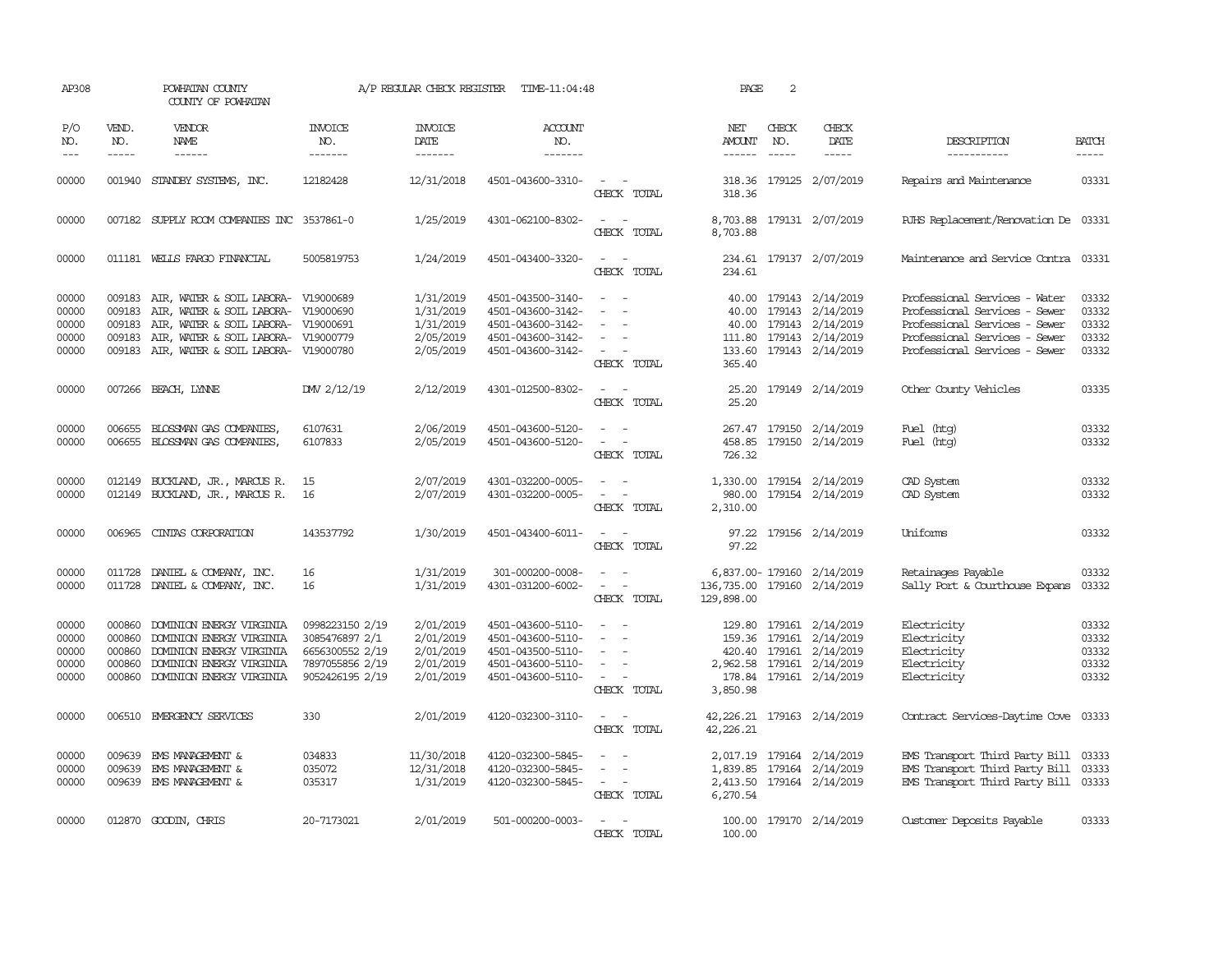AP308 POWHATAN COUNTY A/P REGULAR CHECK REGISTER TIME-11:04:48 PAGE 2

COUNTY OF POWHATAN

| P/O NO. | VEND. NO. | VENDOR NAME | INVOICE NO. | INVOICE DATE | ACCOUNT NO. | | NET AMOUNT | CHECK NO. | CHECK DATE | DESCRIPTION | BATCH |
|---|---|---|---|---|---|---|---|---|---|---|---|
| --- | ----- | ------ | ------- | ------- | ------- | | ------ | ----- | ----- | ----------- | ----- |
| 00000 | 001940 | STANDBY SYSTEMS, INC. | 12182428 | 12/31/2018 | 4501-043600-3310- | - - | 318.36 | 179125 | 2/07/2019 | Repairs and Maintenance | 03331 |
| | | | | | | CHECK TOTAL | 318.36 | | | | |
| 00000 | 007182 | SUPPLY ROOM COMPANIES INC | 3537861-0 | 1/25/2019 | 4301-062100-8302- | - - | 8,703.88 | 179131 | 2/07/2019 | PJHS Replacement/Renovation De | 03331 |
| | | | | | | CHECK TOTAL | 8,703.88 | | | | |
| 00000 | 011181 | WELLS FARGO FINANCIAL | 5005819753 | 1/24/2019 | 4501-043400-3320- | - - | 234.61 | 179137 | 2/07/2019 | Maintenance and Service Contra | 03331 |
| | | | | | | CHECK TOTAL | 234.61 | | | | |
| 00000 | 009183 | AIR, WATER & SOIL LABORA- | V19000689 | 1/31/2019 | 4501-043500-3140- | - - | 40.00 | 179143 | 2/14/2019 | Professional Services - Water | 03332 |
| 00000 | 009183 | AIR, WATER & SOIL LABORA- | V19000690 | 1/31/2019 | 4501-043600-3142- | - - | 40.00 | 179143 | 2/14/2019 | Professional Services - Sewer | 03332 |
| 00000 | 009183 | AIR, WATER & SOIL LABORA- | V19000691 | 1/31/2019 | 4501-043600-3142- | - - | 40.00 | 179143 | 2/14/2019 | Professional Services - Sewer | 03332 |
| 00000 | 009183 | AIR, WATER & SOIL LABORA- | V19000779 | 2/05/2019 | 4501-043600-3142- | - - | 111.80 | 179143 | 2/14/2019 | Professional Services - Sewer | 03332 |
| 00000 | 009183 | AIR, WATER & SOIL LABORA- | V19000780 | 2/05/2019 | 4501-043600-3142- | - - | 133.60 | 179143 | 2/14/2019 | Professional Services - Sewer | 03332 |
| | | | | | | CHECK TOTAL | 365.40 | | | | |
| 00000 | 007266 | BEACH, LYNNE | DMV 2/12/19 | 2/12/2019 | 4301-012500-8302- | - - | 25.20 | 179149 | 2/14/2019 | Other County Vehicles | 03335 |
| | | | | | | CHECK TOTAL | 25.20 | | | | |
| 00000 | 006655 | BLOSSMAN GAS COMPANIES, | 6107631 | 2/06/2019 | 4501-043600-5120- | - - | 267.47 | 179150 | 2/14/2019 | Fuel (htg) | 03332 |
| 00000 | 006655 | BLOSSMAN GAS COMPANIES, | 6107833 | 2/05/2019 | 4501-043600-5120- | - - | 458.85 | 179150 | 2/14/2019 | Fuel (htg) | 03332 |
| | | | | | | CHECK TOTAL | 726.32 | | | | |
| 00000 | 012149 | BUCKLAND, JR., MARCUS R. | 15 | 2/07/2019 | 4301-032200-0005- | - - | 1,330.00 | 179154 | 2/14/2019 | CAD System | 03332 |
| 00000 | 012149 | BUCKLAND, JR., MARCUS R. | 16 | 2/07/2019 | 4301-032200-0005- | - - | 980.00 | 179154 | 2/14/2019 | CAD System | 03332 |
| | | | | | | CHECK TOTAL | 2,310.00 | | | | |
| 00000 | 006965 | CINTAS CORPORATION | 143537792 | 1/30/2019 | 4501-043400-6011- | - - | 97.22 | 179156 | 2/14/2019 | Uniforms | 03332 |
| | | | | | | CHECK TOTAL | 97.22 | | | | |
| 00000 | 011728 | DANIEL & COMPANY, INC. | 16 | 1/31/2019 | 301-000200-0008- | - - | 6,837.00- | 179160 | 2/14/2019 | Retainages Payable | 03332 |
| 00000 | 011728 | DANIEL & COMPANY, INC. | 16 | 1/31/2019 | 4301-031200-6002- | - - | 136,735.00 | 179160 | 2/14/2019 | Sally Port & Courthouse Expans | 03332 |
| | | | | | | CHECK TOTAL | 129,898.00 | | | | |
| 00000 | 000860 | DOMINION ENERGY VIRGINIA | 0998223150 2/19 | 2/01/2019 | 4501-043600-5110- | - - | 129.80 | 179161 | 2/14/2019 | Electricity | 03332 |
| 00000 | 000860 | DOMINION ENERGY VIRGINIA | 3085476897 2/1 | 2/01/2019 | 4501-043600-5110- | - - | 159.36 | 179161 | 2/14/2019 | Electricity | 03332 |
| 00000 | 000860 | DOMINION ENERGY VIRGINIA | 6656300552 2/19 | 2/01/2019 | 4501-043500-5110- | - - | 420.40 | 179161 | 2/14/2019 | Electricity | 03332 |
| 00000 | 000860 | DOMINION ENERGY VIRGINIA | 7897055856 2/19 | 2/01/2019 | 4501-043600-5110- | - - | 2,962.58 | 179161 | 2/14/2019 | Electricity | 03332 |
| 00000 | 000860 | DOMINION ENERGY VIRGINIA | 9052426195 2/19 | 2/01/2019 | 4501-043600-5110- | - - | 178.84 | 179161 | 2/14/2019 | Electricity | 03332 |
| | | | | | | CHECK TOTAL | 3,850.98 | | | | |
| 00000 | 006510 | EMERGENCY SERVICES | 330 | 2/01/2019 | 4120-032300-3110- | - - | 42,226.21 | 179163 | 2/14/2019 | Contract Services-Daytime Cove | 03333 |
| | | | | | | CHECK TOTAL | 42,226.21 | | | | |
| 00000 | 009639 | EMS MANAGEMENT & | 034833 | 11/30/2018 | 4120-032300-5845- | - - | 2,017.19 | 179164 | 2/14/2019 | EMS Transport Third Party Bill | 03333 |
| 00000 | 009639 | EMS MANAGEMENT & | 035072 | 12/31/2018 | 4120-032300-5845- | - - | 1,839.85 | 179164 | 2/14/2019 | EMS Transport Third Party Bill | 03333 |
| 00000 | 009639 | EMS MANAGEMENT & | 035317 | 1/31/2019 | 4120-032300-5845- | - - | 2,413.50 | 179164 | 2/14/2019 | EMS Transport Third Party Bill | 03333 |
| | | | | | | CHECK TOTAL | 6,270.54 | | | | |
| 00000 | 012870 | GOODIN, CHRIS | 20-7173021 | 2/01/2019 | 501-000200-0003- | - - | 100.00 | 179170 | 2/14/2019 | Customer Deposits Payable | 03333 |
| | | | | | | CHECK TOTAL | 100.00 | | | | |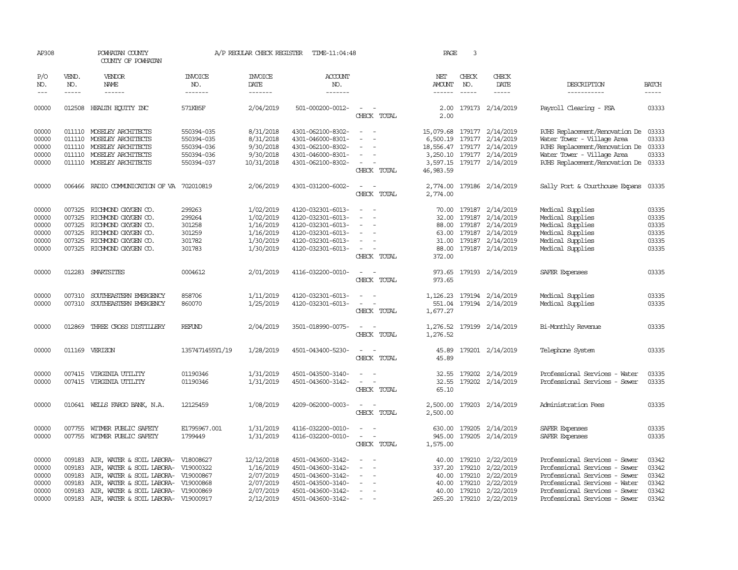AP308 POWHATAN COUNTY A/P REGULAR CHECK REGISTER TIME-11:04:48 PAGE 3

COUNTY OF POWHATAN

| P/O NO. | VEND. NO. | VENDOR NAME | INVOICE NO. | INVOICE DATE | ACCOUNT NO. | | NET AMOUNT | CHECK NO. | CHECK DATE | DESCRIPTION | BATCH |
|---|---|---|---|---|---|---|---|---|---|---|---|
| 00000 | 012508 | HEALTH EQUITY INC | 571KB5F | 2/04/2019 | 501-000200-0012- | - - | 2.00 | 179173 | 2/14/2019 | Payroll Clearing - FSA | 03333 |
| | | | | | | CHECK TOTAL | 2.00 | | | | |
| 00000 | 011110 | MOSELEY ARCHITECTS | 550394-035 | 8/31/2018 | 4301-062100-8302- | - - | 15,079.68 | 179177 | 2/14/2019 | PJHS Replacement/Renovation De | 03333 |
| 00000 | 011110 | MOSELEY ARCHITECTS | 550394-035 | 8/31/2018 | 4301-046000-8301- | - - | 6,500.19 | 179177 | 2/14/2019 | Water Tower - Village Area | 03333 |
| 00000 | 011110 | MOSELEY ARCHITECTS | 550394-036 | 9/30/2018 | 4301-062100-8302- | - - | 18,556.47 | 179177 | 2/14/2019 | PJHS Replacement/Renovation De | 03333 |
| 00000 | 011110 | MOSELEY ARCHITECTS | 550394-036 | 9/30/2018 | 4301-046000-8301- | - - | 3,250.10 | 179177 | 2/14/2019 | Water Tower - Village Area | 03333 |
| 00000 | 011110 | MOSELEY ARCHITECTS | 550394-037 | 10/31/2018 | 4301-062100-8302- | - - | 3,597.15 | 179177 | 2/14/2019 | PJHS Replacement/Renovation De | 03333 |
| | | | | | | CHECK TOTAL | 46,983.59 | | | | |
| 00000 | 006466 | RADIO COMMUNICATION OF VA | 702010819 | 2/06/2019 | 4301-031200-6002- | - - | 2,774.00 | 179186 | 2/14/2019 | Sally Port & Courthouse Expans | 03335 |
| | | | | | | CHECK TOTAL | 2,774.00 | | | | |
| 00000 | 007325 | RICHMOND OXYGEN CO. | 299263 | 1/02/2019 | 4120-032301-6013- | - - | 70.00 | 179187 | 2/14/2019 | Medical Supplies | 03335 |
| 00000 | 007325 | RICHMOND OXYGEN CO. | 299264 | 1/02/2019 | 4120-032301-6013- | - - | 32.00 | 179187 | 2/14/2019 | Medical Supplies | 03335 |
| 00000 | 007325 | RICHMOND OXYGEN CO. | 301258 | 1/16/2019 | 4120-032301-6013- | - - | 88.00 | 179187 | 2/14/2019 | Medical Supplies | 03335 |
| 00000 | 007325 | RICHMOND OXYGEN CO. | 301259 | 1/16/2019 | 4120-032301-6013- | - - | 63.00 | 179187 | 2/14/2019 | Medical Supplies | 03335 |
| 00000 | 007325 | RICHMOND OXYGEN CO. | 301782 | 1/30/2019 | 4120-032301-6013- | - - | 31.00 | 179187 | 2/14/2019 | Medical Supplies | 03335 |
| 00000 | 007325 | RICHMOND OXYGEN CO. | 301783 | 1/30/2019 | 4120-032301-6013- | - - | 88.00 | 179187 | 2/14/2019 | Medical Supplies | 03335 |
| | | | | | | CHECK TOTAL | 372.00 | | | | |
| 00000 | 012283 | SMARTSITES | 0004612 | 2/01/2019 | 4116-032200-0010- | - - | 973.65 | 179193 | 2/14/2019 | SAFER Expenses | 03335 |
| | | | | | | CHECK TOTAL | 973.65 | | | | |
| 00000 | 007310 | SOUTHEASTERN EMERGENCY | 858706 | 1/11/2019 | 4120-032301-6013- | - - | 1,126.23 | 179194 | 2/14/2019 | Medical Supplies | 03335 |
| 00000 | 007310 | SOUTHEASTERN EMERGENCY | 860070 | 1/25/2019 | 4120-032301-6013- | - - | 551.04 | 179194 | 2/14/2019 | Medical Supplies | 03335 |
| | | | | | | CHECK TOTAL | 1,677.27 | | | | |
| 00000 | 012869 | THREE CROSS DISTILLERY | REFUND | 2/04/2019 | 3501-018990-0075- | - - | 1,276.52 | 179199 | 2/14/2019 | Bi-Monthly Revenue | 03335 |
| | | | | | | CHECK TOTAL | 1,276.52 | | | | |
| 00000 | 011169 | VERIZON | 1357471455Y1/19 | 1/28/2019 | 4501-043400-5230- | - - | 45.89 | 179201 | 2/14/2019 | Telephone System | 03335 |
| | | | | | | CHECK TOTAL | 45.89 | | | | |
| 00000 | 007415 | VIRGINIA UTILITY | 01190346 | 1/31/2019 | 4501-043500-3140- | - - | 32.55 | 179202 | 2/14/2019 | Professional Services - Water | 03335 |
| 00000 | 007415 | VIRGINIA UTILITY | 01190346 | 1/31/2019 | 4501-043600-3142- | - - | 32.55 | 179202 | 2/14/2019 | Professional Services - Sewer | 03335 |
| | | | | | | CHECK TOTAL | 65.10 | | | | |
| 00000 | 010641 | WELLS FARGO BANK, N.A. | 12125459 | 1/08/2019 | 4209-062000-0003- | - - | 2,500.00 | 179203 | 2/14/2019 | Administration Fees | 03335 |
| | | | | | | CHECK TOTAL | 2,500.00 | | | | |
| 00000 | 007755 | WITMER PUBLIC SAFETY | E1795967.001 | 1/31/2019 | 4116-032200-0010- | - - | 630.00 | 179205 | 2/14/2019 | SAFER Expenses | 03335 |
| 00000 | 007755 | WITMER PUBLIC SAFETY | 1799449 | 1/31/2019 | 4116-032200-0010- | - - | 945.00 | 179205 | 2/14/2019 | SAFER Expenses | 03335 |
| | | | | | | CHECK TOTAL | 1,575.00 | | | | |
| 00000 | 009183 | AIR, WATER & SOIL LABORA- | V18008627 | 12/12/2018 | 4501-043600-3142- | - - | 40.00 | 179210 | 2/22/2019 | Professional Services - Sewer | 03342 |
| 00000 | 009183 | AIR, WATER & SOIL LABORA- | V19000322 | 1/16/2019 | 4501-043600-3142- | - - | 337.20 | 179210 | 2/22/2019 | Professional Services - Sewer | 03342 |
| 00000 | 009183 | AIR, WATER & SOIL LABORA- | V19000867 | 2/07/2019 | 4501-043600-3142- | - - | 40.00 | 179210 | 2/22/2019 | Professional Services - Sewer | 03342 |
| 00000 | 009183 | AIR, WATER & SOIL LABORA- | V19000868 | 2/07/2019 | 4501-043500-3140- | - - | 40.00 | 179210 | 2/22/2019 | Professional Services - Water | 03342 |
| 00000 | 009183 | AIR, WATER & SOIL LABORA- | V19000869 | 2/07/2019 | 4501-043600-3142- | - - | 40.00 | 179210 | 2/22/2019 | Professional Services - Sewer | 03342 |
| 00000 | 009183 | AIR, WATER & SOIL LABORA- | V19000917 | 2/12/2019 | 4501-043600-3142- | - - | 265.20 | 179210 | 2/22/2019 | Professional Services - Sewer | 03342 |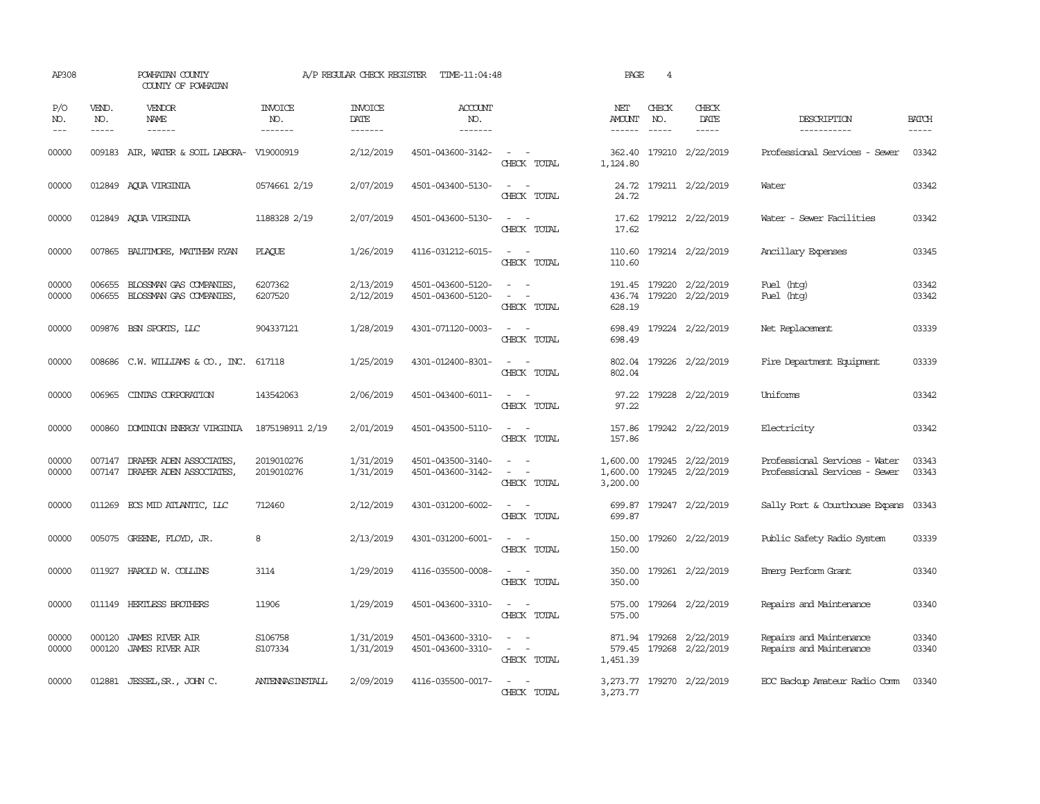AP308 POWHATAN COUNTY A/P REGULAR CHECK REGISTER TIME-11:04:48 PAGE 4

COUNTY OF POWHATAN

| P/O NO. | VEND. NO. | VENDOR NAME | INVOICE NO. | INVOICE DATE | ACCOUNT NO. | | NET AMOUNT | CHECK NO. | CHECK DATE | DESCRIPTION | BATCH |
|---|---|---|---|---|---|---|---|---|---|---|---|
| 00000 | 009183 | AIR, WATER & SOIL LABORA- | V19000919 | 2/12/2019 | 4501-043600-3142- | - - | 362.40 | 179210 | 2/22/2019 | Professional Services - Sewer | 03342 |
| | | | | | | CHECK TOTAL | 1,124.80 | | | | |
| 00000 | 012849 | AQUA VIRGINIA | 0574661 2/19 | 2/07/2019 | 4501-043400-5130- | - - | 24.72 | 179211 | 2/22/2019 | Water | 03342 |
| | | | | | | CHECK TOTAL | 24.72 | | | | |
| 00000 | 012849 | AQUA VIRGINIA | 1188328 2/19 | 2/07/2019 | 4501-043600-5130- | - - | 17.62 | 179212 | 2/22/2019 | Water - Sewer Facilities | 03342 |
| | | | | | | CHECK TOTAL | 17.62 | | | | |
| 00000 | 007865 | BALTIMORE, MATTHEW RYAN | PLAQUE | 1/26/2019 | 4116-031212-6015- | - - | 110.60 | 179214 | 2/22/2019 | Ancillary Expenses | 03345 |
| | | | | | | CHECK TOTAL | 110.60 | | | | |
| 00000 | 006655 | BLOSSMAN GAS COMPANIES, | 6207362 | 2/13/2019 | 4501-043600-5120- | - - | 191.45 | 179220 | 2/22/2019 | Fuel (htg) | 03342 |
| 00000 | 006655 | BLOSSMAN GAS COMPANIES, | 6207520 | 2/12/2019 | 4501-043600-5120- | - - | 436.74 | 179220 | 2/22/2019 | Fuel (htg) | 03342 |
| | | | | | | CHECK TOTAL | 628.19 | | | | |
| 00000 | 009876 | BSN SPORTS, LLC | 904337121 | 1/28/2019 | 4301-071120-0003- | - - | 698.49 | 179224 | 2/22/2019 | Net Replacement | 03339 |
| | | | | | | CHECK TOTAL | 698.49 | | | | |
| 00000 | 008686 | C.W. WILLIAMS & CO., INC. | 617118 | 1/25/2019 | 4301-012400-8301- | - - | 802.04 | 179226 | 2/22/2019 | Fire Department Equipment | 03339 |
| | | | | | | CHECK TOTAL | 802.04 | | | | |
| 00000 | 006965 | CINTAS CORPORATION | 143542063 | 2/06/2019 | 4501-043400-6011- | - - | 97.22 | 179228 | 2/22/2019 | Uniforms | 03342 |
| | | | | | | CHECK TOTAL | 97.22 | | | | |
| 00000 | 000860 | DOMINION ENERGY VIRGINIA | 1875198911 2/19 | 2/01/2019 | 4501-043500-5110- | - - | 157.86 | 179242 | 2/22/2019 | Electricity | 03342 |
| | | | | | | CHECK TOTAL | 157.86 | | | | |
| 00000 | 007147 | DRAPER ADEN ASSOCIATES, | 2019010276 | 1/31/2019 | 4501-043500-3140- | - - | 1,600.00 | 179245 | 2/22/2019 | Professional Services - Water | 03343 |
| 00000 | 007147 | DRAPER ADEN ASSOCIATES, | 2019010276 | 1/31/2019 | 4501-043600-3142- | - - | 1,600.00 | 179245 | 2/22/2019 | Professional Services - Sewer | 03343 |
| | | | | | | CHECK TOTAL | 3,200.00 | | | | |
| 00000 | 011269 | ECS MID ATLANTIC, LLC | 712460 | 2/12/2019 | 4301-031200-6002- | - - | 699.87 | 179247 | 2/22/2019 | Sally Port & Courthouse Expans | 03343 |
| | | | | | | CHECK TOTAL | 699.87 | | | | |
| 00000 | 005075 | GREENE, FLOYD, JR. | 8 | 2/13/2019 | 4301-031200-6001- | - - | 150.00 | 179260 | 2/22/2019 | Public Safety Radio System | 03339 |
| | | | | | | CHECK TOTAL | 150.00 | | | | |
| 00000 | 011927 | HAROLD W. COLLINS | 3114 | 1/29/2019 | 4116-035500-0008- | - - | 350.00 | 179261 | 2/22/2019 | Emerg Perform Grant | 03340 |
| | | | | | | CHECK TOTAL | 350.00 | | | | |
| 00000 | 011149 | HERTLESS BROTHERS | 11906 | 1/29/2019 | 4501-043600-3310- | - - | 575.00 | 179264 | 2/22/2019 | Repairs and Maintenance | 03340 |
| | | | | | | CHECK TOTAL | 575.00 | | | | |
| 00000 | 000120 | JAMES RIVER AIR | S106758 | 1/31/2019 | 4501-043600-3310- | - - | 871.94 | 179268 | 2/22/2019 | Repairs and Maintenance | 03340 |
| 00000 | 000120 | JAMES RIVER AIR | S107334 | 1/31/2019 | 4501-043600-3310- | - - | 579.45 | 179268 | 2/22/2019 | Repairs and Maintenance | 03340 |
| | | | | | | CHECK TOTAL | 1,451.39 | | | | |
| 00000 | 012881 | JESSEL,SR., JOHN C. | ANTENNASINSTALL | 2/09/2019 | 4116-035500-0017- | - - | 3,273.77 | 179270 | 2/22/2019 | EOC Backup Amateur Radio Comm | 03340 |
| | | | | | | CHECK TOTAL | 3,273.77 | | | | |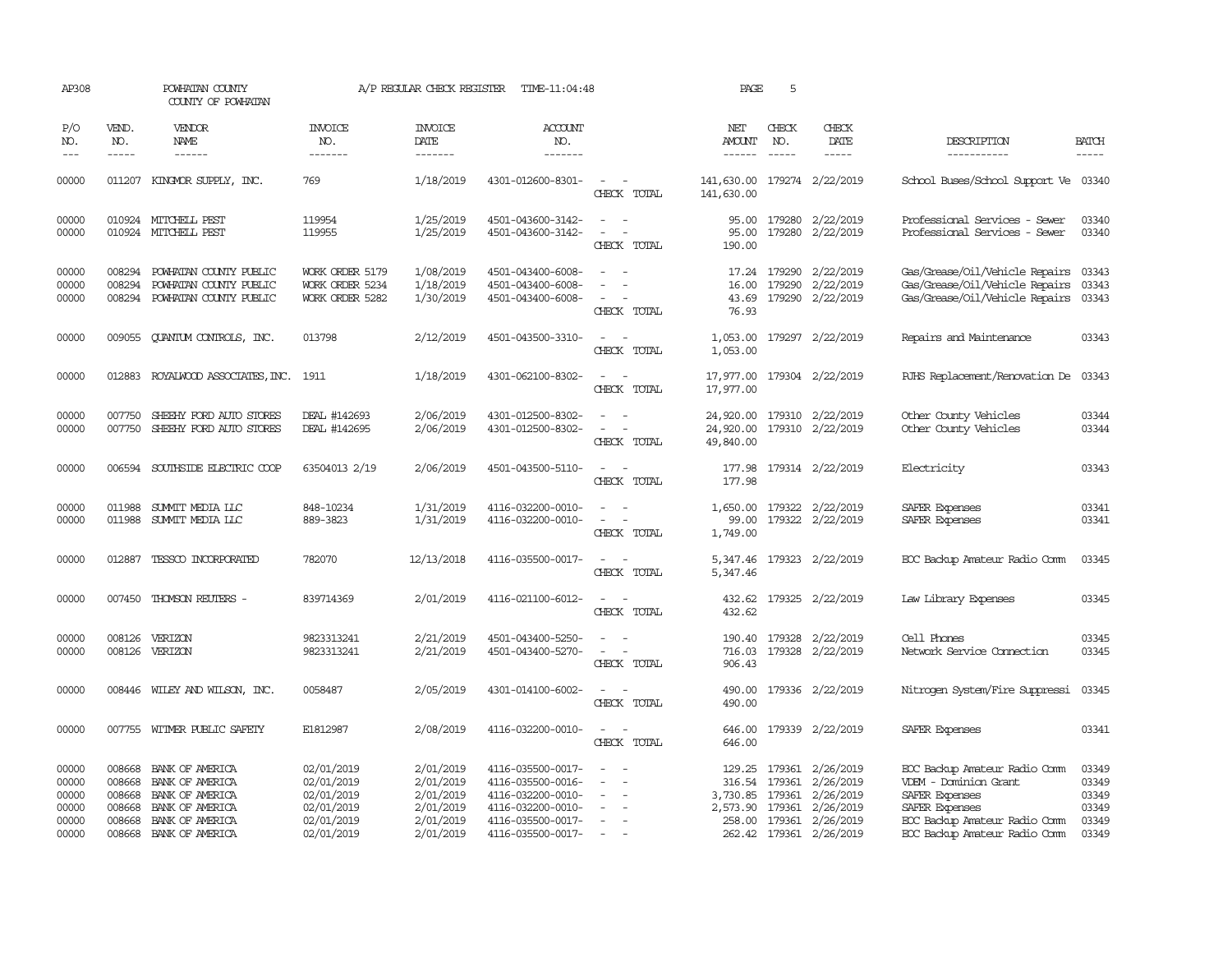AP308 POWHATAN COUNTY COUNTY OF POWHATAN A/P REGULAR CHECK REGISTER TIME-11:04:48 PAGE 5

| P/O NO. | VEND. NO. | VENDOR NAME | INVOICE NO. | INVOICE DATE | ACCOUNT NO. | | NET AMOUNT | CHECK NO. | CHECK DATE | DESCRIPTION | BATCH |
|---|---|---|---|---|---|---|---|---|---|---|---|
| 00000 | 011207 | KINGMOR SUPPLY, INC. | 769 | 1/18/2019 | 4301-012600-8301- | - - | 141,630.00 | 179274 | 2/22/2019 | School Buses/School Support Ve | 03340 |
| | | | | | | CHECK TOTAL | 141,630.00 | | | | |
| 00000 | 010924 | MITCHELL PEST | 119954 | 1/25/2019 | 4501-043600-3142- | - - | 95.00 | 179280 | 2/22/2019 | Professional Services - Sewer | 03340 |
| 00000 | 010924 | MITCHELL PEST | 119955 | 1/25/2019 | 4501-043600-3142- | - - | 95.00 | 179280 | 2/22/2019 | Professional Services - Sewer | 03340 |
| | | | | | | CHECK TOTAL | 190.00 | | | | |
| 00000 | 008294 | POWHATAN COUNTY PUBLIC | WORK ORDER 5179 | 1/08/2019 | 4501-043400-6008- | - - | 17.24 | 179290 | 2/22/2019 | Gas/Grease/Oil/Vehicle Repairs | 03343 |
| 00000 | 008294 | POWHATAN COUNTY PUBLIC | WORK ORDER 5234 | 1/18/2019 | 4501-043400-6008- | - - | 16.00 | 179290 | 2/22/2019 | Gas/Grease/Oil/Vehicle Repairs | 03343 |
| 00000 | 008294 | POWHATAN COUNTY PUBLIC | WORK ORDER 5282 | 1/30/2019 | 4501-043400-6008- | - - | 43.69 | 179290 | 2/22/2019 | Gas/Grease/Oil/Vehicle Repairs | 03343 |
| | | | | | | CHECK TOTAL | 76.93 | | | | |
| 00000 | 009055 | QUANTUM CONTROLS, INC. | 013798 | 2/12/2019 | 4501-043500-3310- | - - | 1,053.00 | 179297 | 2/22/2019 | Repairs and Maintenance | 03343 |
| | | | | | | CHECK TOTAL | 1,053.00 | | | | |
| 00000 | 012883 | ROYALWOOD ASSOCIATES, INC. | 1911 | 1/18/2019 | 4301-062100-8302- | - - | 17,977.00 | 179304 | 2/22/2019 | PJHS Replacement/Renovation De | 03343 |
| | | | | | | CHECK TOTAL | 17,977.00 | | | | |
| 00000 | 007750 | SHEEHY FORD AUTO STORES | DEAL #142693 | 2/06/2019 | 4301-012500-8302- | - - | 24,920.00 | 179310 | 2/22/2019 | Other County Vehicles | 03344 |
| 00000 | 007750 | SHEEHY FORD AUTO STORES | DEAL #142695 | 2/06/2019 | 4301-012500-8302- | - - | 24,920.00 | 179310 | 2/22/2019 | Other County Vehicles | 03344 |
| | | | | | | CHECK TOTAL | 49,840.00 | | | | |
| 00000 | 006594 | SOUTHSIDE ELECTRIC COOP | 63504013 2/19 | 2/06/2019 | 4501-043500-5110- | - - | 177.98 | 179314 | 2/22/2019 | Electricity | 03343 |
| | | | | | | CHECK TOTAL | 177.98 | | | | |
| 00000 | 011988 | SUMMIT MEDIA LLC | 848-10234 | 1/31/2019 | 4116-032200-0010- | - - | 1,650.00 | 179322 | 2/22/2019 | SAFER Expenses | 03341 |
| 00000 | 011988 | SUMMIT MEDIA LLC | 889-3823 | 1/31/2019 | 4116-032200-0010- | - - | 99.00 | 179322 | 2/22/2019 | SAFER Expenses | 03341 |
| | | | | | | CHECK TOTAL | 1,749.00 | | | | |
| 00000 | 012887 | TESSCO INCORPORATED | 782070 | 12/13/2018 | 4116-035500-0017- | - - | 5,347.46 | 179323 | 2/22/2019 | EOC Backup Amateur Radio Comm | 03345 |
| | | | | | | CHECK TOTAL | 5,347.46 | | | | |
| 00000 | 007450 | THOMSON REUTERS - | 839714369 | 2/01/2019 | 4116-021100-6012- | - - | 432.62 | 179325 | 2/22/2019 | Law Library Expenses | 03345 |
| | | | | | | CHECK TOTAL | 432.62 | | | | |
| 00000 | 008126 | VERIZON | 9823313241 | 2/21/2019 | 4501-043400-5250- | - - | 190.40 | 179328 | 2/22/2019 | Cell Phones | 03345 |
| 00000 | 008126 | VERIZON | 9823313241 | 2/21/2019 | 4501-043400-5270- | - - | 716.03 | 179328 | 2/22/2019 | Network Service Connection | 03345 |
| | | | | | | CHECK TOTAL | 906.43 | | | | |
| 00000 | 008446 | WILEY AND WILSON, INC. | 0058487 | 2/05/2019 | 4301-014100-6002- | - - | 490.00 | 179336 | 2/22/2019 | Nitrogen System/Fire Suppressi | 03345 |
| | | | | | | CHECK TOTAL | 490.00 | | | | |
| 00000 | 007755 | WITMER PUBLIC SAFETY | E1812987 | 2/08/2019 | 4116-032200-0010- | - - | 646.00 | 179339 | 2/22/2019 | SAFER Expenses | 03341 |
| | | | | | | CHECK TOTAL | 646.00 | | | | |
| 00000 | 008668 | BANK OF AMERICA | 02/01/2019 | 2/01/2019 | 4116-035500-0017- | - - | 129.25 | 179361 | 2/26/2019 | EOC Backup Amateur Radio Comm | 03349 |
| 00000 | 008668 | BANK OF AMERICA | 02/01/2019 | 2/01/2019 | 4116-035500-0016- | - - | 316.54 | 179361 | 2/26/2019 | VDEM - Dominion Grant | 03349 |
| 00000 | 008668 | BANK OF AMERICA | 02/01/2019 | 2/01/2019 | 4116-032200-0010- | - - | 3,730.85 | 179361 | 2/26/2019 | SAFER Expenses | 03349 |
| 00000 | 008668 | BANK OF AMERICA | 02/01/2019 | 2/01/2019 | 4116-032200-0010- | - - | 2,573.90 | 179361 | 2/26/2019 | SAFER Expenses | 03349 |
| 00000 | 008668 | BANK OF AMERICA | 02/01/2019 | 2/01/2019 | 4116-035500-0017- | - - | 258.00 | 179361 | 2/26/2019 | EOC Backup Amateur Radio Comm | 03349 |
| 00000 | 008668 | BANK OF AMERICA | 02/01/2019 | 2/01/2019 | 4116-035500-0017- | - - | 262.42 | 179361 | 2/26/2019 | EOC Backup Amateur Radio Comm | 03349 |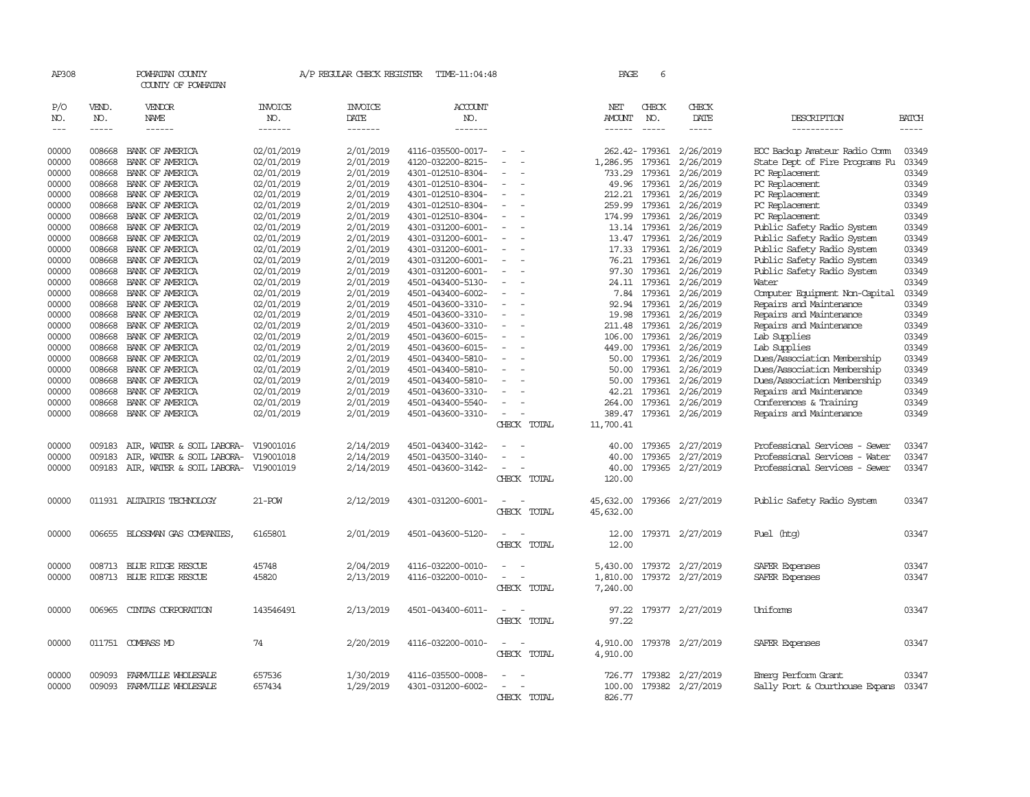AP308 POWHATAN COUNTY A/P REGULAR CHECK REGISTER TIME-11:04:48 PAGE 6

COUNTY OF POWHATAN

| P/O NO. | VEND. NO. | VENDOR NAME | INVOICE NO. | INVOICE DATE | ACCOUNT NO. | | NET AMOUNT | CHECK NO. | CHECK DATE | DESCRIPTION | BATCH |
|---|---|---|---|---|---|---|---|---|---|---|---|
| 00000 | 008668 | BANK OF AMERICA | 02/01/2019 | 2/01/2019 | 4116-035500-0017- | - - | 262.42- | 179361 | 2/26/2019 | EOC Backup Amateur Radio Comm | 03349 |
| 00000 | 008668 | BANK OF AMERICA | 02/01/2019 | 2/01/2019 | 4120-032200-8215- | - - | 1,286.95 | 179361 | 2/26/2019 | State Dept of Fire Programs Fu | 03349 |
| 00000 | 008668 | BANK OF AMERICA | 02/01/2019 | 2/01/2019 | 4301-012510-8304- | - - | 733.29 | 179361 | 2/26/2019 | PC Replacement | 03349 |
| 00000 | 008668 | BANK OF AMERICA | 02/01/2019 | 2/01/2019 | 4301-012510-8304- | - - | 49.96 | 179361 | 2/26/2019 | PC Replacement | 03349 |
| 00000 | 008668 | BANK OF AMERICA | 02/01/2019 | 2/01/2019 | 4301-012510-8304- | - - | 212.21 | 179361 | 2/26/2019 | PC Replacement | 03349 |
| 00000 | 008668 | BANK OF AMERICA | 02/01/2019 | 2/01/2019 | 4301-012510-8304- | - - | 259.99 | 179361 | 2/26/2019 | PC Replacement | 03349 |
| 00000 | 008668 | BANK OF AMERICA | 02/01/2019 | 2/01/2019 | 4301-012510-8304- | - - | 174.99 | 179361 | 2/26/2019 | PC Replacement | 03349 |
| 00000 | 008668 | BANK OF AMERICA | 02/01/2019 | 2/01/2019 | 4301-031200-6001- | - - | 13.14 | 179361 | 2/26/2019 | Public Safety Radio System | 03349 |
| 00000 | 008668 | BANK OF AMERICA | 02/01/2019 | 2/01/2019 | 4301-031200-6001- | - - | 13.47 | 179361 | 2/26/2019 | Public Safety Radio System | 03349 |
| 00000 | 008668 | BANK OF AMERICA | 02/01/2019 | 2/01/2019 | 4301-031200-6001- | - - | 17.33 | 179361 | 2/26/2019 | Public Safety Radio System | 03349 |
| 00000 | 008668 | BANK OF AMERICA | 02/01/2019 | 2/01/2019 | 4301-031200-6001- | - - | 76.21 | 179361 | 2/26/2019 | Public Safety Radio System | 03349 |
| 00000 | 008668 | BANK OF AMERICA | 02/01/2019 | 2/01/2019 | 4301-031200-6001- | - - | 97.30 | 179361 | 2/26/2019 | Public Safety Radio System | 03349 |
| 00000 | 008668 | BANK OF AMERICA | 02/01/2019 | 2/01/2019 | 4501-043400-5130- | - - | 24.11 | 179361 | 2/26/2019 | Water | 03349 |
| 00000 | 008668 | BANK OF AMERICA | 02/01/2019 | 2/01/2019 | 4501-043400-6002- | - - | 7.84 | 179361 | 2/26/2019 | Computer Equipment Non-Capital | 03349 |
| 00000 | 008668 | BANK OF AMERICA | 02/01/2019 | 2/01/2019 | 4501-043600-3310- | - - | 92.94 | 179361 | 2/26/2019 | Repairs and Maintenance | 03349 |
| 00000 | 008668 | BANK OF AMERICA | 02/01/2019 | 2/01/2019 | 4501-043600-3310- | - - | 19.98 | 179361 | 2/26/2019 | Repairs and Maintenance | 03349 |
| 00000 | 008668 | BANK OF AMERICA | 02/01/2019 | 2/01/2019 | 4501-043600-3310- | - - | 211.48 | 179361 | 2/26/2019 | Repairs and Maintenance | 03349 |
| 00000 | 008668 | BANK OF AMERICA | 02/01/2019 | 2/01/2019 | 4501-043600-6015- | - - | 106.00 | 179361 | 2/26/2019 | Lab Supplies | 03349 |
| 00000 | 008668 | BANK OF AMERICA | 02/01/2019 | 2/01/2019 | 4501-043600-6015- | - - | 449.00 | 179361 | 2/26/2019 | Lab Supplies | 03349 |
| 00000 | 008668 | BANK OF AMERICA | 02/01/2019 | 2/01/2019 | 4501-043400-5810- | - - | 50.00 | 179361 | 2/26/2019 | Dues/Association Membership | 03349 |
| 00000 | 008668 | BANK OF AMERICA | 02/01/2019 | 2/01/2019 | 4501-043400-5810- | - - | 50.00 | 179361 | 2/26/2019 | Dues/Association Membership | 03349 |
| 00000 | 008668 | BANK OF AMERICA | 02/01/2019 | 2/01/2019 | 4501-043400-5810- | - - | 50.00 | 179361 | 2/26/2019 | Dues/Association Membership | 03349 |
| 00000 | 008668 | BANK OF AMERICA | 02/01/2019 | 2/01/2019 | 4501-043600-3310- | - - | 42.21 | 179361 | 2/26/2019 | Repairs and Maintenance | 03349 |
| 00000 | 008668 | BANK OF AMERICA | 02/01/2019 | 2/01/2019 | 4501-043400-5540- | - - | 264.00 | 179361 | 2/26/2019 | Conferences & Training | 03349 |
| 00000 | 008668 | BANK OF AMERICA | 02/01/2019 | 2/01/2019 | 4501-043600-3310- | - - | 389.47 | 179361 | 2/26/2019 | Repairs and Maintenance | 03349 |
| | | | | | | CHECK TOTAL | 11,700.41 | | | | |
| 00000 | 009183 | AIR, WATER & SOIL LABORA- | V19001016 | 2/14/2019 | 4501-043400-3142- | - - | 40.00 | 179365 | 2/27/2019 | Professional Services - Sewer | 03347 |
| 00000 | 009183 | AIR, WATER & SOIL LABORA- | V19001018 | 2/14/2019 | 4501-043500-3140- | - - | 40.00 | 179365 | 2/27/2019 | Professional Services - Water | 03347 |
| 00000 | 009183 | AIR, WATER & SOIL LABORA- | V19001019 | 2/14/2019 | 4501-043600-3142- | - - | 40.00 | 179365 | 2/27/2019 | Professional Services - Sewer | 03347 |
| | | | | | | CHECK TOTAL | 120.00 | | | | |
| 00000 | 011931 | ALTAIRIS TECHNOLOGY | 21-POW | 2/12/2019 | 4301-031200-6001- | - - | 45,632.00 | 179366 | 2/27/2019 | Public Safety Radio System | 03347 |
| | | | | | | CHECK TOTAL | 45,632.00 | | | | |
| 00000 | 006655 | BLOSSMAN GAS COMPANIES, | 6165801 | 2/01/2019 | 4501-043600-5120- | - - | 12.00 | 179371 | 2/27/2019 | Fuel (htg) | 03347 |
| | | | | | | CHECK TOTAL | 12.00 | | | | |
| 00000 | 008713 | BLUE RIDGE RESCUE | 45748 | 2/04/2019 | 4116-032200-0010- | - - | 5,430.00 | 179372 | 2/27/2019 | SAFER Expenses | 03347 |
| 00000 | 008713 | BLUE RIDGE RESCUE | 45820 | 2/13/2019 | 4116-032200-0010- | - - | 1,810.00 | 179372 | 2/27/2019 | SAFER Expenses | 03347 |
| | | | | | | CHECK TOTAL | 7,240.00 | | | | |
| 00000 | 006965 | CINTAS CORPORATION | 143546491 | 2/13/2019 | 4501-043400-6011- | - - | 97.22 | 179377 | 2/27/2019 | Uniforms | 03347 |
| | | | | | | CHECK TOTAL | 97.22 | | | | |
| 00000 | 011751 | COMPASS MD | 74 | 2/20/2019 | 4116-032200-0010- | - - | 4,910.00 | 179378 | 2/27/2019 | SAFER Expenses | 03347 |
| | | | | | | CHECK TOTAL | 4,910.00 | | | | |
| 00000 | 009093 | FARMVILLE WHOLESALE | 657536 | 1/30/2019 | 4116-035500-0008- | - - | 726.77 | 179382 | 2/27/2019 | Emerg Perform Grant | 03347 |
| 00000 | 009093 | FARMVILLE WHOLESALE | 657434 | 1/29/2019 | 4301-031200-6002- | - - | 100.00 | 179382 | 2/27/2019 | Sally Port & Courthouse Expans | 03347 |
| | | | | | | CHECK TOTAL | 826.77 | | | | |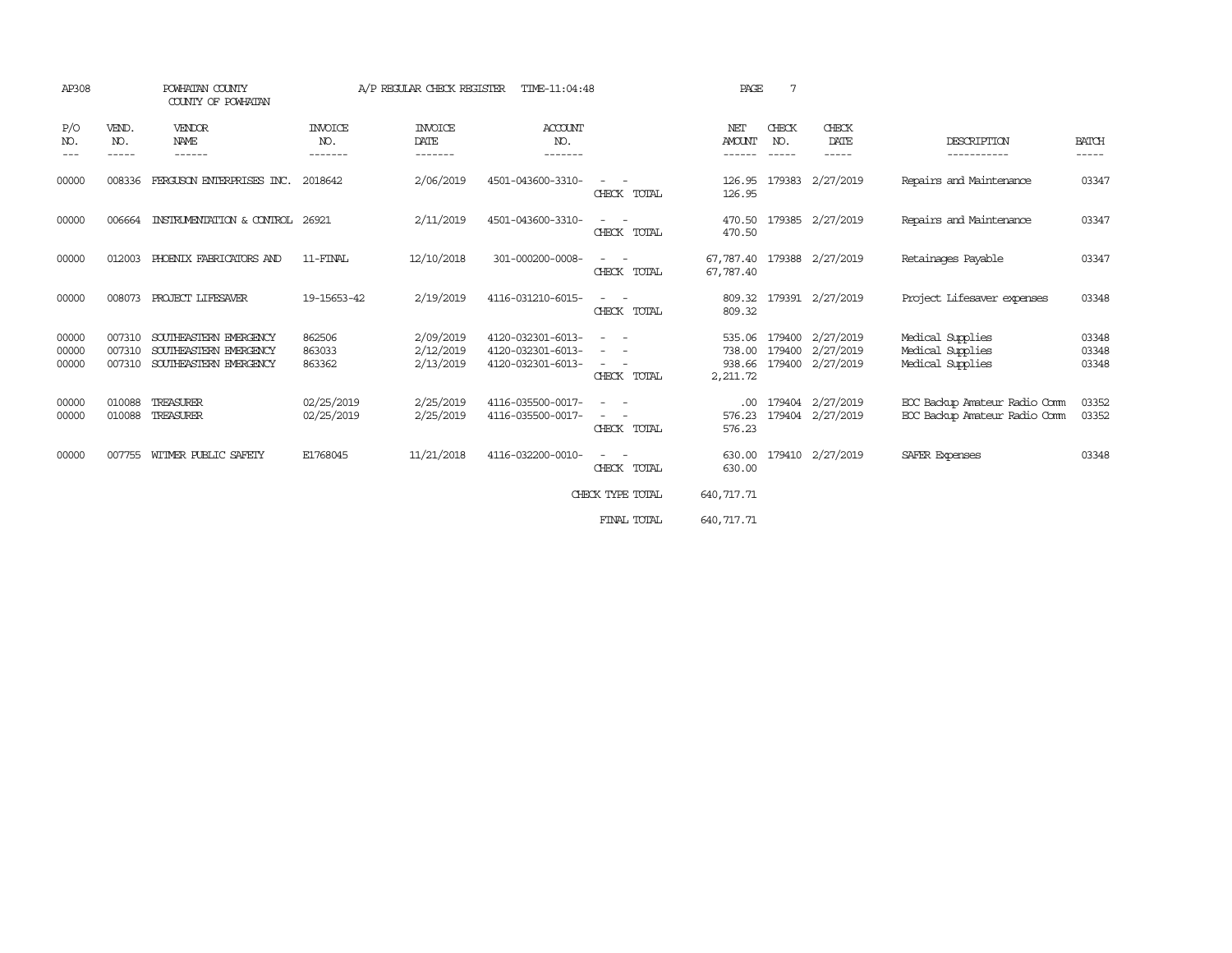AP308 POWHATAN COUNTY A/P REGULAR CHECK REGISTER TIME-11:04:48

COUNTY OF POWHATAN

| P/O NO. | VEND. NO. | VENDOR NAME | INVOICE NO. | INVOICE DATE | ACCOUNT NO. | | NET AMOUNT | CHECK NO. | CHECK DATE | DESCRIPTION | BATCH |
|---|---|---|---|---|---|---|---|---|---|---|---|
| 00000 | 008336 | FERGUSON ENTERPRISES INC. | 2018642 | 2/06/2019 | 4501-043600-3310- | - - | 126.95 | 179383 | 2/27/2019 | Repairs and Maintenance | 03347 |
| | | | | | | CHECK TOTAL | 126.95 | | | | |
| 00000 | 006664 | INSTRUMENTATION & CONTROL | 26921 | 2/11/2019 | 4501-043600-3310- | - - | 470.50 | 179385 | 2/27/2019 | Repairs and Maintenance | 03347 |
| | | | | | | CHECK TOTAL | 470.50 | | | | |
| 00000 | 012003 | PHOENIX FABRICATORS AND | 11-FINAL | 12/10/2018 | 301-000200-0008- | - - | 67,787.40 | 179388 | 2/27/2019 | Retainages Payable | 03347 |
| | | | | | | CHECK TOTAL | 67,787.40 | | | | |
| 00000 | 008073 | PROJECT LIFESAVER | 19-15653-42 | 2/19/2019 | 4116-031210-6015- | - - | 809.32 | 179391 | 2/27/2019 | Project Lifesaver expenses | 03348 |
| | | | | | | CHECK TOTAL | 809.32 | | | | |
| 00000 | 007310 | SOUTHEASTERN EMERGENCY | 862506 | 2/09/2019 | 4120-032301-6013- | - - | 535.06 | 179400 | 2/27/2019 | Medical Supplies | 03348 |
| 00000 | 007310 | SOUTHEASTERN EMERGENCY | 863033 | 2/12/2019 | 4120-032301-6013- | - - | 738.00 | 179400 | 2/27/2019 | Medical Supplies | 03348 |
| 00000 | 007310 | SOUTHEASTERN EMERGENCY | 863362 | 2/13/2019 | 4120-032301-6013- | - - | 938.66 | 179400 | 2/27/2019 | Medical Supplies | 03348 |
| | | | | | | CHECK TOTAL | 2,211.72 | | | | |
| 00000 | 010088 | TREASURER | 02/25/2019 | 2/25/2019 | 4116-035500-0017- | - - | .00 | 179404 | 2/27/2019 | EOC Backup Amateur Radio Comm | 03352 |
| 00000 | 010088 | TREASURER | 02/25/2019 | 2/25/2019 | 4116-035500-0017- | - - | 576.23 | 179404 | 2/27/2019 | EOC Backup Amateur Radio Comm | 03352 |
| | | | | | | CHECK TOTAL | 576.23 | | | | |
| 00000 | 007755 | WITMER PUBLIC SAFETY | E1768045 | 11/21/2018 | 4116-032200-0010- | - - | 630.00 | 179410 | 2/27/2019 | SAFER Expenses | 03348 |
| | | | | | | CHECK TOTAL | 630.00 | | | | |
| | | | | | | CHECK TYPE TOTAL | 640,717.71 | | | | |
| | | | | | | FINAL TOTAL | 640,717.71 | | | | |